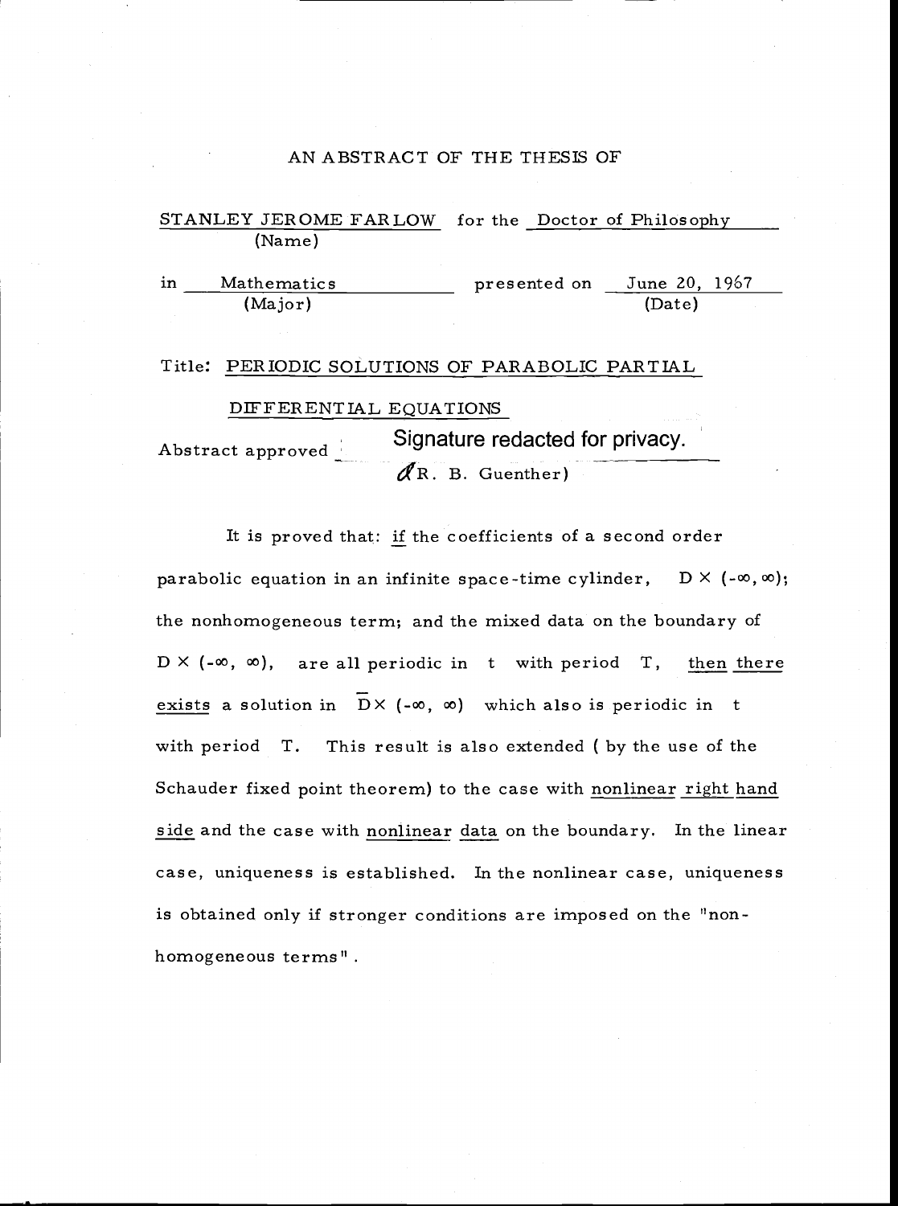# AN ABSTRACT OF THE THESIS OF

STANLEY JEROME FARLOW for the Doctor of Philosophy
(Name)

in Mathematics presented on June 20, 1967
(Major) (Date)

Title: PERIODIC SOLUTIONS OF PARABOLIC PARTIAL DIFFERENTIAL EQUATIONS

Abstract approved: Signature redacted for privacy.
(R. B. Guenther)

It is proved that: _if_ the coefficients of a second order parabolic equation in an infinite space-time cylinder, $D \times (-\infty, \infty)$; the nonhomogeneous term; and the mixed data on the boundary of $D \times (-\infty, \infty)$, are all periodic in $t$ with period $T$, _then there exists_ a solution in $\bar{D} \times (-\infty, \infty)$ which also is periodic in $t$ with period $T$. This result is also extended ( by the use of the Schauder fixed point theorem) to the case with _nonlinear right hand side_ and the case with _nonlinear data_ on the boundary. In the linear case, uniqueness is established. In the nonlinear case, uniqueness is obtained only if stronger conditions are imposed on the "nonhomogeneous terms".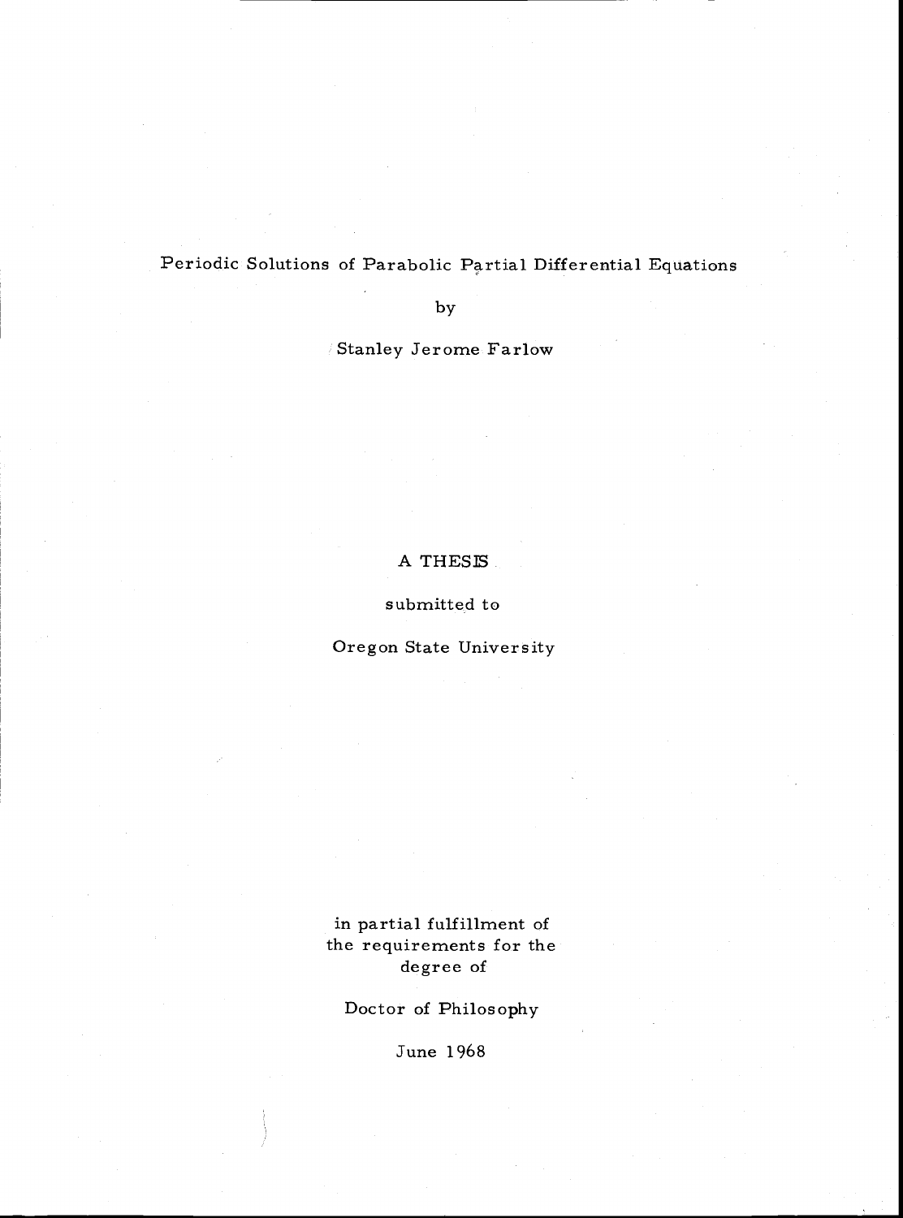Periodic Solutions of Parabolic Partial Differential Equations

by

Stanley Jerome Farlow

A THESIS

submitted to

Oregon State University

in partial fulfillment of
the requirements for the
degree of

Doctor of Philosophy

June 1968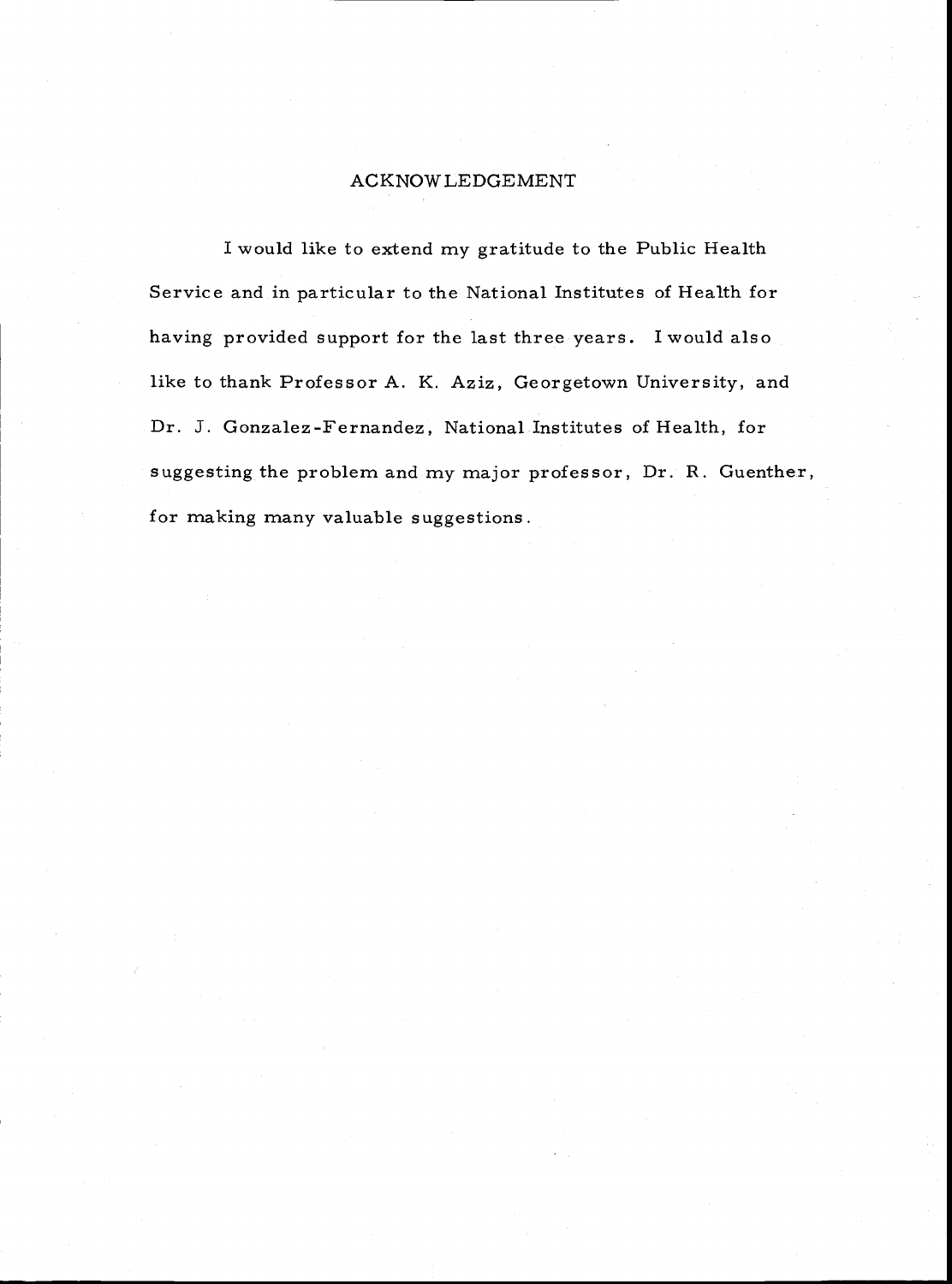## ACKNOWLEDGEMENT

I would like to extend my gratitude to the Public Health Service and in particular to the National Institutes of Health for having provided support for the last three years. I would also like to thank Professor A. K. Aziz, Georgetown University, and Dr. J. Gonzalez-Fernandez, National Institutes of Health, for suggesting the problem and my major professor, Dr. R. Guenther, for making many valuable suggestions.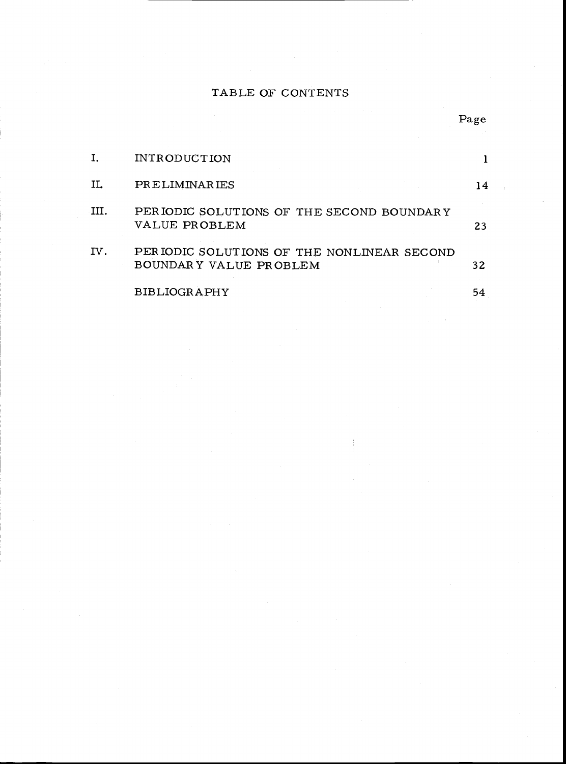# TABLE OF CONTENTS

| | | Page |
|---|---|---|
| I. | INTRODUCTION | 1 |
| II. | PRELIMINARIES | 14 |
| III. | PERIODIC SOLUTIONS OF THE SECOND BOUNDARY VALUE PROBLEM | 23 |
| IV. | PERIODIC SOLUTIONS OF THE NONLINEAR SECOND BOUNDARY VALUE PROBLEM | 32 |
| | BIBLIOGRAPHY | 54 |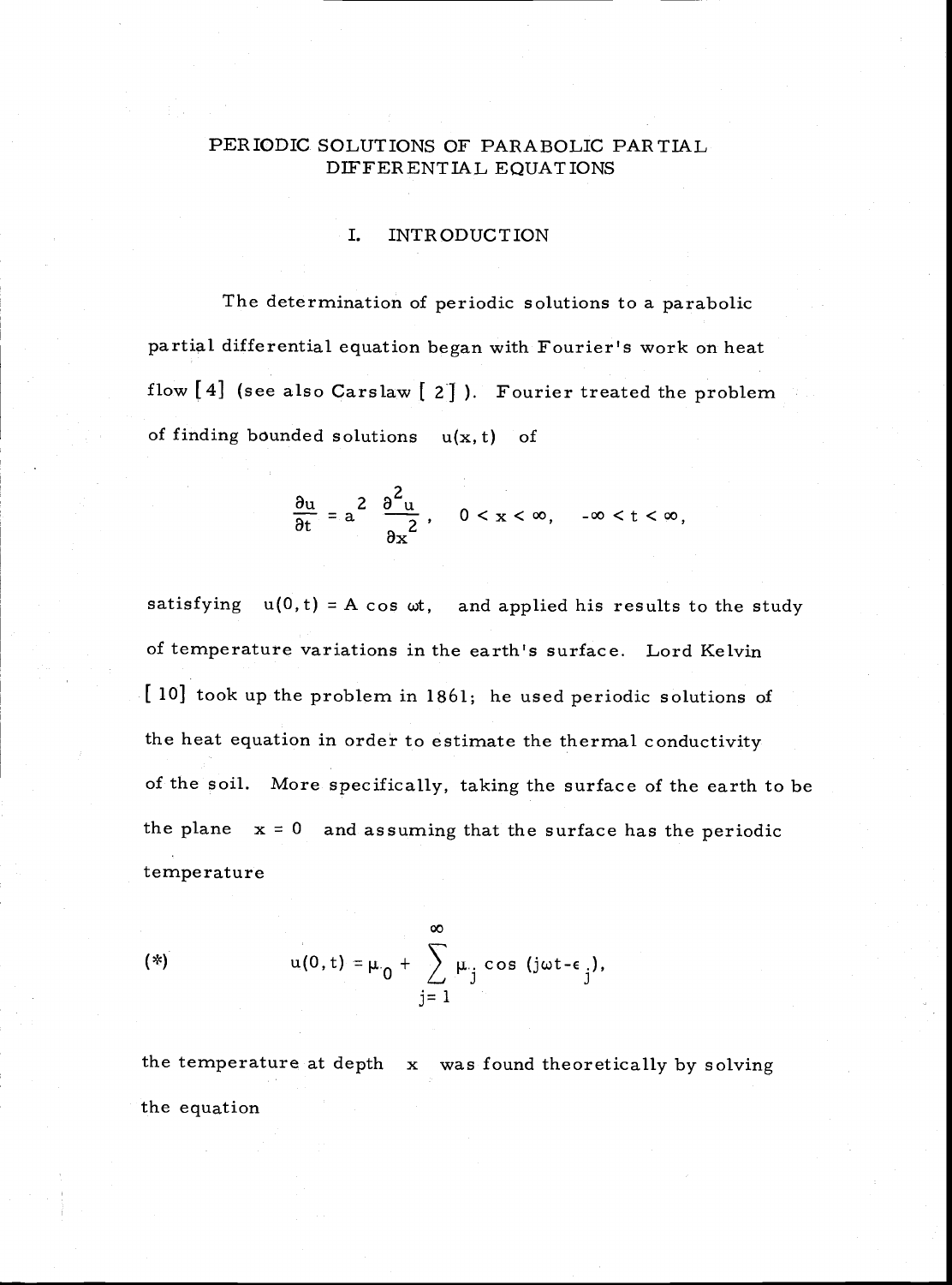# PERIODIC SOLUTIONS OF PARABOLIC PARTIAL DIFFERENTIAL EQUATIONS

## I. INTRODUCTION

The determination of periodic solutions to a parabolic partial differential equation began with Fourier's work on heat flow [4] (see also Carslaw [2]). Fourier treated the problem of finding bounded solutions $u(x,t)$ of

$$\frac{\partial u}{\partial t} = a^2 \frac{\partial^2 u}{\partial x^2}, \quad 0 < x < \infty, \quad -\infty < t < \infty,$$

satisfying $u(0,t) = A \cos \omega t$, and applied his results to the study of temperature variations in the earth's surface. Lord Kelvin [10] took up the problem in 1861; he used periodic solutions of the heat equation in order to estimate the thermal conductivity of the soil. More specifically, taking the surface of the earth to be the plane $x = 0$ and assuming that the surface has the periodic temperature

$$(*) \qquad u(0,t) = \mu_0 + \sum_{j=1}^{\infty} \mu_j \cos (j\omega t - \epsilon_j),$$

the temperature at depth $x$ was found theoretically by solving the equation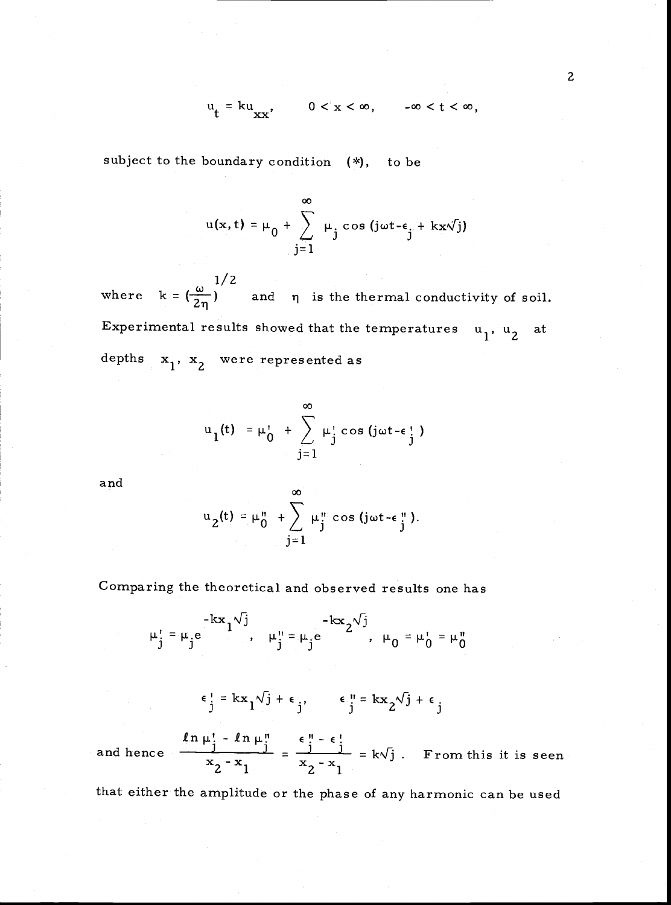$$u_t = ku_{xx}, \qquad 0 < x < \infty, \qquad -\infty < t < \infty,$$

subject to the boundary condition $(*)$, to be

$$u(x,t) = \mu_0 + \sum_{j=1}^{\infty} \mu_j \cos(j\omega t - \epsilon_j + kx\sqrt{j})$$

where $k = (\frac{\omega}{2\eta})^{1/2}$ and $\eta$ is the thermal conductivity of soil. Experimental results showed that the temperatures $u_1$, $u_2$ at depths $x_1$, $x_2$ were represented as

$$u_1(t) = \mu_0' + \sum_{j=1}^{\infty} \mu_j' \cos(j\omega t - \epsilon_j')$$

and

$$u_2(t) = \mu_0'' + \sum_{j=1}^{\infty} \mu_j'' \cos(j\omega t - \epsilon_j'').$$

Comparing the theoretical and observed results one has

$$\mu_j' = \mu_j e^{-kx_1\sqrt{j}}, \quad \mu_j'' = \mu_j e^{-kx_2\sqrt{j}}, \quad \mu_0 = \mu_0' = \mu_0''$$

$$\epsilon_j' = kx_1\sqrt{j} + \epsilon_j, \qquad \epsilon_j'' = kx_2\sqrt{j} + \epsilon_j$$

and hence $\dfrac{\ln \mu_j' - \ln \mu_j''}{x_2 - x_1} = \dfrac{\epsilon_j'' - \epsilon_j'}{x_2 - x_1} = k\sqrt{j}$. From this it is seen that either the amplitude or the phase of any harmonic can be used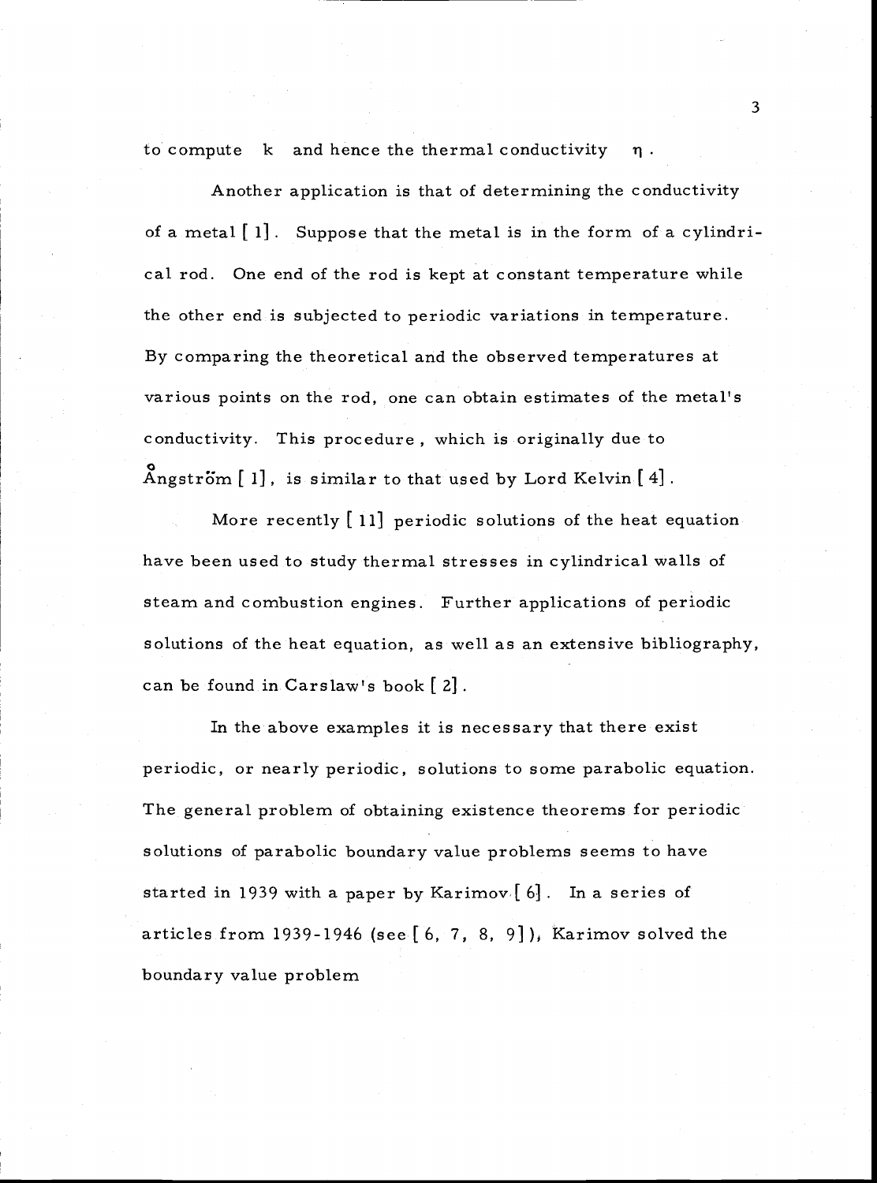to compute $k$ and hence the thermal conductivity $\eta$.

Another application is that of determining the conductivity of a metal [1]. Suppose that the metal is in the form of a cylindrical rod. One end of the rod is kept at constant temperature while the other end is subjected to periodic variations in temperature. By comparing the theoretical and the observed temperatures at various points on the rod, one can obtain estimates of the metal's conductivity. This procedure, which is originally due to Ångström [1], is similar to that used by Lord Kelvin [4].

More recently [11] periodic solutions of the heat equation have been used to study thermal stresses in cylindrical walls of steam and combustion engines. Further applications of periodic solutions of the heat equation, as well as an extensive bibliography, can be found in Carslaw's book [2].

In the above examples it is necessary that there exist periodic, or nearly periodic, solutions to some parabolic equation. The general problem of obtaining existence theorems for periodic solutions of parabolic boundary value problems seems to have started in 1939 with a paper by Karimov [6]. In a series of articles from 1939-1946 (see [6, 7, 8, 9]), Karimov solved the boundary value problem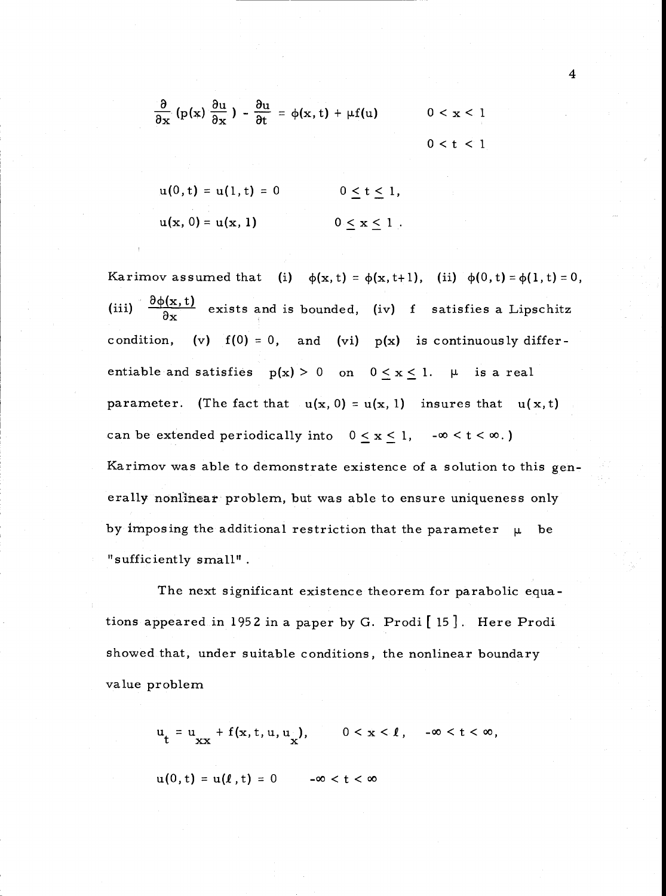$$\frac{\partial}{\partial x}\left(p(x)\frac{\partial u}{\partial x}\right) - \frac{\partial u}{\partial t} = \phi(x,t) + \mu f(u) \qquad \begin{array}{l} 0 < x < 1 \\ 0 < t < 1 \end{array}$$

$$u(0,t) = u(1,t) = 0 \qquad 0 \le t \le 1,$$

$$u(x,0) = u(x,1) \qquad 0 \le x \le 1 .$$

Karimov assumed that (i) $\phi(x,t) = \phi(x,t+1)$, (ii) $\phi(0,t) = \phi(1,t) = 0$, (iii) $\frac{\partial \phi(x,t)}{\partial x}$ exists and is bounded, (iv) $f$ satisfies a Lipschitz condition, (v) $f(0) = 0$, and (vi) $p(x)$ is continuously differentiable and satisfies $p(x) > 0$ on $0 \le x \le 1$. $\mu$ is a real parameter. (The fact that $u(x,0) = u(x,1)$ insures that $u(x,t)$ can be extended periodically into $0 \le x \le 1$, $-\infty < t < \infty$.) Karimov was able to demonstrate existence of a solution to this generally nonlinear problem, but was able to ensure uniqueness only by imposing the additional restriction that the parameter $\mu$ be "sufficiently small".

The next significant existence theorem for parabolic equations appeared in 1952 in a paper by G. Prodi [ 15 ]. Here Prodi showed that, under suitable conditions, the nonlinear boundary value problem

$$u_t = u_{xx} + f(x,t,u,u_x), \qquad 0 < x < \ell, \quad -\infty < t < \infty,$$

$$u(0,t) = u(\ell,t) = 0 \qquad -\infty < t < \infty$$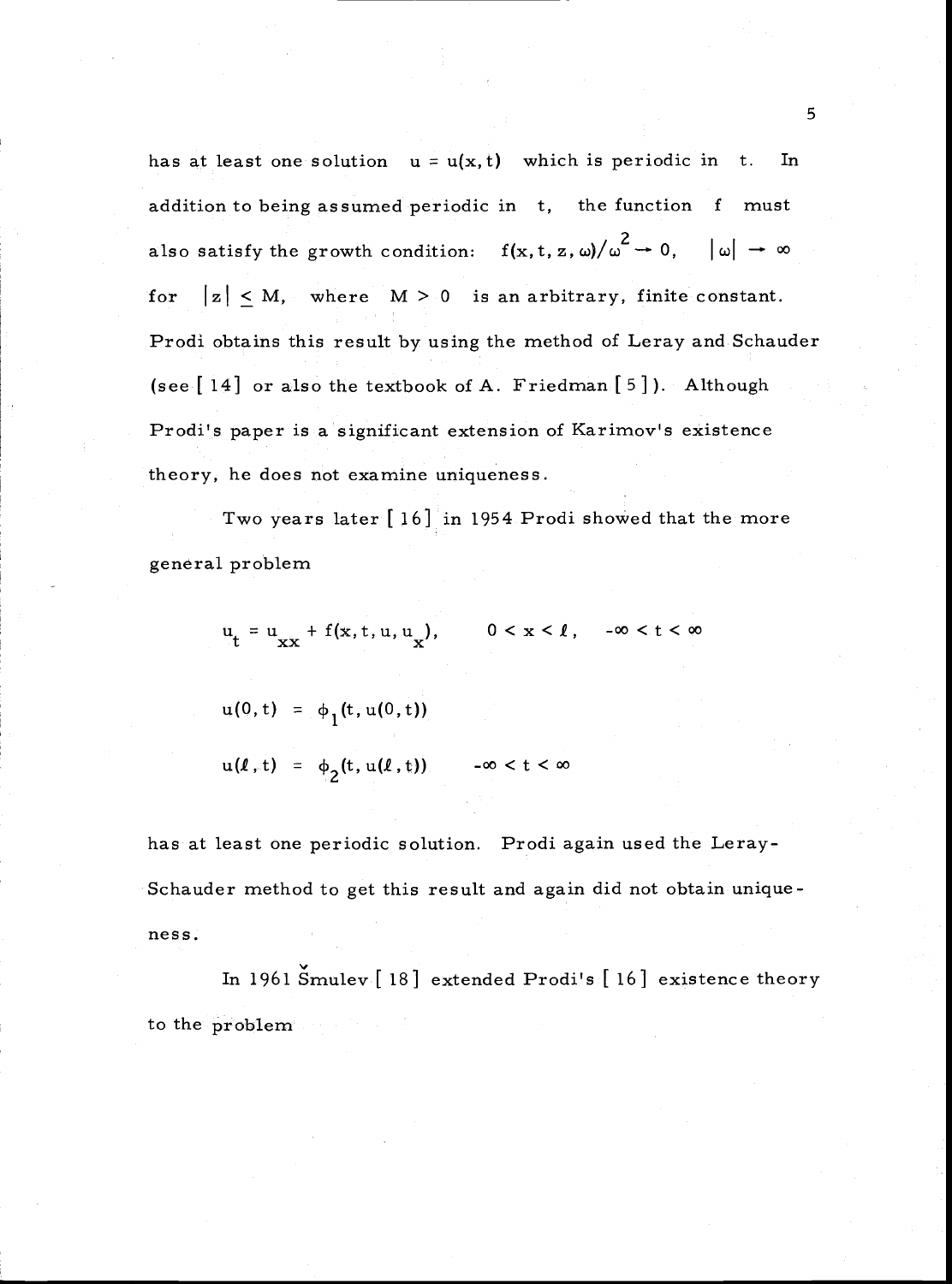has at least one solution $u = u(x,t)$ which is periodic in $t$. In addition to being assumed periodic in $t$, the function $f$ must also satisfy the growth condition: $f(x,t,z,\omega)/\omega^2 \to 0$, $|\omega| \to \infty$ for $|z| \leq M$, where $M > 0$ is an arbitrary, finite constant. Prodi obtains this result by using the method of Leray and Schauder (see [14] or also the textbook of A. Friedman [5]). Although Prodi's paper is a significant extension of Karimov's existence theory, he does not examine uniqueness.

Two years later [16] in 1954 Prodi showed that the more general problem

$$u_t = u_{xx} + f(x,t,u,u_x), \qquad 0 < x < \ell, \quad -\infty < t < \infty$$

$$u(0,t) = \phi_1(t, u(0,t))$$

$$u(\ell,t) = \phi_2(t, u(\ell,t)) \qquad -\infty < t < \infty$$

has at least one periodic solution. Prodi again used the Leray-Schauder method to get this result and again did not obtain uniqueness.

In 1961 Šmulev [18] extended Prodi's [16] existence theory to the problem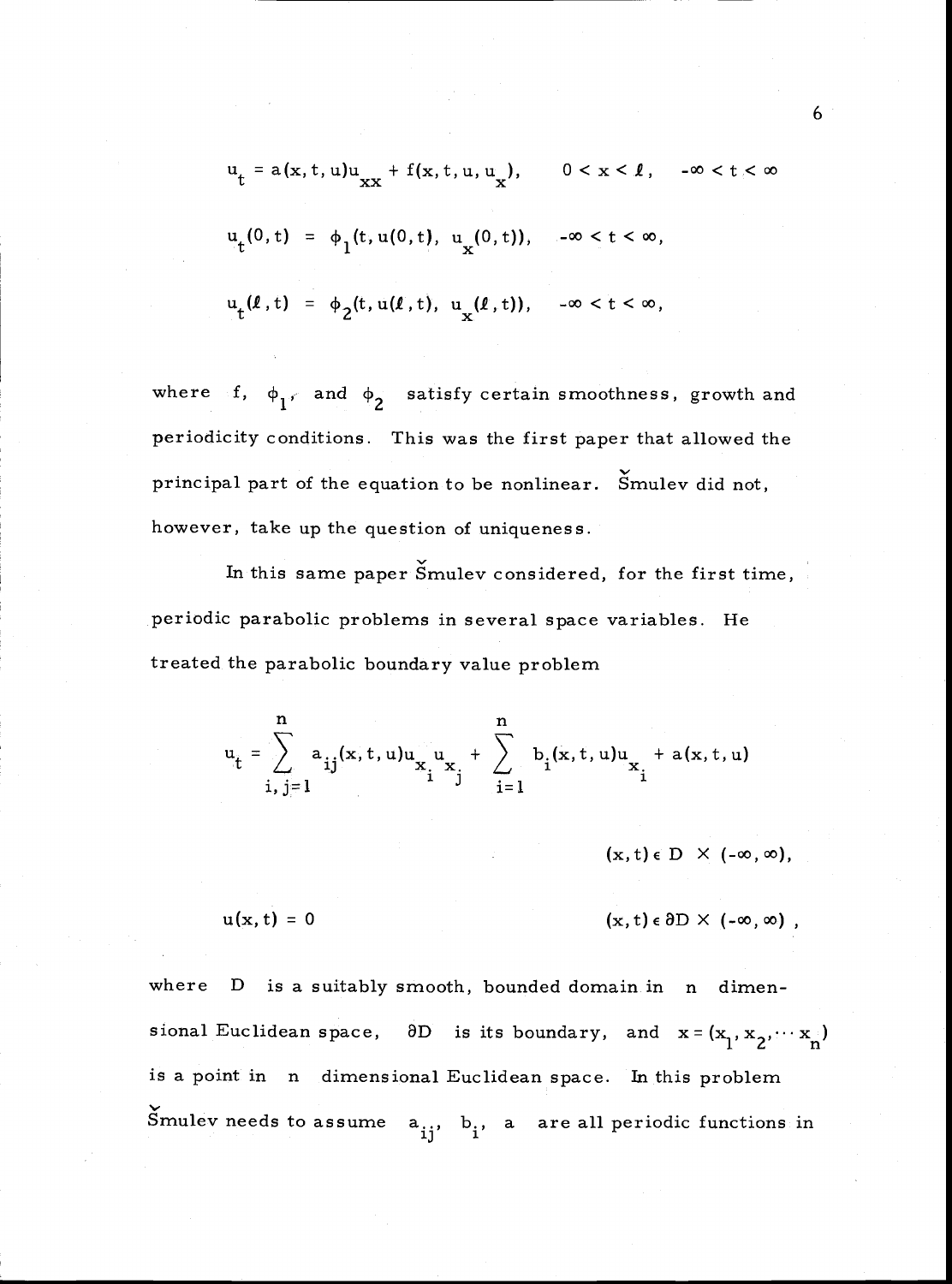$$u_t = a(x,t,u)u_{xx} + f(x,t,u,u_x), \qquad 0 < x < \ell, \quad -\infty < t < \infty$$

$$u_t(0,t) = \phi_1(t, u(0,t), u_x(0,t)), \quad -\infty < t < \infty,$$

$$u_t(\ell,t) = \phi_2(t, u(\ell,t), u_x(\ell,t)), \quad -\infty < t < \infty,$$

where $f$, $\phi_1$, and $\phi_2$ satisfy certain smoothness, growth and periodicity conditions. This was the first paper that allowed the principal part of the equation to be nonlinear. Šmulev did not, however, take up the question of uniqueness.

In this same paper Šmulev considered, for the first time, periodic parabolic problems in several space variables. He treated the parabolic boundary value problem

$$u_t = \sum_{i,j=1}^{n} a_{ij}(x,t,u)u_{x_i}u_{x_j} + \sum_{i=1}^{n} b_i(x,t,u)u_{x_i} + a(x,t,u)$$

$$(x,t) \in D \times (-\infty, \infty),$$

$$u(x,t) = 0 \qquad (x,t) \in \partial D \times (-\infty, \infty),$$

where $D$ is a suitably smooth, bounded domain in $n$ dimensional Euclidean space, $\partial D$ is its boundary, and $x = (x_1, x_2, \cdots x_n)$ is a point in $n$ dimensional Euclidean space. In this problem Šmulev needs to assume $a_{ij}$, $b_i$, $a$ are all periodic functions in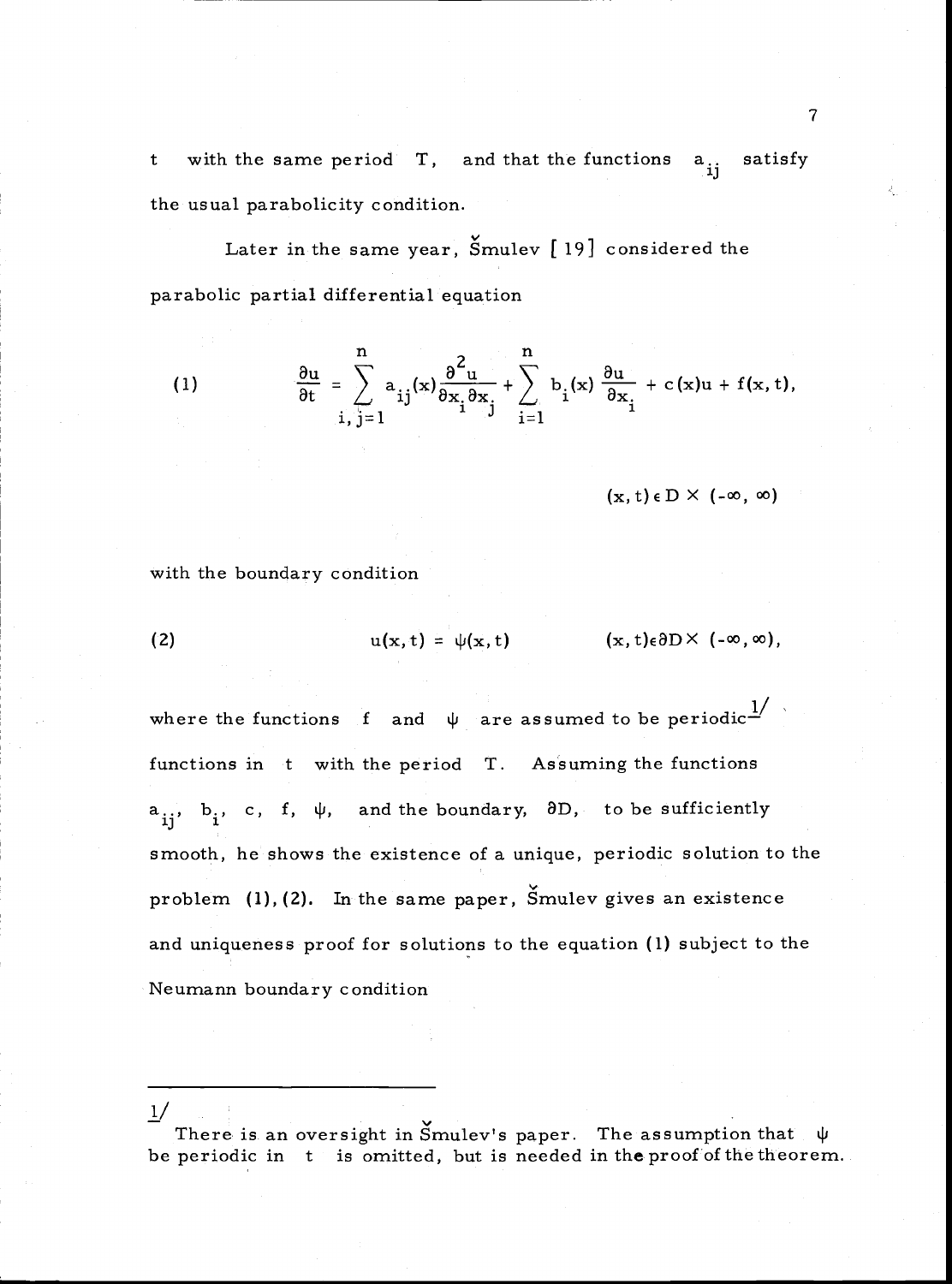$t$ with the same period $T$, and that the functions $a_{ij}$ satisfy the usual parabolicity condition.

Later in the same year, Šmulev [ 19] considered the parabolic partial differential equation

$$(1) \qquad \frac{\partial u}{\partial t} = \sum_{i,j=1}^{n} a_{ij}(x) \frac{\partial^2 u}{\partial x_i \partial x_j} + \sum_{i=1}^{n} b_i(x) \frac{\partial u}{\partial x_i} + c(x)u + f(x,t),$$

$$(x,t) \in D \times (-\infty, \infty)$$

with the boundary condition

$$(2) \qquad u(x,t) = \psi(x,t) \qquad (x,t) \in \partial D \times (-\infty, \infty),$$

where the functions $f$ and $\psi$ are assumed to be periodic[1/] functions in $t$ with the period $T$. Assuming the functions $a_{ij}$, $b_i$, $c$, $f$, $\psi$, and the boundary, $\partial D$, to be sufficiently smooth, he shows the existence of a unique, periodic solution to the problem (1), (2). In the same paper, Šmulev gives an existence and uniqueness proof for solutions to the equation (1) subject to the Neumann boundary condition

---

1/ There is an oversight in Šmulev's paper. The assumption that $\psi$ be periodic in $t$ is omitted, but is needed in the proof of the theorem.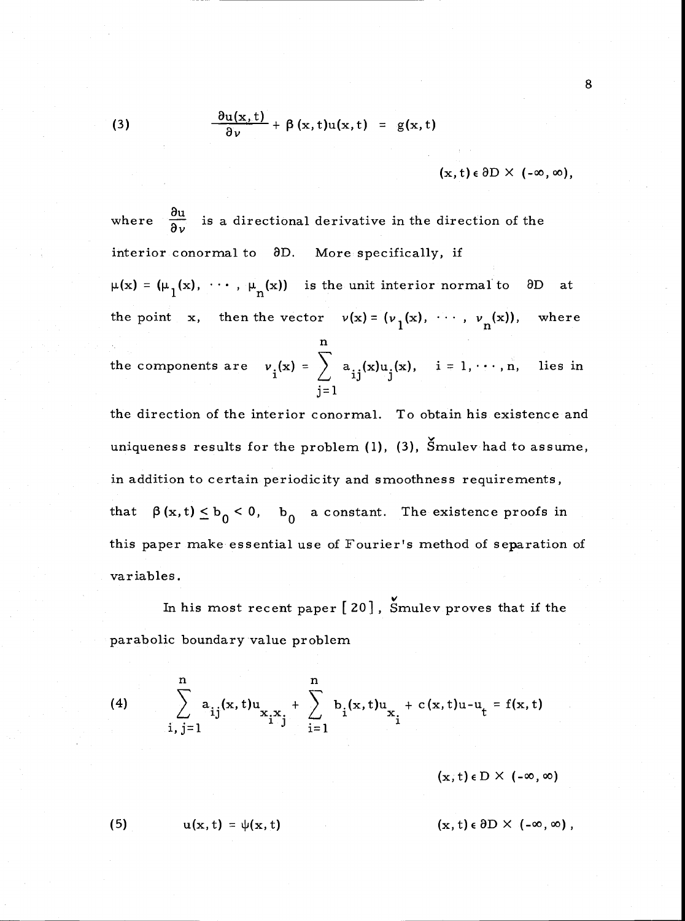$$\frac{\partial u(x,t)}{\partial \nu} + \beta(x,t)u(x,t) = g(x,t) \qquad (x,t) \in \partial D \times (-\infty, \infty), \tag{3}$$

where $\frac{\partial u}{\partial \nu}$ is a directional derivative in the direction of the interior conormal to $\partial D$. More specifically, if $\mu(x) = (\mu_1(x), \cdots, \mu_n(x))$ is the unit interior normal to $\partial D$ at the point $x$, then the vector $\nu(x) = (\nu_1(x), \cdots, \nu_n(x))$, where the components are $\nu_i(x) = \sum_{j=1}^{n} a_{ij}(x)\mu_j(x)$, $i = 1, \cdots, n$, lies in the direction of the interior conormal. To obtain his existence and uniqueness results for the problem (1), (3), Šmulev had to assume, in addition to certain periodicity and smoothness requirements, that $\beta(x,t) \le b_0 < 0$, $b_0$ a constant. The existence proofs in this paper make essential use of Fourier's method of separation of variables.

In his most recent paper [20], Šmulev proves that if the parabolic boundary value problem

$$\sum_{i,j=1}^{n} a_{ij}(x,t)u_{x_i x_j} + \sum_{i=1}^{n} b_i(x,t)u_{x_i} + c(x,t)u - u_t = f(x,t) \qquad (x,t) \in D \times (-\infty, \infty) \tag{4}$$

$$u(x,t) = \psi(x,t) \qquad (x,t) \in \partial D \times (-\infty, \infty), \tag{5}$$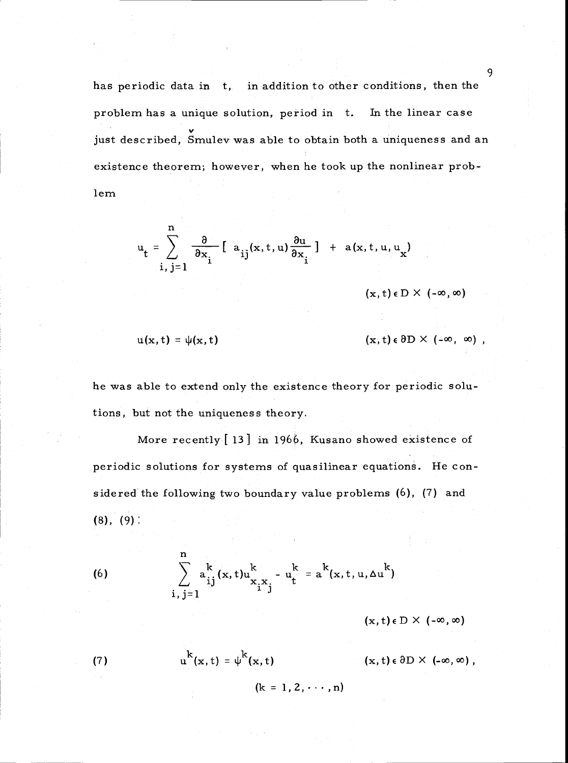has periodic data in t, in addition to other conditions, then the problem has a unique solution, period in t. In the linear case just described, Šmulev was able to obtain both a uniqueness and an existence theorem; however, when he took up the nonlinear problem

$$u_t = \sum_{i,j=1}^{n} \frac{\partial}{\partial x_i}\left[ a_{ij}(x,t,u)\frac{\partial u}{\partial x_i} \right] + a(x,t,u,u_x)$$

$$(x,t) \in D \times (-\infty, \infty)$$

$$u(x,t) = \psi(x,t) \qquad (x,t) \in \partial D \times (-\infty, \infty),$$

he was able to extend only the existence theory for periodic solutions, but not the uniqueness theory.

More recently [13] in 1966, Kusano showed existence of periodic solutions for systems of quasilinear equations. He considered the following two boundary value problems (6), (7) and (8), (9):

$$\text{(6)} \qquad \sum_{i,j=1}^{n} a_{ij}^{k}(x,t)u_{x_i x_j}^{k} - u_t^k = a^k(x,t,u,\Delta u^k)$$

$$(x,t) \in D \times (-\infty, \infty)$$

$$\text{(7)} \qquad u^k(x,t) = \psi^k(x,t) \qquad (x,t) \in \partial D \times (-\infty, \infty),$$

$$(k = 1, 2, \cdots, n)$$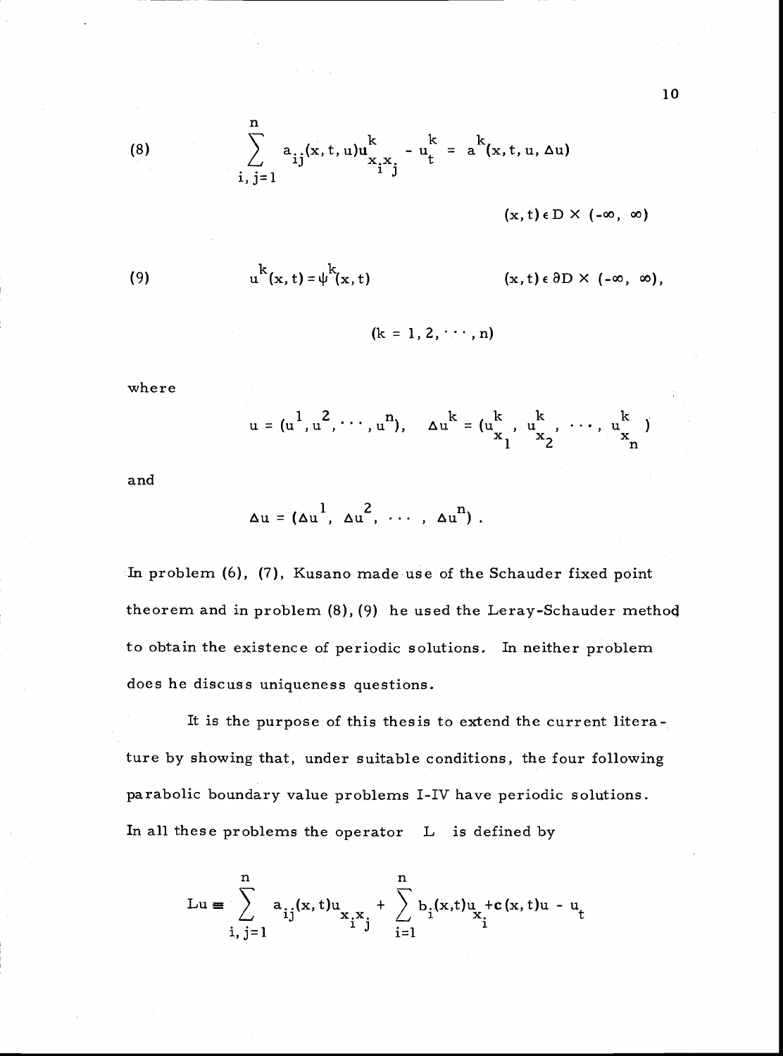$$\text{(8)} \qquad \sum_{i,j=1}^{n} a_{ij}(x,t,u)u^k_{x_i x_j} - u^k_t = a^k(x,t,u,\Delta u)$$

$$(x,t) \in D \times (-\infty, \infty)$$

$$\text{(9)} \qquad u^k(x,t) = \psi^k(x,t) \qquad (x,t) \in \partial D \times (-\infty, \infty),$$

$$(k = 1, 2, \cdots, n)$$

where

$$u = (u^1, u^2, \cdots, u^n), \quad \Delta u^k = (u^k_{x_1}, u^k_{x_2}, \cdots, u^k_{x_n})$$

and

$$\Delta u = (\Delta u^1, \Delta u^2, \cdots, \Delta u^n) .$$

In problem (6), (7), Kusano made use of the Schauder fixed point theorem and in problem (8), (9) he used the Leray-Schauder method to obtain the existence of periodic solutions. In neither problem does he discuss uniqueness questions.

It is the purpose of this thesis to extend the current literature by showing that, under suitable conditions, the four following parabolic boundary value problems I-IV have periodic solutions. In all these problems the operator $L$ is defined by

$$Lu \equiv \sum_{i,j=1}^{n} a_{ij}(x,t)u_{x_i x_j} + \sum_{i=1}^{n} b_i(x,t)u_{x_i} + c(x,t)u - u_t$$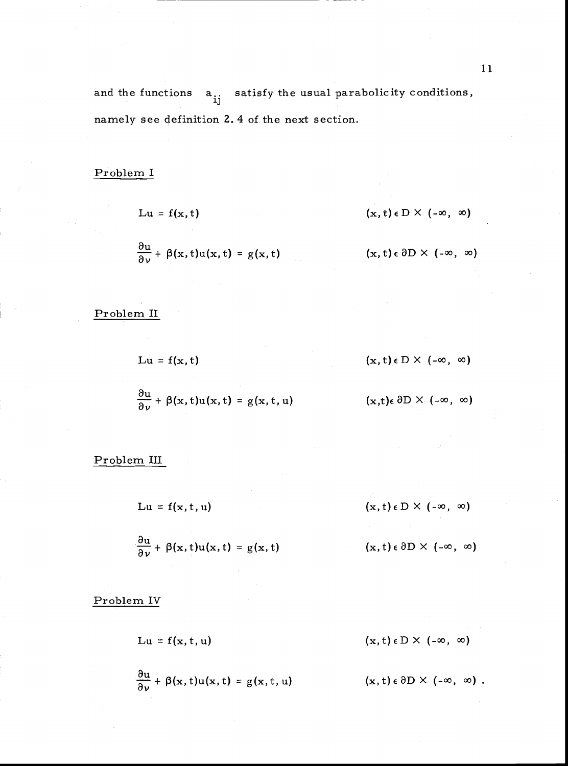and the functions $a_{ij}$ satisfy the usual parabolicity conditions, namely see definition 2.4 of the next section.

Problem I

$$Lu = f(x,t) \qquad (x,t) \in D \times (-\infty, \infty)$$

$$\frac{\partial u}{\partial \nu} + \beta(x,t)u(x,t) = g(x,t) \qquad (x,t) \in \partial D \times (-\infty, \infty)$$

Problem II

$$Lu = f(x,t) \qquad (x,t) \in D \times (-\infty, \infty)$$

$$\frac{\partial u}{\partial \nu} + \beta(x,t)u(x,t) = g(x,t,u) \qquad (x,t) \in \partial D \times (-\infty, \infty)$$

Problem III

$$Lu = f(x,t,u) \qquad (x,t) \in D \times (-\infty, \infty)$$

$$\frac{\partial u}{\partial \nu} + \beta(x,t)u(x,t) = g(x,t) \qquad (x,t) \in \partial D \times (-\infty, \infty)$$

Problem IV

$$Lu = f(x,t,u) \qquad (x,t) \in D \times (-\infty, \infty)$$

$$\frac{\partial u}{\partial \nu} + \beta(x,t)u(x,t) = g(x,t,u) \qquad (x,t) \in \partial D \times (-\infty, \infty) .$$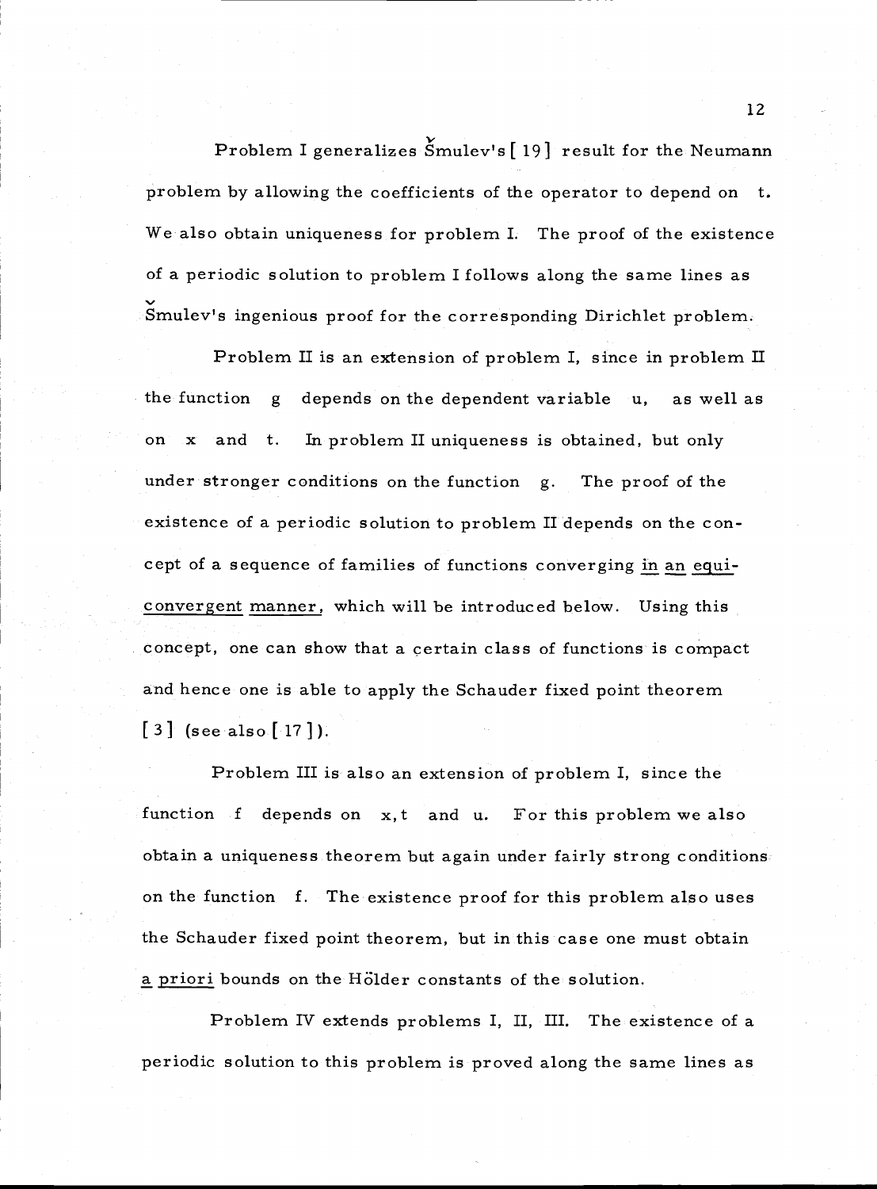Problem I generalizes Šmulev's [19] result for the Neumann problem by allowing the coefficients of the operator to depend on $t$. We also obtain uniqueness for problem I. The proof of the existence of a periodic solution to problem I follows along the same lines as Šmulev's ingenious proof for the corresponding Dirichlet problem.

Problem II is an extension of problem I, since in problem II the function $g$ depends on the dependent variable $u$, as well as on $x$ and $t$. In problem II uniqueness is obtained, but only under stronger conditions on the function $g$. The proof of the existence of a periodic solution to problem II depends on the concept of a sequence of families of functions converging *in an equi-convergent manner*, which will be introduced below. Using this concept, one can show that a certain class of functions is compact and hence one is able to apply the Schauder fixed point theorem [3] (see also [17]).

Problem III is also an extension of problem I, since the function $f$ depends on $x, t$ and $u$. For this problem we also obtain a uniqueness theorem but again under fairly strong conditions on the function $f$. The existence proof for this problem also uses the Schauder fixed point theorem, but in this case one must obtain *a priori* bounds on the Hölder constants of the solution.

Problem IV extends problems I, II, III. The existence of a periodic solution to this problem is proved along the same lines as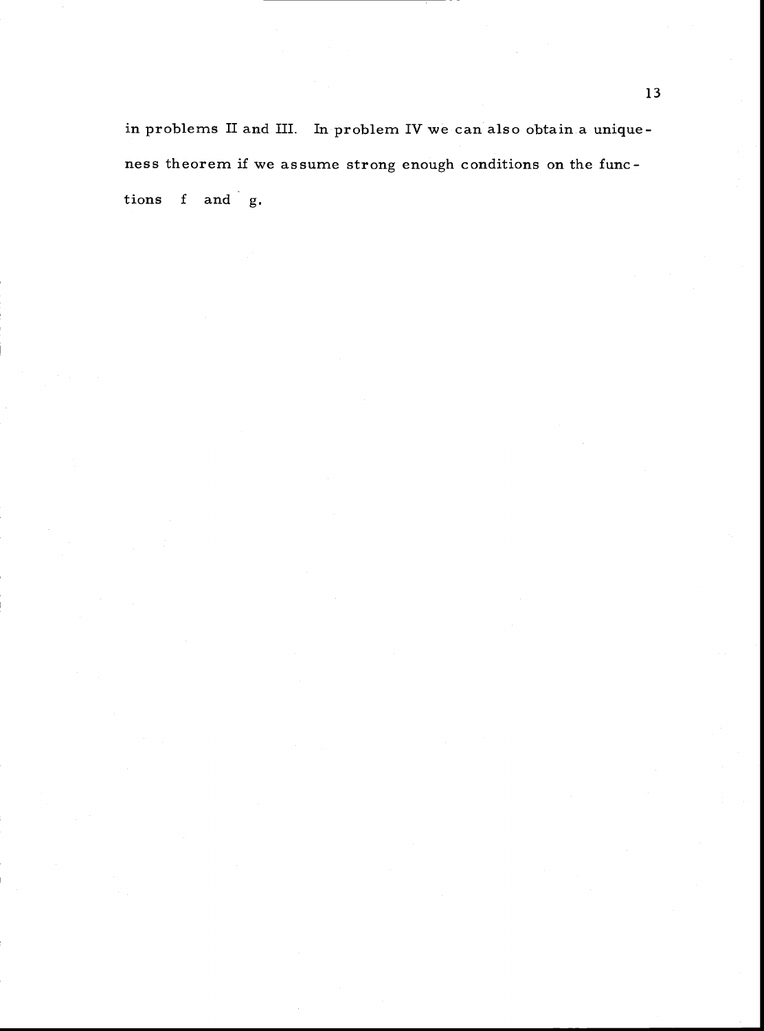in problems II and III. In problem IV we can also obtain a uniqueness theorem if we assume strong enough conditions on the functions $f$ and $g$.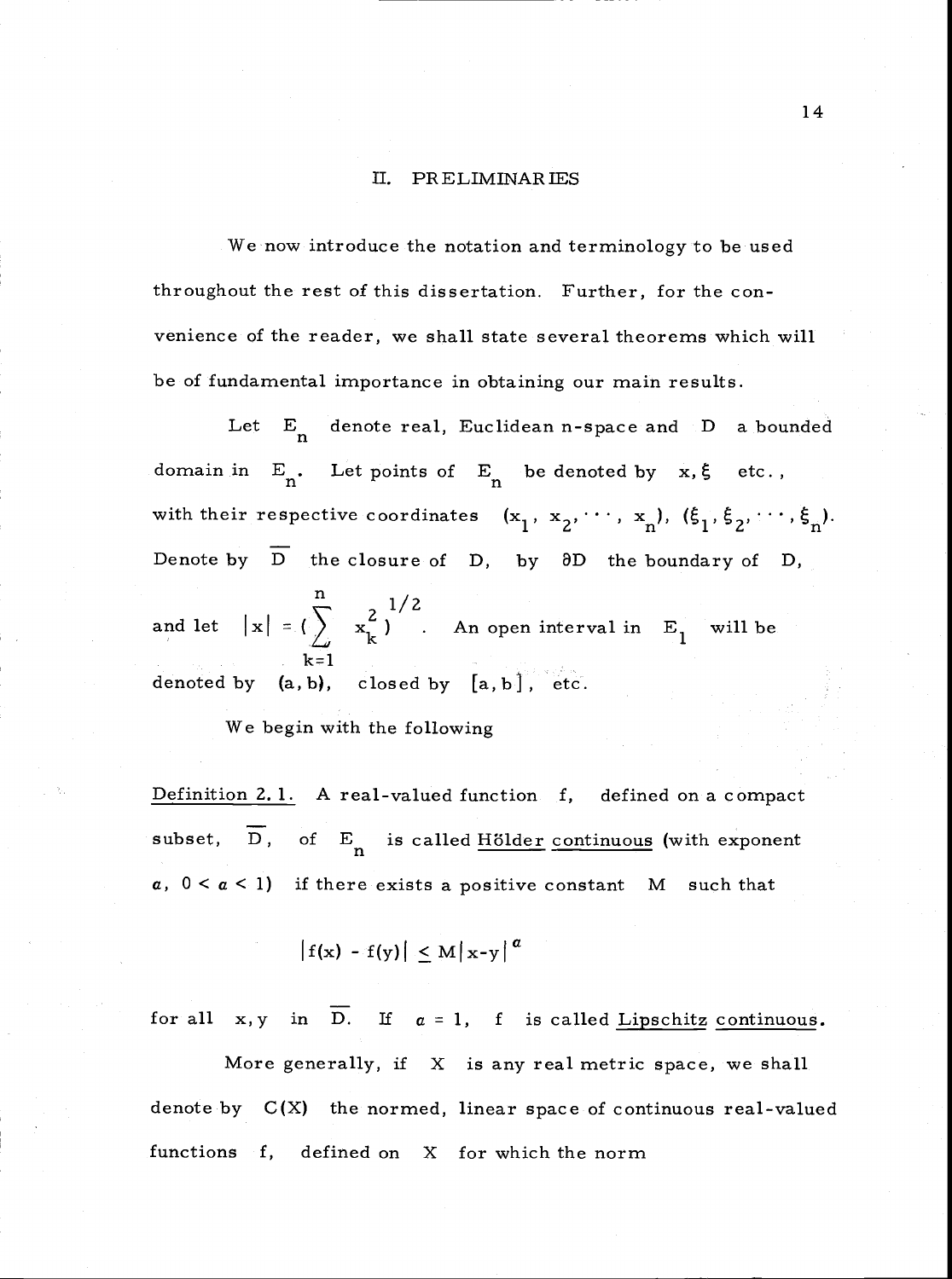## II. PRELIMINARIES

We now introduce the notation and terminology to be used throughout the rest of this dissertation. Further, for the convenience of the reader, we shall state several theorems which will be of fundamental importance in obtaining our main results.

Let $E_n$ denote real, Euclidean n-space and $D$ a bounded domain in $E_n$. Let points of $E_n$ be denoted by $x, \xi$ etc., with their respective coordinates $(x_1, x_2, \cdots, x_n)$, $(\xi_1, \xi_2, \cdots, \xi_n)$. Denote by $\overline{D}$ the closure of $D$, by $\partial D$ the boundary of $D$, and let $|x| = (\sum_{k=1}^{n} x_k^2)^{1/2}$. An open interval in $E_1$ will be denoted by $(a, b)$, closed by $[a, b]$, etc.

We begin with the following

Definition 2.1. A real-valued function $f$, defined on a compact subset, $\overline{D}$, of $E_n$ is called Hölder continuous (with exponent $\alpha$, $0 < \alpha < 1$) if there exists a positive constant $M$ such that

$$|f(x) - f(y)| \leq M|x-y|^{\alpha}$$

for all $x, y$ in $\overline{D}$. If $\alpha = 1$, $f$ is called Lipschitz continuous.

More generally, if $X$ is any real metric space, we shall denote by $C(X)$ the normed, linear space of continuous real-valued functions $f$, defined on $X$ for which the norm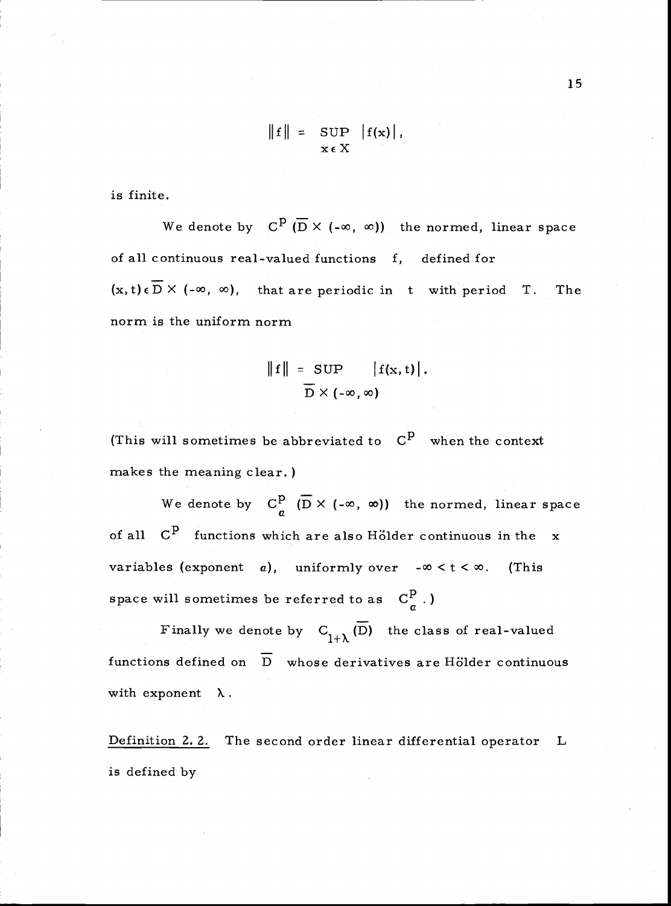$$\|f\| = \sup_{x \in X} |f(x)|,$$

is finite.

We denote by $C^p(\overline{D} \times (-\infty, \infty))$ the normed, linear space of all continuous real-valued functions $f$, defined for $(x, t) \in \overline{D} \times (-\infty, \infty)$, that are periodic in $t$ with period $T$. The norm is the uniform norm

$$\|f\| = \sup_{\overline{D} \times (-\infty, \infty)} |f(x, t)|.$$

(This will sometimes be abbreviated to $C^p$ when the context makes the meaning clear.)

We denote by $C^p_\alpha(\overline{D} \times (-\infty, \infty))$ the normed, linear space of all $C^p$ functions which are also Hölder continuous in the $x$ variables (exponent $\alpha$), uniformly over $-\infty < t < \infty$. (This space will sometimes be referred to as $C^p_\alpha$.)

Finally we denote by $C_{1+\lambda}(\overline{D})$ the class of real-valued functions defined on $\overline{D}$ whose derivatives are Hölder continuous with exponent $\lambda$.

Definition 2.2. The second order linear differential operator $L$ is defined by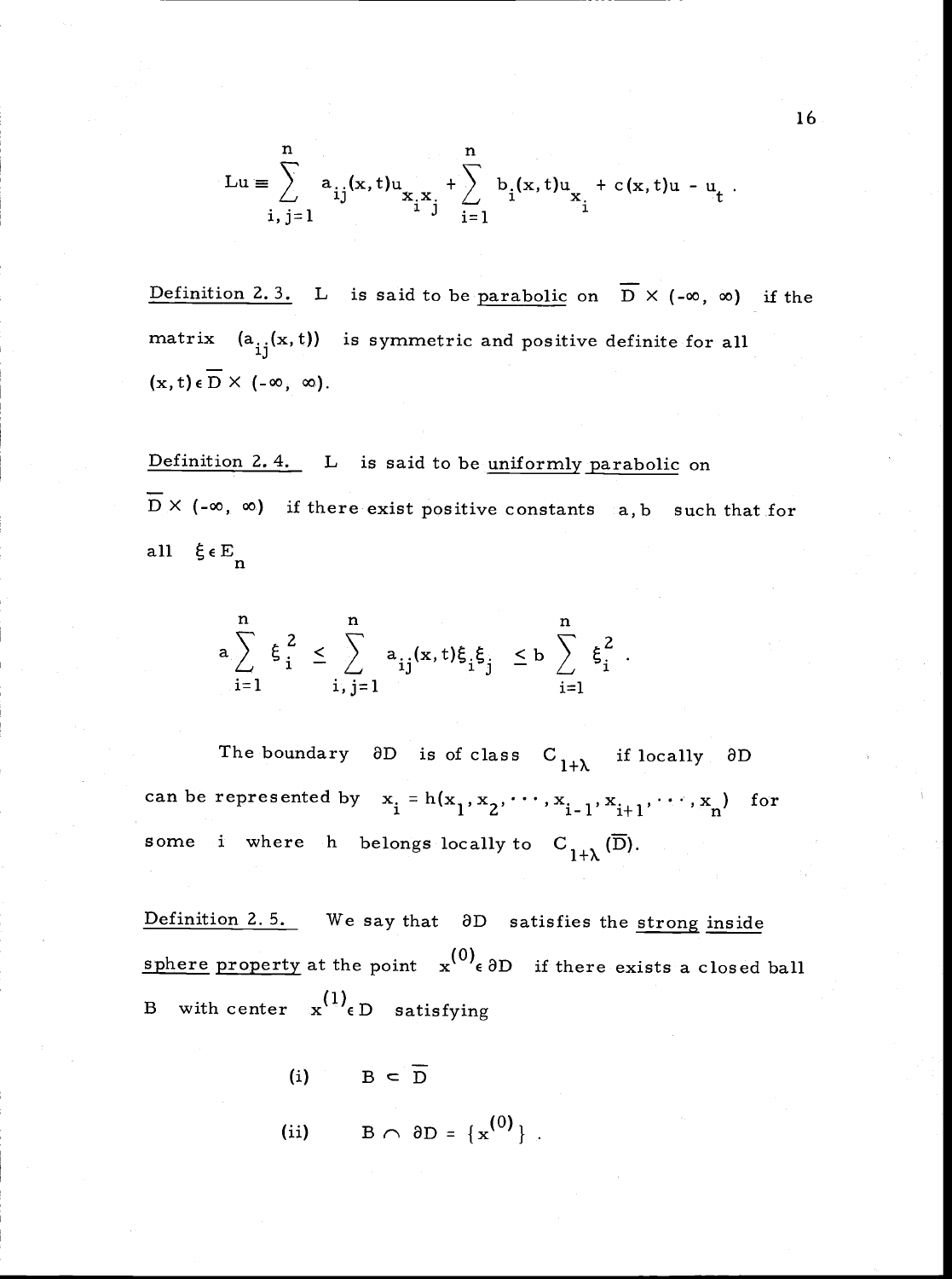$$Lu \equiv \sum_{i,j=1}^{n} a_{ij}(x,t)u_{x_i x_j} + \sum_{i=1}^{n} b_i(x,t)u_{x_i} + c(x,t)u - u_t .$$

Definition 2.3. $L$ is said to be parabolic on $\overline{D} \times (-\infty, \infty)$ if the matrix $(a_{ij}(x,t))$ is symmetric and positive definite for all $(x,t) \in \overline{D} \times (-\infty, \infty)$.

Definition 2.4. $L$ is said to be uniformly parabolic on $\overline{D} \times (-\infty, \infty)$ if there exist positive constants $a, b$ such that for all $\xi \in E_n$

$$a \sum_{i=1}^{n} \xi_i^2 \leq \sum_{i,j=1}^{n} a_{ij}(x,t)\xi_i \xi_j \leq b \sum_{i=1}^{n} \xi_i^2 .$$

The boundary $\partial D$ is of class $C_{1+\lambda}$ if locally $\partial D$ can be represented by $x_i = h(x_1, x_2, \cdots, x_{i-1}, x_{i+1}, \cdots, x_n)$ for some $i$ where $h$ belongs locally to $C_{1+\lambda}(\overline{D})$.

Definition 2.5. We say that $\partial D$ satisfies the strong inside sphere property at the point $x^{(0)} \in \partial D$ if there exists a closed ball $B$ with center $x^{(1)} \in D$ satisfying

(i) $B \subset \overline{D}$

(ii) $B \cap \partial D = \{x^{(0)}\}$ .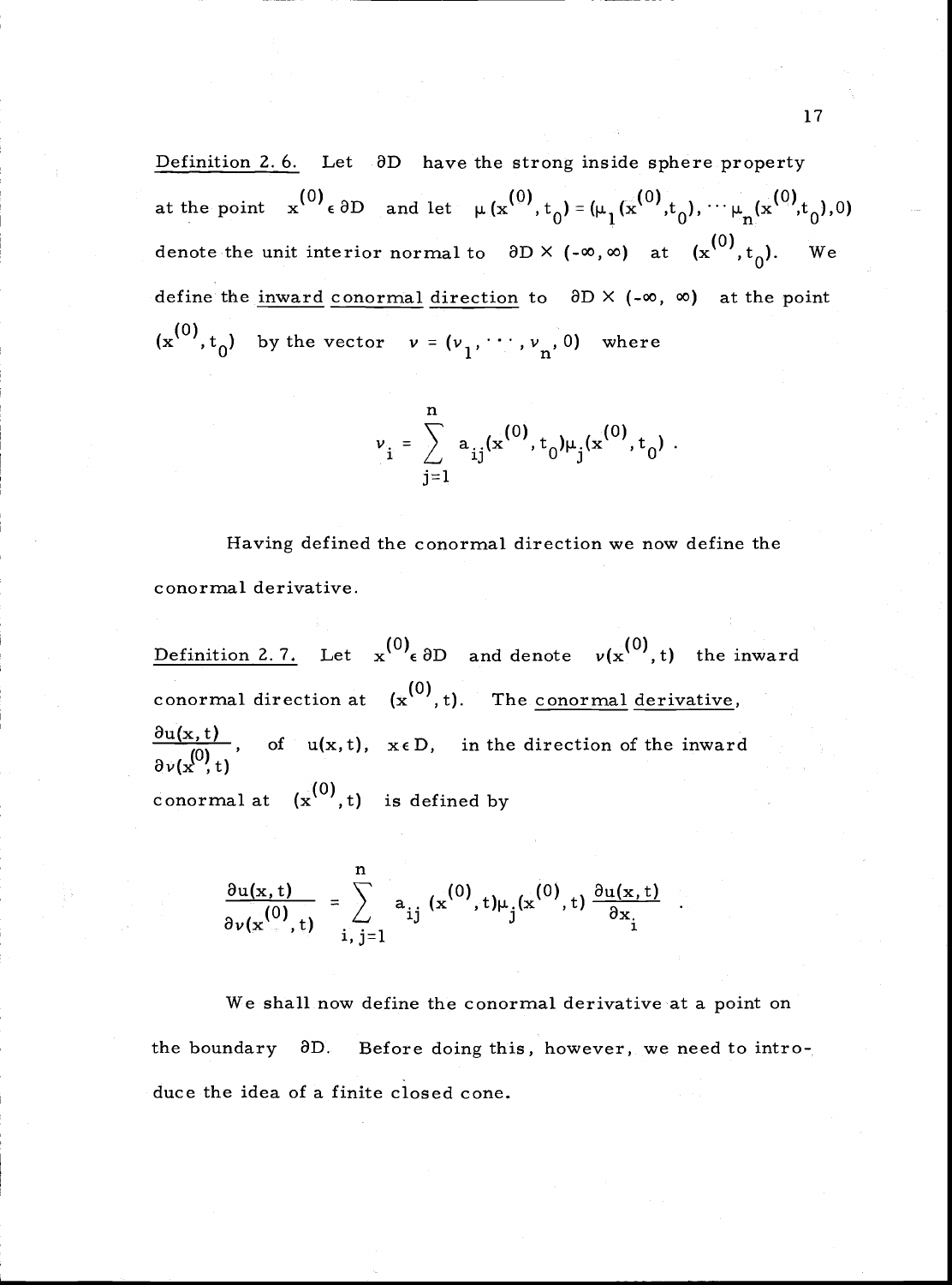Definition 2. 6. Let $\partial D$ have the strong inside sphere property at the point $x^{(0)} \in \partial D$ and let $\mu(x^{(0)}, t_0) = (\mu_1(x^{(0)}, t_0), \cdots \mu_n(x^{(0)}, t_0), 0)$ denote the unit interior normal to $\partial D \times (-\infty, \infty)$ at $(x^{(0)}, t_0)$. We define the inward conormal direction to $\partial D \times (-\infty, \infty)$ at the point $(x^{(0)}, t_0)$ by the vector $\nu = (\nu_1, \cdots, \nu_n, 0)$ where

$$\nu_i = \sum_{j=1}^{n} a_{ij}(x^{(0)}, t_0)\mu_j(x^{(0)}, t_0) .$$

Having defined the conormal direction we now define the conormal derivative.

Definition 2. 7. Let $x^{(0)} \in \partial D$ and denote $\nu(x^{(0)}, t)$ the inward conormal direction at $(x^{(0)}, t)$. The conormal derivative, $\frac{\partial u(x,t)}{\partial \nu(x^{(0)}, t)}$, of $u(x,t)$, $x \in D$, in the direction of the inward conormal at $(x^{(0)}, t)$ is defined by

$$\frac{\partial u(x,t)}{\partial \nu(x^{(0)}, t)} = \sum_{i,j=1}^{n} a_{ij}(x^{(0)}, t)\mu_j(x^{(0)}, t) \frac{\partial u(x,t)}{\partial x_i} .$$

We shall now define the conormal derivative at a point on the boundary $\partial D$. Before doing this, however, we need to introduce the idea of a finite closed cone.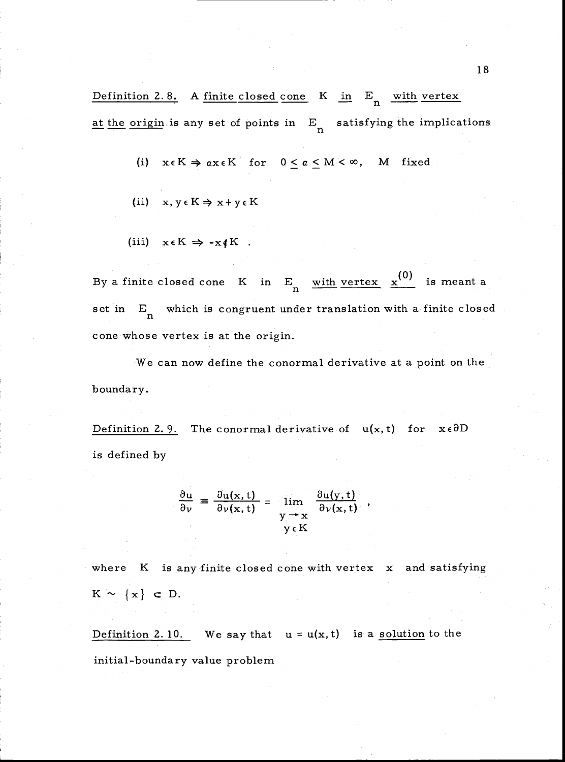Definition 2.8. A *finite closed cone* $K$ *in* $E_n$ *with vertex at the origin* is any set of points in $E_n$ satisfying the implications

(i) $x \in K \Rightarrow \alpha x \in K$ for $0 \leq \alpha \leq M < \infty$, $M$ fixed

(ii) $x, y \in K \Rightarrow x + y \in K$

(iii) $x \in K \Rightarrow -x \notin K$ .

By a finite closed cone $K$ in $E_n$ *with vertex* $x^{(0)}$ is meant a set in $E_n$ which is congruent under translation with a finite closed cone whose vertex is at the origin.

We can now define the conormal derivative at a point on the boundary.

Definition 2.9. The conormal derivative of $u(x,t)$ for $x \in \partial D$ is defined by

$$\frac{\partial u}{\partial \nu} \equiv \frac{\partial u(x,t)}{\partial \nu(x,t)} = \lim_{\substack{y \to x \\ y \in K}} \frac{\partial u(y,t)}{\partial \nu(x,t)} ,$$

where $K$ is any finite closed cone with vertex $x$ and satisfying $K \sim \{x\} \subset D$.

Definition 2.10. We say that $u = u(x,t)$ is a *solution* to the initial-boundary value problem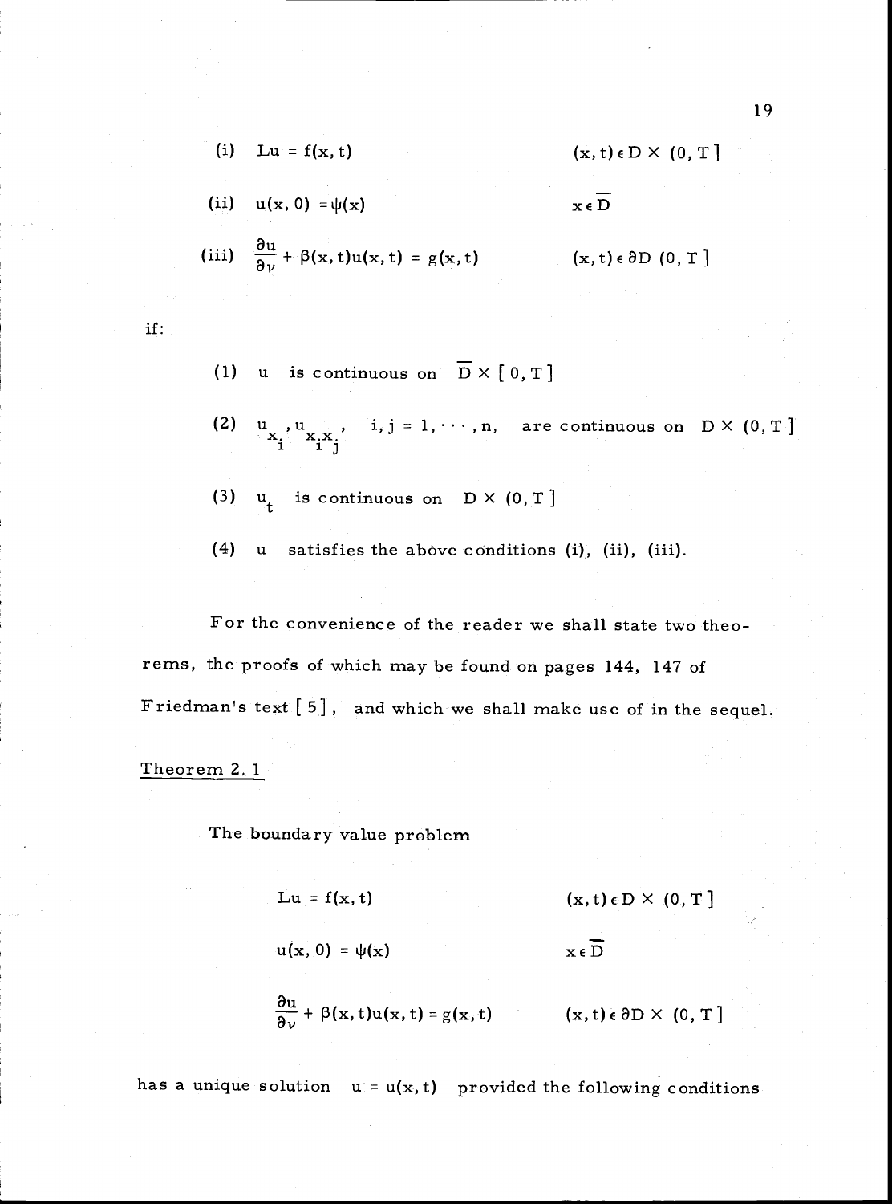(i) $Lu = f(x,t)$ $\qquad (x,t) \in D \times (0,T]$

(ii) $u(x,0) = \psi(x)$ $\qquad x \in \overline{D}$

(iii) $\dfrac{\partial u}{\partial \nu} + \beta(x,t)u(x,t) = g(x,t)$ $\qquad (x,t) \in \partial D\ (0,T]$

if:

(1) $u$ is continuous on $\overline{D} \times [0,T]$

(2) $u_{x_i}, u_{x_i x_j}$, $i,j = 1, \cdots, n$, are continuous on $D \times (0,T]$

(3) $u_t$ is continuous on $D \times (0,T]$

(4) $u$ satisfies the above conditions (i), (ii), (iii).

For the convenience of the reader we shall state two theorems, the proofs of which may be found on pages 144, 147 of Friedman's text [5], and which we shall make use of in the sequel.

Theorem 2.1

The boundary value problem

$$Lu = f(x,t) \qquad (x,t) \in D \times (0,T]$$

$$u(x,0) = \psi(x) \qquad x \in \overline{D}$$

$$\frac{\partial u}{\partial \nu} + \beta(x,t)u(x,t) = g(x,t) \qquad (x,t) \in \partial D \times (0,T]$$

has a unique solution $u = u(x,t)$ provided the following conditions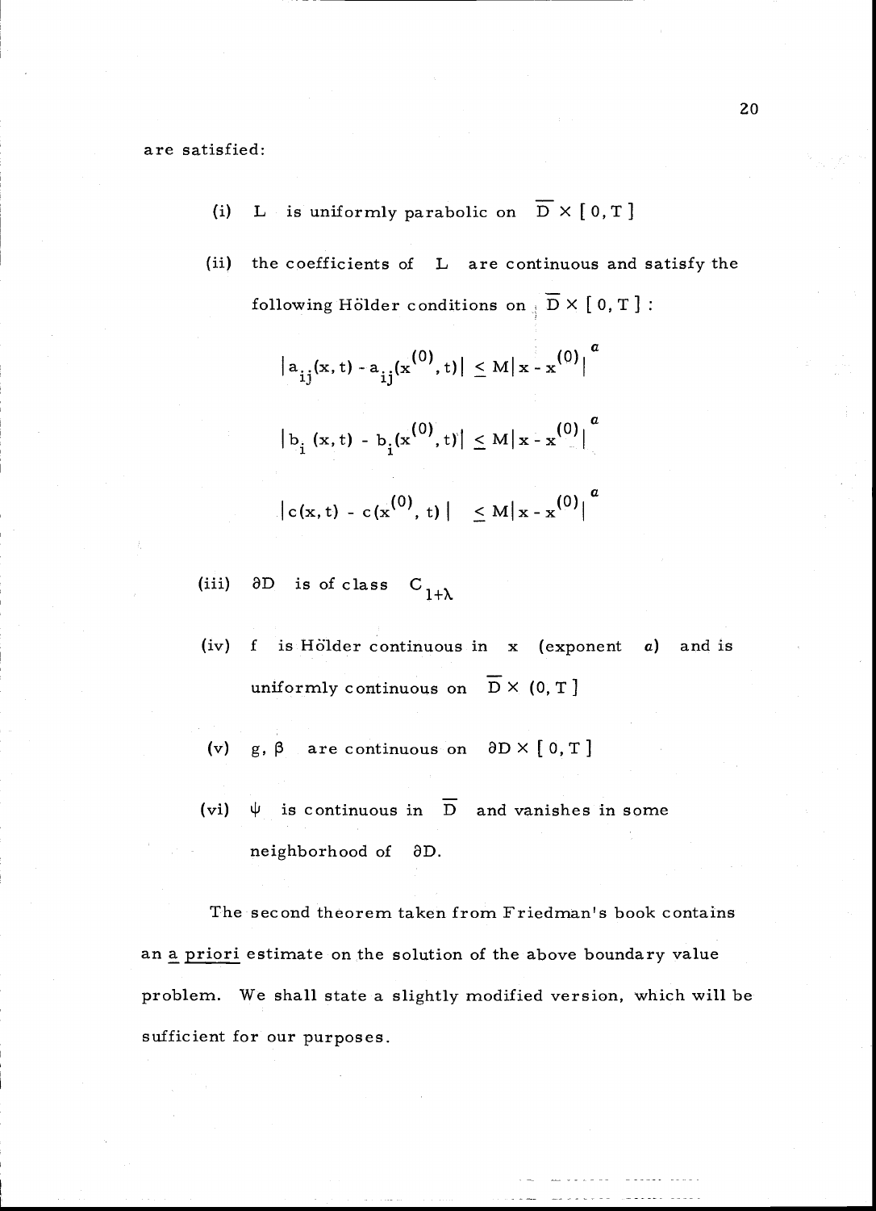are satisfied:

(i) $L$ is uniformly parabolic on $\overline{D} \times [0, T]$

(ii) the coefficients of $L$ are continuous and satisfy the following Hölder conditions on $\overline{D} \times [0, T]$:

$$|a_{ij}(x, t) - a_{ij}(x^{(0)}, t)| \leq M|x - x^{(0)}|^{a}$$

$$|b_i(x, t) - b_i(x^{(0)}, t)| \leq M|x - x^{(0)}|^{a}$$

$$|c(x, t) - c(x^{(0)}, t)| \leq M|x - x^{(0)}|^{a}$$

(iii) $\partial D$ is of class $C_{1+\lambda}$

(iv) $f$ is Hölder continuous in $x$ (exponent $a$) and is uniformly continuous on $\overline{D} \times (0, T]$

(v) $g$, $\beta$ are continuous on $\partial D \times [0, T]$

(vi) $\psi$ is continuous in $\overline{D}$ and vanishes in some neighborhood of $\partial D$.

The second theorem taken from Friedman's book contains an a priori estimate on the solution of the above boundary value problem. We shall state a slightly modified version, which will be sufficient for our purposes.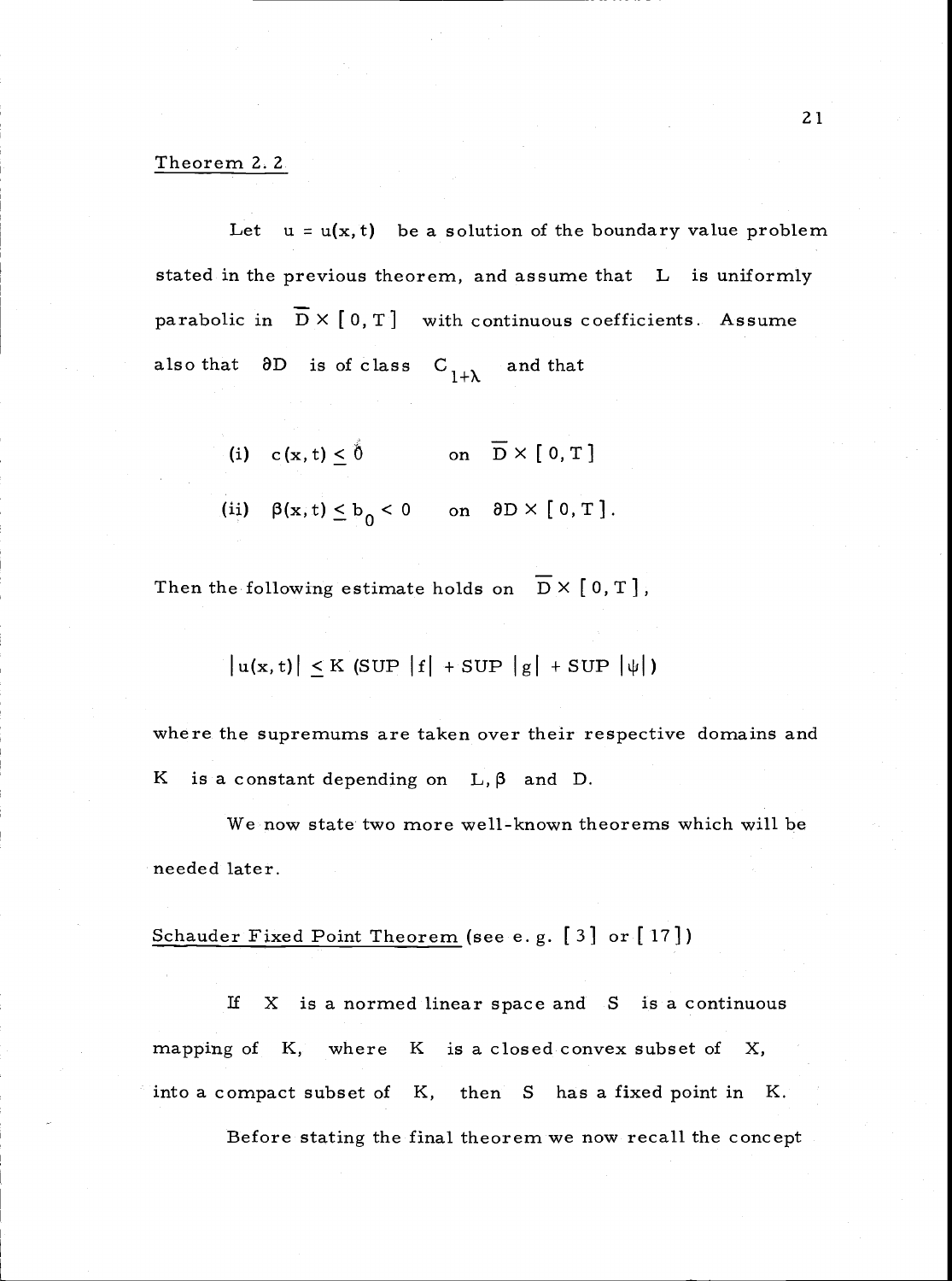Theorem 2.2

Let $u = u(x,t)$ be a solution of the boundary value problem stated in the previous theorem, and assume that $L$ is uniformly parabolic in $\overline{D} \times [0,T]$ with continuous coefficients. Assume also that $\partial D$ is of class $C_{1+\lambda}$ and that

(i) $c(x,t) \leq 0$ on $\overline{D} \times [0,T]$

(ii) $\beta(x,t) \leq b_0 < 0$ on $\partial D \times [0,T]$.

Then the following estimate holds on $\overline{D} \times [0,T]$,

$$|u(x,t)| \leq K \, (\text{SUP } |f| + \text{SUP } |g| + \text{SUP } |\psi|)$$

where the supremums are taken over their respective domains and $K$ is a constant depending on $L, \beta$ and $D$.

We now state two more well-known theorems which will be needed later.

Schauder Fixed Point Theorem (see e.g. [3] or [17])

If $X$ is a normed linear space and $S$ is a continuous mapping of $K$, where $K$ is a closed convex subset of $X$, into a compact subset of $K$, then $S$ has a fixed point in $K$.

Before stating the final theorem we now recall the concept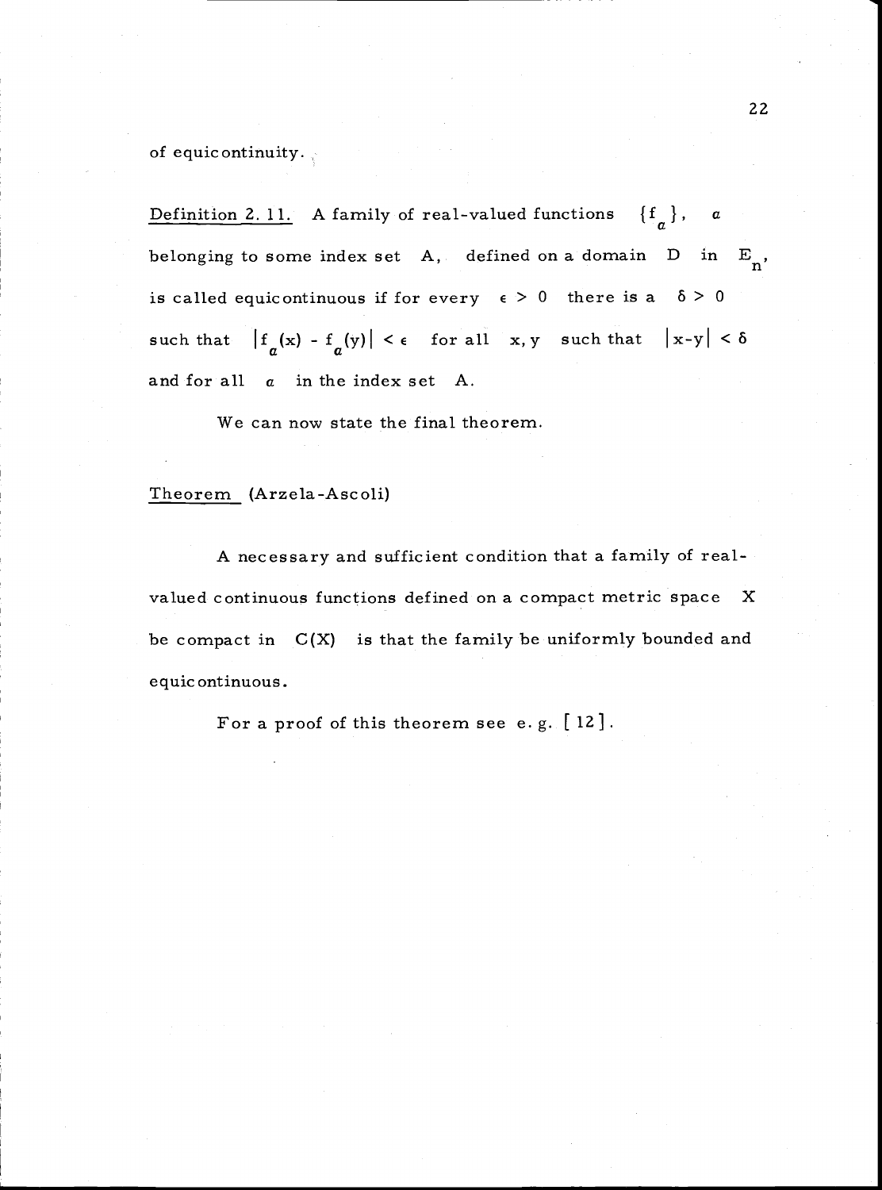of equicontinuity.

Definition 2.11. A family of real-valued functions $\{f_\alpha\}$, $\alpha$ belonging to some index set $A$, defined on a domain $D$ in $E_n$, is called equicontinuous if for every $\epsilon > 0$ there is a $\delta > 0$ such that $|f_\alpha(x) - f_\alpha(y)| < \epsilon$ for all $x, y$ such that $|x-y| < \delta$ and for all $\alpha$ in the index set $A$.

We can now state the final theorem.

Theorem (Arzela-Ascoli)

A necessary and sufficient condition that a family of real-valued continuous functions defined on a compact metric space $X$ be compact in $C(X)$ is that the family be uniformly bounded and equicontinuous.

For a proof of this theorem see e.g. [12].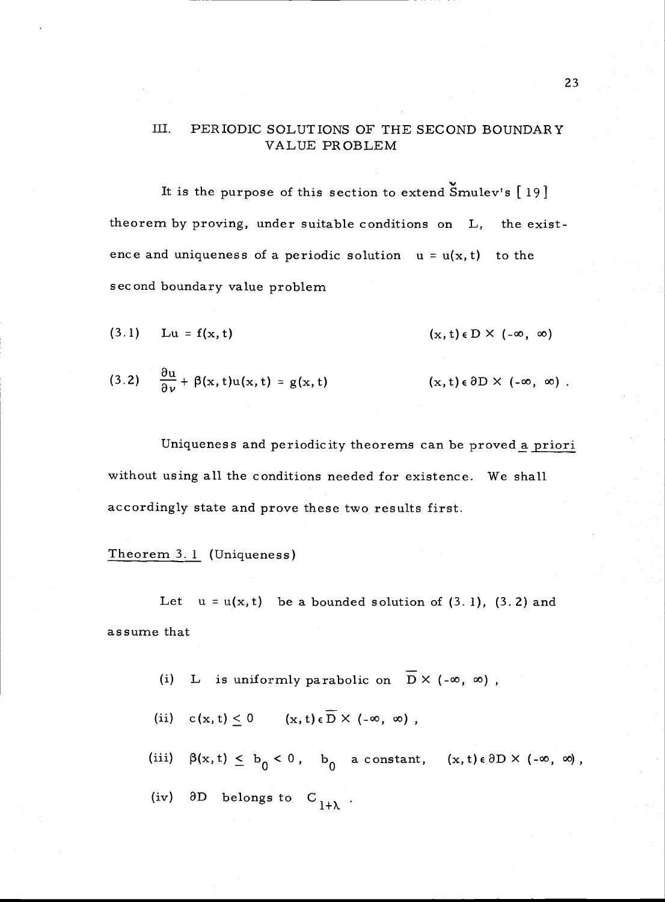## III. PERIODIC SOLUTIONS OF THE SECOND BOUNDARY VALUE PROBLEM

It is the purpose of this section to extend Šmulev's [19] theorem by proving, under suitable conditions on L, the existence and uniqueness of a periodic solution $u = u(x,t)$ to the second boundary value problem

$$(3.1) \qquad Lu = f(x,t) \qquad\qquad (x,t) \in D \times (-\infty, \infty)$$

$$(3.2) \qquad \frac{\partial u}{\partial \nu} + \beta(x,t)u(x,t) = g(x,t) \qquad\qquad (x,t) \in \partial D \times (-\infty, \infty) .$$

Uniqueness and periodicity theorems can be proved *a priori* without using all the conditions needed for existence. We shall accordingly state and prove these two results first.

Theorem 3.1 (Uniqueness)

Let $u = u(x,t)$ be a bounded solution of (3.1), (3.2) and assume that

(i) L is uniformly parabolic on $\overline{D} \times (-\infty, \infty)$ ,

(ii) $c(x,t) \leq 0 \qquad (x,t) \in \overline{D} \times (-\infty, \infty)$ ,

(iii) $\beta(x,t) \leq b_0 < 0$ , $b_0$ a constant, $(x,t) \in \partial D \times (-\infty, \infty)$ ,

(iv) $\partial D$ belongs to $C_{1+\lambda}$ .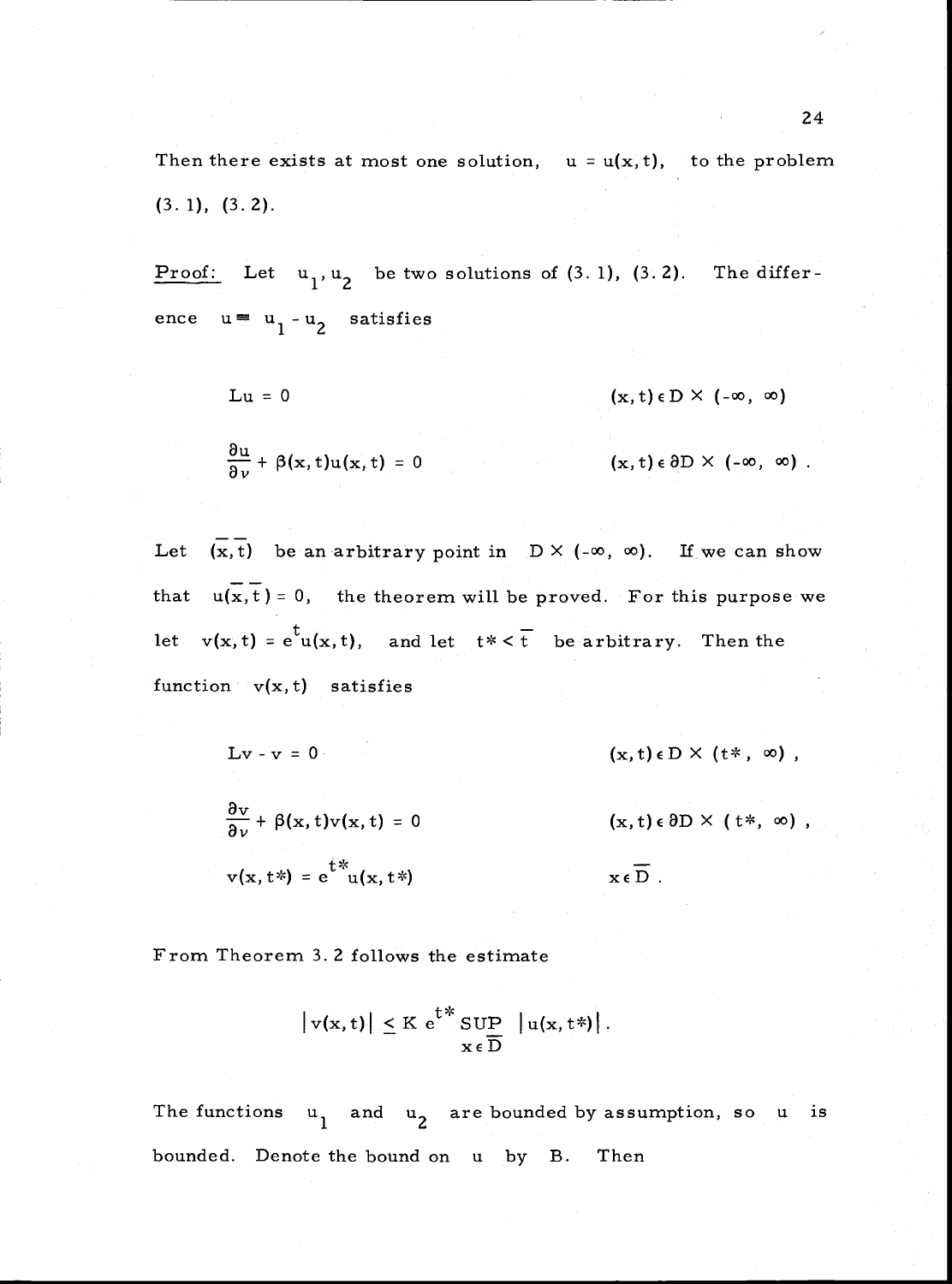Then there exists at most one solution, $u = u(x,t)$, to the problem (3.1), (3.2).

Proof: Let $u_1, u_2$ be two solutions of (3.1), (3.2). The difference $u \equiv u_1 - u_2$ satisfies

$$Lu = 0 \qquad (x,t) \in D \times (-\infty, \infty)$$

$$\frac{\partial u}{\partial \nu} + \beta(x,t)u(x,t) = 0 \qquad (x,t) \in \partial D \times (-\infty, \infty) .$$

Let $(\bar{x}, \bar{t})$ be an arbitrary point in $D \times (-\infty, \infty)$. If we can show that $u(\bar{x}, \bar{t}) = 0$, the theorem will be proved. For this purpose we let $v(x,t) = e^t u(x,t)$, and let $t^* < \bar{t}$ be arbitrary. Then the function $v(x,t)$ satisfies

$$Lv - v = 0 \qquad (x,t) \in D \times (t^*, \infty) ,$$

$$\frac{\partial v}{\partial \nu} + \beta(x,t)v(x,t) = 0 \qquad (x,t) \in \partial D \times (t^*, \infty) ,$$

$$v(x,t^*) = e^{t^*} u(x,t^*) \qquad x \in \bar{D} .$$

From Theorem 3.2 follows the estimate

$$|v(x,t)| \leq K e^{t^*} \sup_{x \in \bar{D}} |u(x,t^*)| .$$

The functions $u_1$ and $u_2$ are bounded by assumption, so $u$ is bounded. Denote the bound on $u$ by $B$. Then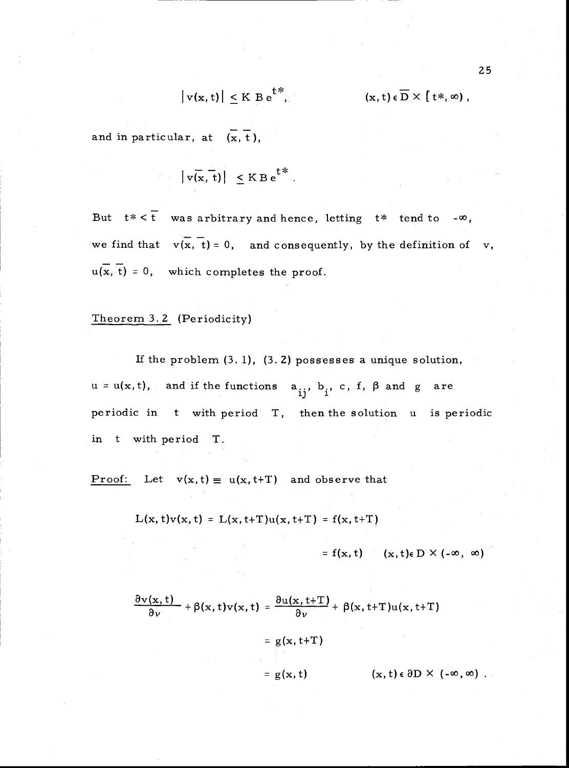$$|v(x,t)| \leq K\,B\,e^{t*}, \qquad (x,t) \in \overline{D} \times [t*, \infty),$$

and in particular, at $(\bar{x}, \bar{t})$,

$$|v(\bar{x}, \bar{t})| \leq K\,B\,e^{t*}.$$

But $t* < \bar{t}$ was arbitrary and hence, letting $t*$ tend to $-\infty$, we find that $v(\bar{x}, \bar{t}) = 0$, and consequently, by the definition of $v$, $u(\bar{x}, \bar{t}) = 0$, which completes the proof.

Theorem 3.2 (Periodicity)

If the problem (3.1), (3.2) possesses a unique solution, $u = u(x,t)$, and if the functions $a_{ij}$, $b_i$, $c$, $f$, $\beta$ and $g$ are periodic in $t$ with period $T$, then the solution $u$ is periodic in $t$ with period $T$.

Proof: Let $v(x,t) \equiv u(x, t+T)$ and observe that

$$L(x,t)v(x,t) = L(x,t+T)u(x,t+T) = f(x,t+T)$$

$$= f(x,t) \qquad (x,t) \in D \times (-\infty, \infty)$$

$$\frac{\partial v(x,t)}{\partial \nu} + \beta(x,t)v(x,t) = \frac{\partial u(x,t+T)}{\partial \nu} + \beta(x,t+T)u(x,t+T)$$

$$= g(x,t+T)$$

$$= g(x,t) \qquad (x,t) \in \partial D \times (-\infty, \infty).$$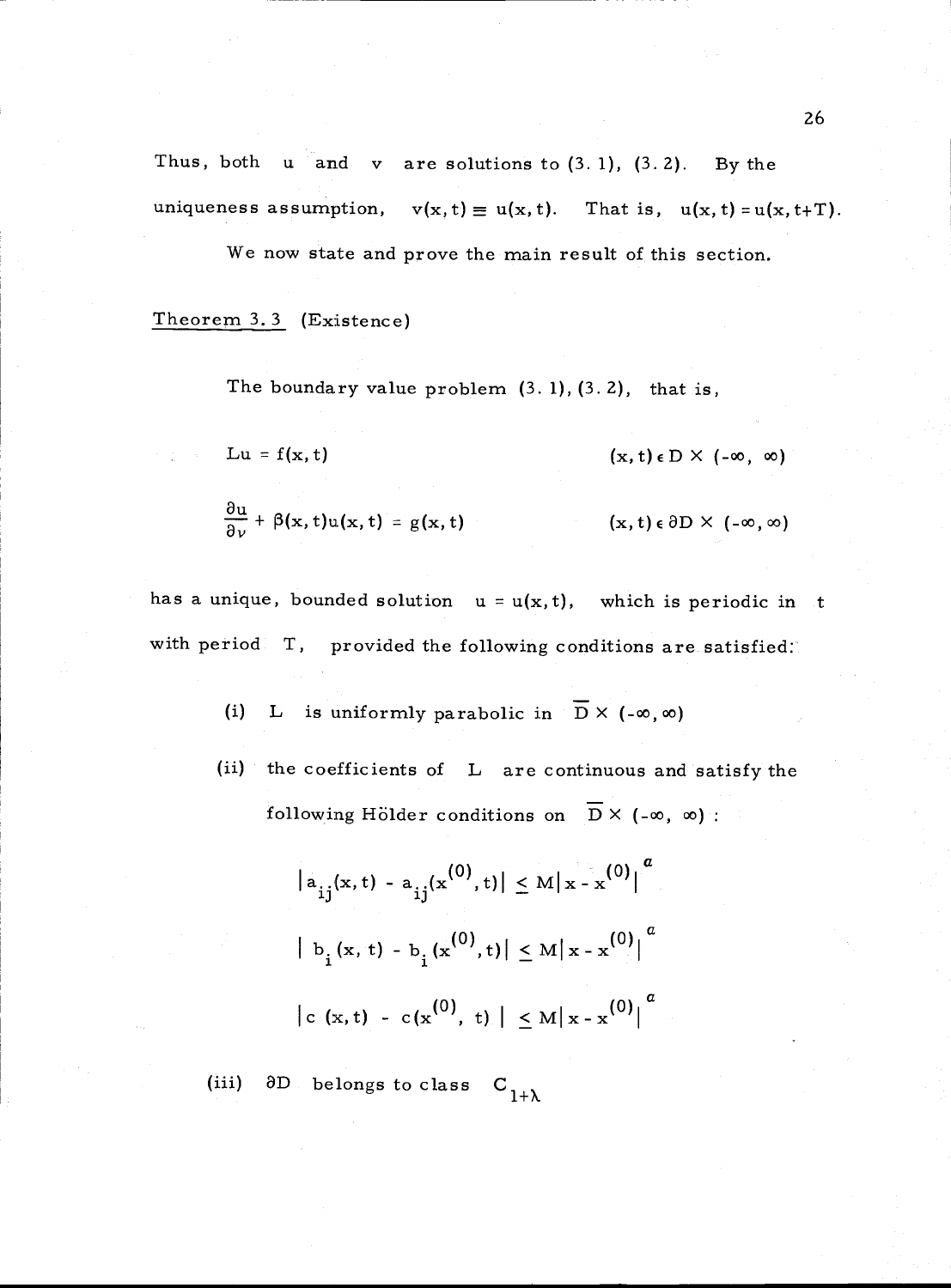Thus, both $u$ and $v$ are solutions to (3.1), (3.2). By the uniqueness assumption, $v(x,t) \equiv u(x,t)$. That is, $u(x,t) = u(x, t+T)$.

We now state and prove the main result of this section.

<u>Theorem 3.3</u> (Existence)

The boundary value problem (3.1), (3.2), that is,

$$Lu = f(x,t) \qquad\qquad (x,t) \in D \times (-\infty, \infty)$$

$$\frac{\partial u}{\partial \nu} + \beta(x,t)u(x,t) = g(x,t) \qquad\qquad (x,t) \in \partial D \times (-\infty, \infty)$$

has a unique, bounded solution $u = u(x,t)$, which is periodic in $t$ with period $T$, provided the following conditions are satisfied:

(i) $L$ is uniformly parabolic in $\overline{D} \times (-\infty, \infty)$

(ii) the coefficients of $L$ are continuous and satisfy the following Hölder conditions on $\overline{D} \times (-\infty, \infty)$ :

$$|a_{ij}(x,t) - a_{ij}(x^{(0)}, t)| \leq M|x - x^{(0)}|^{\alpha}$$

$$|b_i(x,t) - b_i(x^{(0)}, t)| \leq M|x - x^{(0)}|^{\alpha}$$

$$|c(x,t) - c(x^{(0)}, t)| \leq M|x - x^{(0)}|^{\alpha}$$

(iii) $\partial D$ belongs to class $C_{1+\lambda}$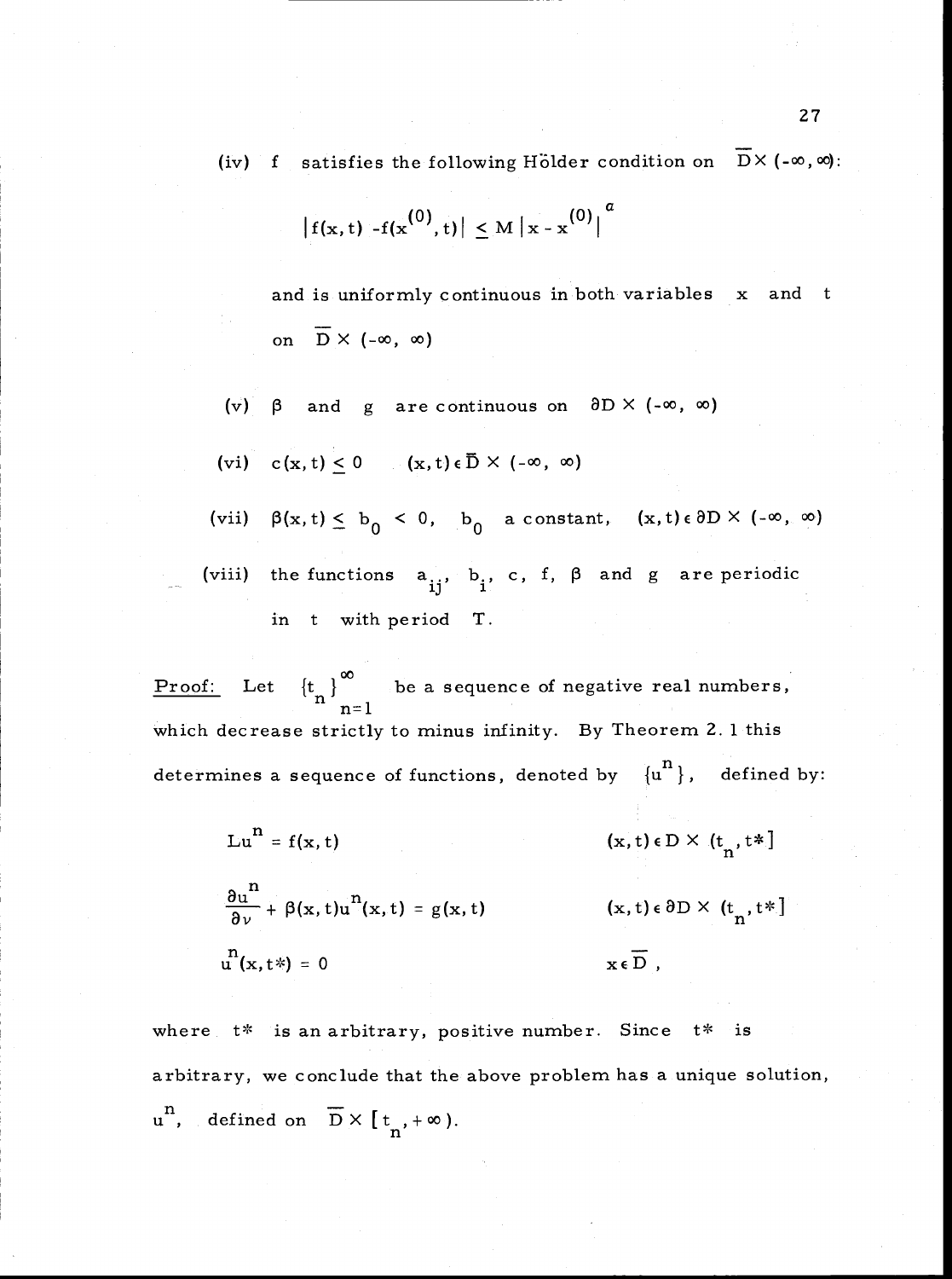(iv) $f$ satisfies the following Hölder condition on $\overline{D} \times (-\infty, \infty)$:

$$|f(x,t) - f(x^{(0)}, t)| \leq M |x - x^{(0)}|^{a}$$

and is uniformly continuous in both variables $x$ and $t$ on $\overline{D} \times (-\infty, \infty)$

(v) $\beta$ and $g$ are continuous on $\partial D \times (-\infty, \infty)$

(vi) $c(x,t) \leq 0 \quad (x,t) \in \overline{D} \times (-\infty, \infty)$

(vii) $\beta(x,t) \leq b_0 < 0$, $b_0$ a constant, $(x,t) \in \partial D \times (-\infty, \infty)$

(viii) the functions $a_{ij}$, $b_i$, $c$, $f$, $\beta$ and $g$ are periodic in $t$ with period $T$.

Proof: Let $\{t_n\}_{n=1}^{\infty}$ be a sequence of negative real numbers, which decrease strictly to minus infinity. By Theorem 2.1 this determines a sequence of functions, denoted by $\{u^n\}$, defined by:

$$Lu^n = f(x,t) \qquad (x,t) \in D \times (t_n, t^*]$$

$$\frac{\partial u^n}{\partial \nu} + \beta(x,t) u^n(x,t) = g(x,t) \qquad (x,t) \in \partial D \times (t_n, t^*]$$

$$u^n(x, t^*) = 0 \qquad x \in \overline{D},$$

where $t^*$ is an arbitrary, positive number. Since $t^*$ is arbitrary, we conclude that the above problem has a unique solution, $u^n$, defined on $\overline{D} \times [t_n, +\infty)$.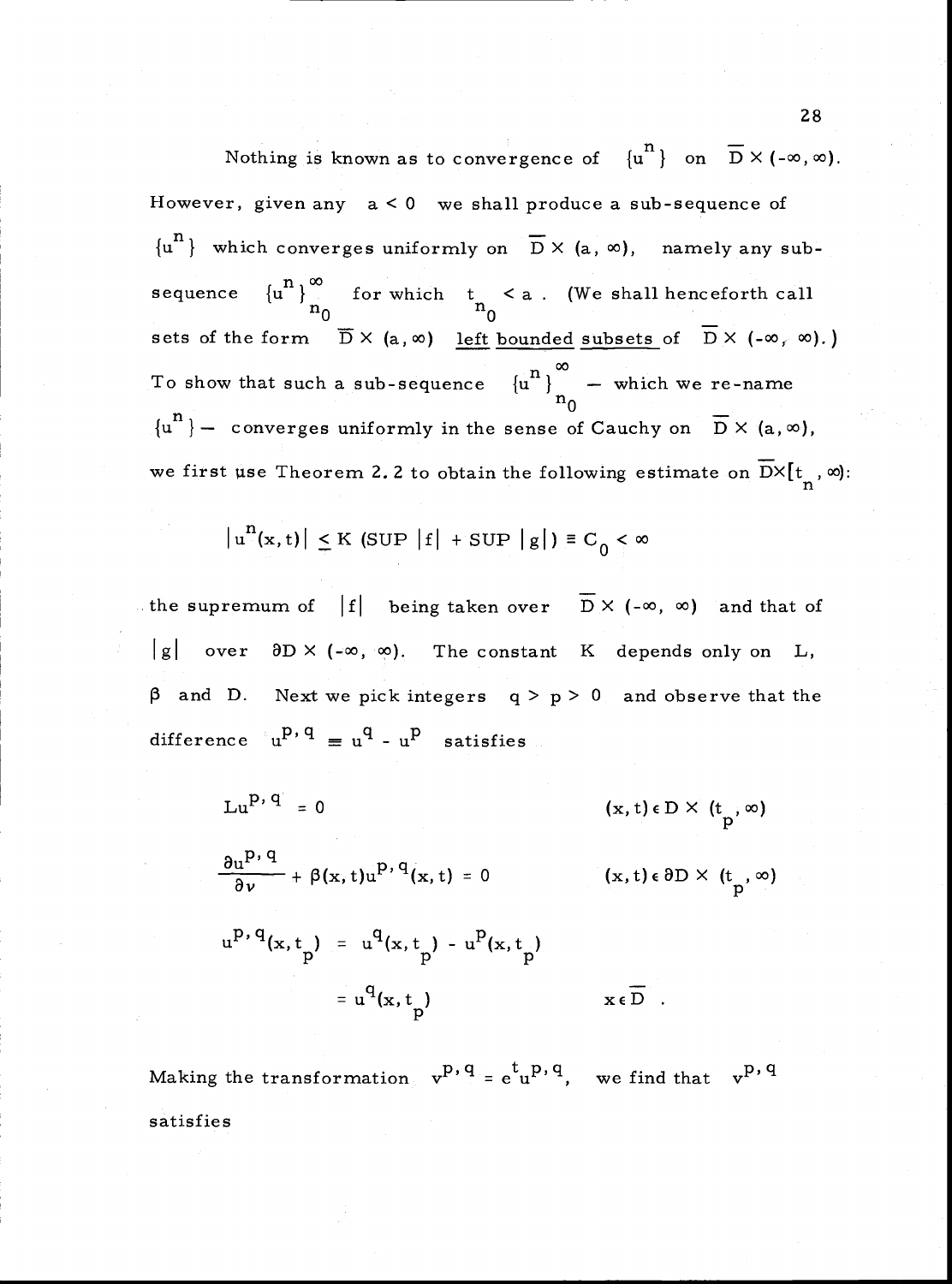Nothing is known as to convergence of $\{u^n\}$ on $\overline{D} \times (-\infty, \infty)$. However, given any $a < 0$ we shall produce a sub-sequence of $\{u^n\}$ which converges uniformly on $\overline{D} \times (a, \infty)$, namely any sub-sequence $\{u^n\}_{n_0}^{\infty}$ for which $t_{n_0} < a$. (We shall henceforth call sets of the form $\overline{D} \times (a, \infty)$ <u>left bounded subsets</u> of $\overline{D} \times (-\infty, \infty)$.) To show that such a sub-sequence $\{u^n\}_{n_0}^{\infty}$ — which we re-name $\{u^n\}$ — converges uniformly in the sense of Cauchy on $\overline{D} \times (a, \infty)$, we first use Theorem 2.2 to obtain the following estimate on $\overline{D} \times [t_n, \infty)$:

$$|u^n(x,t)| \leq K\,(\text{SUP}\,|f| + \text{SUP}\,|g|) \equiv C_0 < \infty$$

the supremum of $|f|$ being taken over $\overline{D} \times (-\infty, \infty)$ and that of $|g|$ over $\partial D \times (-\infty, \infty)$. The constant $K$ depends only on $L$, $\beta$ and $D$. Next we pick integers $q > p > 0$ and observe that the difference $u^{p,q} \equiv u^q - u^p$ satisfies

$$Lu^{p,q} = 0 \qquad (x,t) \in D \times (t_p, \infty)$$

$$\frac{\partial u^{p,q}}{\partial \nu} + \beta(x,t) u^{p,q}(x,t) = 0 \qquad (x,t) \in \partial D \times (t_p, \infty)$$

$$\begin{aligned} u^{p,q}(x,t_p) &= u^q(x,t_p) - u^p(x,t_p) \\ &= u^q(x,t_p) \qquad x \in \overline{D}\ . \end{aligned}$$

Making the transformation $v^{p,q} = e^t u^{p,q}$, we find that $v^{p,q}$ satisfies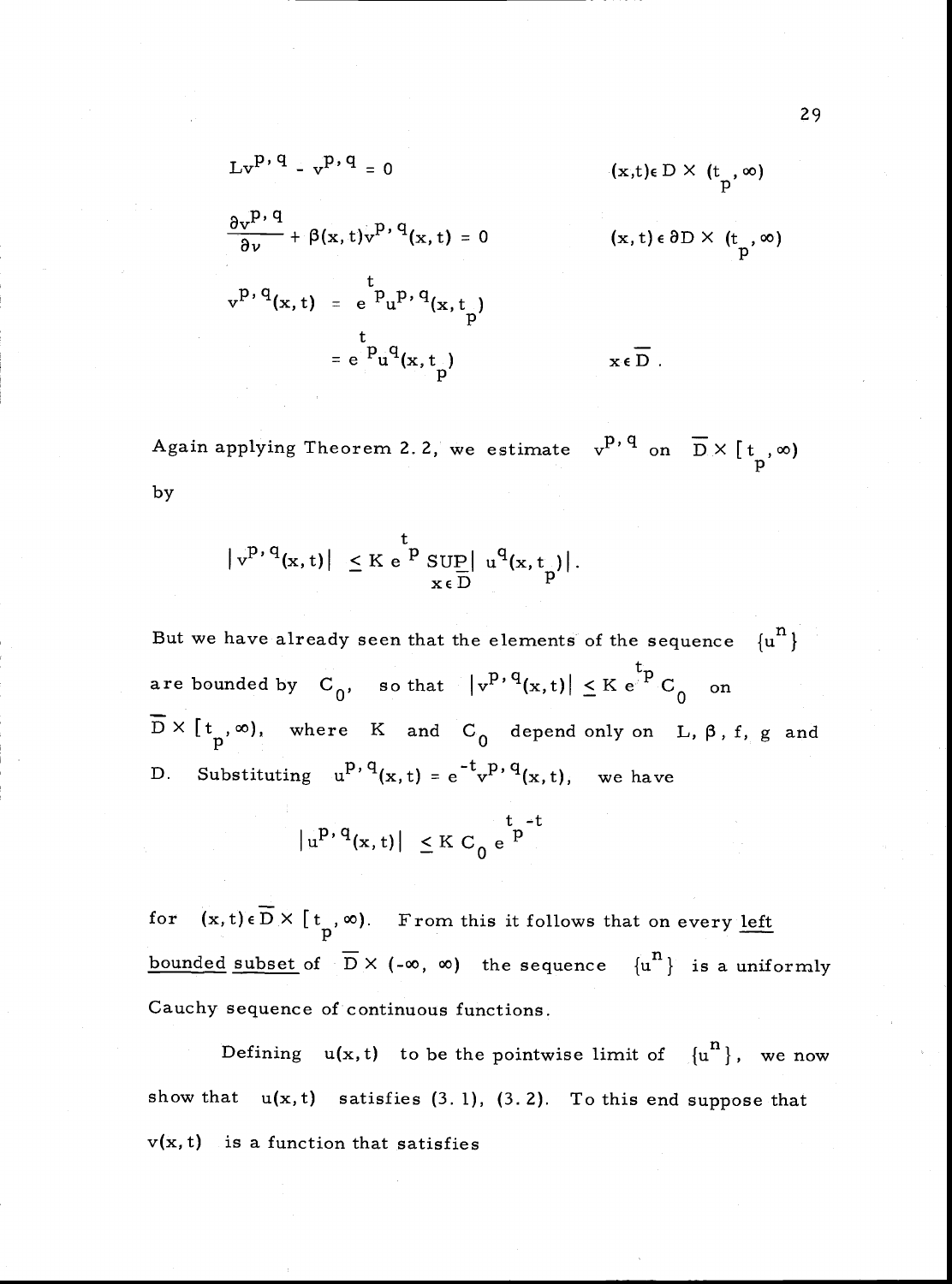$$L v^{p,q} - v^{p,q} = 0 \qquad (x,t) \in D \times (t_p, \infty)$$

$$\frac{\partial v^{p,q}}{\partial \nu} + \beta(x,t) v^{p,q}(x,t) = 0 \qquad (x,t) \in \partial D \times (t_p, \infty)$$

$$v^{p,q}(x,t) = e^{t_p} u^{p,q}(x, t_p)$$

$$= e^{t_p} u^q(x, t_p) \qquad x \in \overline{D}.$$

Again applying Theorem 2.2, we estimate $v^{p,q}$ on $\overline{D} \times [t_p, \infty)$ by

$$|v^{p,q}(x,t)| \leq K e^{t_p} \sup_{x \in \overline{D}} |u^q(x, t_p)|.$$

But we have already seen that the elements of the sequence $\{u^n\}$ are bounded by $C_0$, so that $|v^{p,q}(x,t)| \leq K e^{t_p} C_0$ on $\overline{D} \times [t_p, \infty)$, where $K$ and $C_0$ depend only on $L, \beta, f, g$ and $D$. Substituting $u^{p,q}(x,t) = e^{-t} v^{p,q}(x,t)$, we have

$$|u^{p,q}(x,t)| \leq K C_0 e^{t_p - t}$$

for $(x,t) \in \overline{D} \times [t_p, \infty)$. From this it follows that on every left bounded subset of $\overline{D} \times (-\infty, \infty)$ the sequence $\{u^n\}$ is a uniformly Cauchy sequence of continuous functions.

Defining $u(x,t)$ to be the pointwise limit of $\{u^n\}$, we now show that $u(x,t)$ satisfies (3.1), (3.2). To this end suppose that $v(x,t)$ is a function that satisfies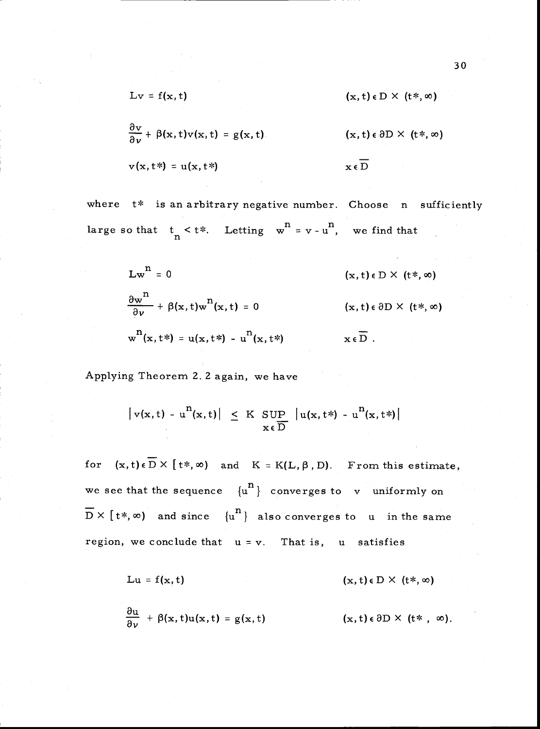$$Lv = f(x,t) \qquad (x,t) \in D \times (t^*, \infty)$$

$$\frac{\partial v}{\partial \nu} + \beta(x,t)v(x,t) = g(x,t) \qquad (x,t) \in \partial D \times (t^*, \infty)$$

$$v(x,t^*) = u(x,t^*) \qquad x \in \overline{D}$$

where $t^*$ is an arbitrary negative number. Choose $n$ sufficiently large so that $t_n < t^*$. Letting $w^n = v - u^n$, we find that

$$Lw^n = 0 \qquad (x,t) \in D \times (t^*, \infty)$$

$$\frac{\partial w^n}{\partial \nu} + \beta(x,t)w^n(x,t) = 0 \qquad (x,t) \in \partial D \times (t^*, \infty)$$

$$w^n(x,t^*) = u(x,t^*) - u^n(x,t^*) \qquad x \in \overline{D}\ .$$

Applying Theorem 2.2 again, we have

$$|v(x,t) - u^n(x,t)| \leq K \sup_{x \in \overline{D}} |u(x,t^*) - u^n(x,t^*)|$$

for $(x,t) \in \overline{D} \times [t^*, \infty)$ and $K = K(L, \beta, D)$. From this estimate, we see that the sequence $\{u^n\}$ converges to $v$ uniformly on $\overline{D} \times [t^*, \infty)$ and since $\{u^n\}$ also converges to $u$ in the same region, we conclude that $u = v$. That is, $u$ satisfies

$$Lu = f(x,t) \qquad (x,t) \in D \times (t^*, \infty)$$

$$\frac{\partial u}{\partial \nu} + \beta(x,t)u(x,t) = g(x,t) \qquad (x,t) \in \partial D \times (t^*, \infty).$$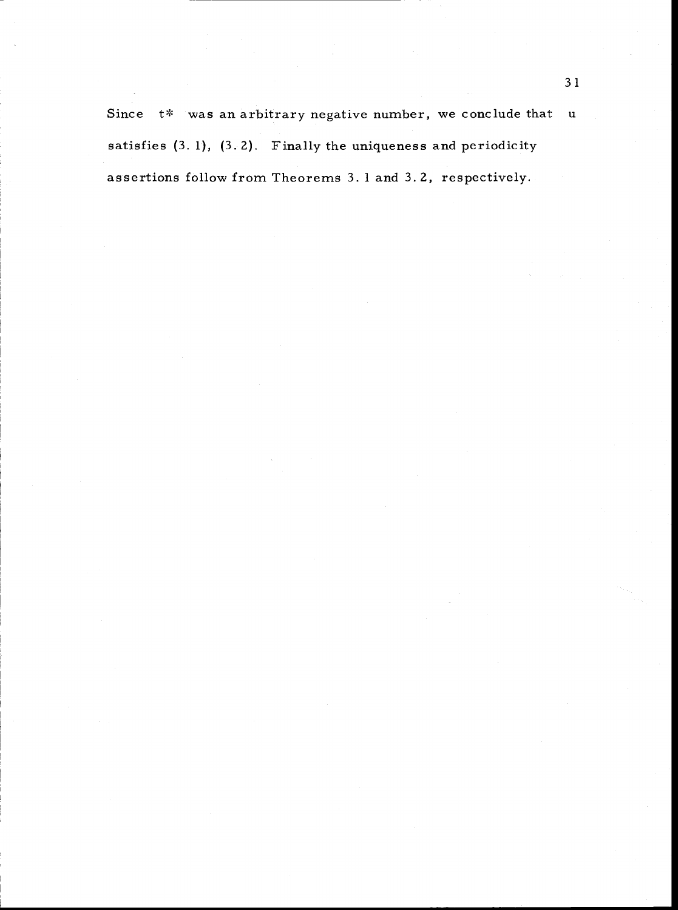Since $t^*$ was an arbitrary negative number, we conclude that $u$ satisfies (3.1), (3.2). Finally the uniqueness and periodicity assertions follow from Theorems 3.1 and 3.2, respectively.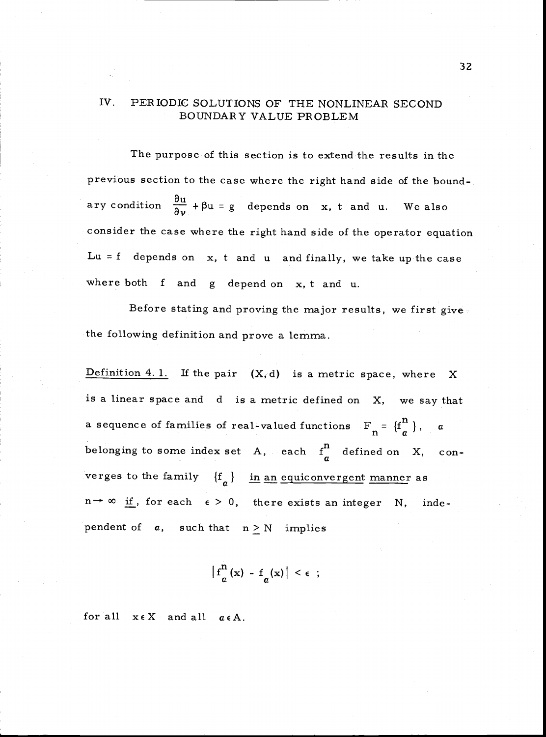## IV. PERIODIC SOLUTIONS OF THE NONLINEAR SECOND BOUNDARY VALUE PROBLEM

The purpose of this section is to extend the results in the previous section to the case where the right hand side of the boundary condition $\frac{\partial u}{\partial \nu} + \beta u = g$ depends on $x$, $t$ and $u$. We also consider the case where the right hand side of the operator equation $Lu = f$ depends on $x$, $t$ and $u$ and finally, we take up the case where both $f$ and $g$ depend on $x$, $t$ and $u$.

Before stating and proving the major results, we first give the following definition and prove a lemma.

Definition 4.1. If the pair $(X, d)$ is a metric space, where $X$ is a linear space and $d$ is a metric defined on $X$, we say that a sequence of families of real-valued functions $F_n = \{f_\alpha^n\}$, $\alpha$ belonging to some index set $A$, each $f_\alpha^n$ defined on $X$, converges to the family $\{f_\alpha\}$ *in an equiconvergent manner* as $n \to \infty$ *if*, for each $\epsilon > 0$, there exists an integer $N$, independent of $\alpha$, such that $n \geq N$ implies

$$|f_\alpha^n(x) - f_\alpha(x)| < \epsilon \ ;$$

for all $x \in X$ and all $\alpha \in A$.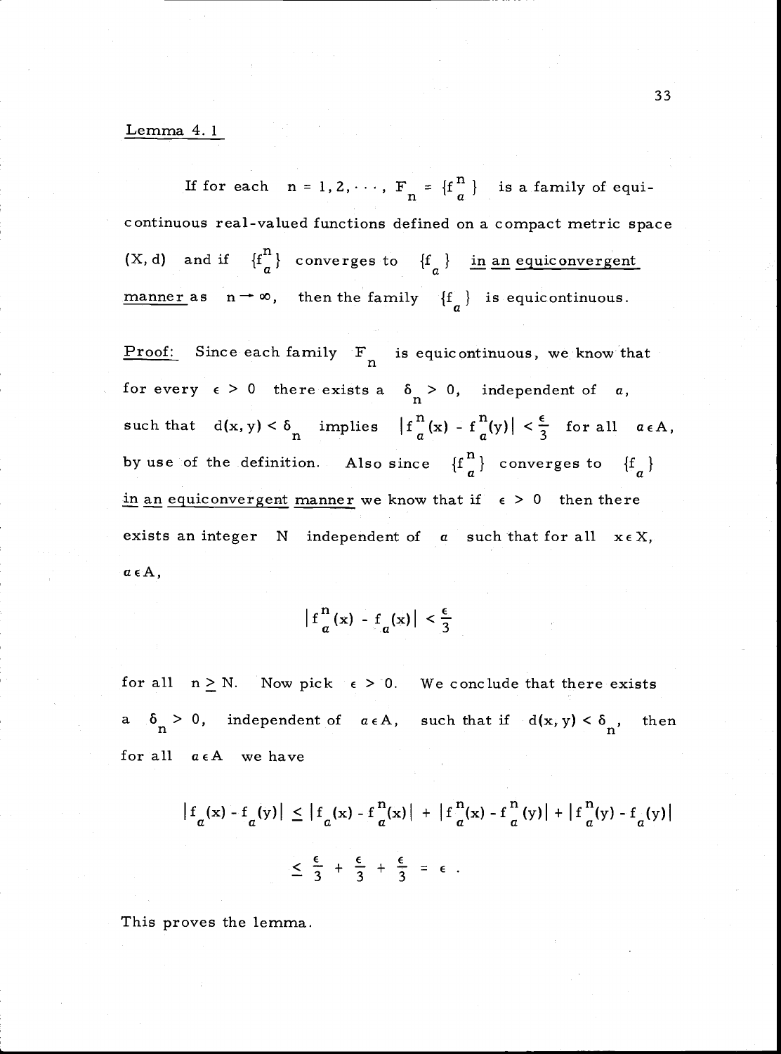Lemma 4.1

If for each $n = 1, 2, \cdots$, $F_n = \{f_\alpha^n\}$ is a family of equicontinuous real-valued functions defined on a compact metric space $(X, d)$ and if $\{f_\alpha^n\}$ converges to $\{f_\alpha\}$ <u>in an equiconvergent manner</u> as $n \to \infty$, then the family $\{f_\alpha\}$ is equicontinuous.

Proof: Since each family $F_n$ is equicontinuous, we know that for every $\epsilon > 0$ there exists a $\delta_n > 0$, independent of $\alpha$, such that $d(x, y) < \delta_n$ implies $|f_\alpha^n(x) - f_\alpha^n(y)| < \frac{\epsilon}{3}$ for all $\alpha \epsilon A$, by use of the definition. Also since $\{f_\alpha^n\}$ converges to $\{f_\alpha\}$ <u>in an equiconvergent manner</u> we know that if $\epsilon > 0$ then there exists an integer $N$ independent of $\alpha$ such that for all $x \epsilon X$, $\alpha \epsilon A$,

$$|f_\alpha^n(x) - f_\alpha(x)| < \frac{\epsilon}{3}$$

for all $n \geq N$. Now pick $\epsilon > 0$. We conclude that there exists a $\delta_n > 0$, independent of $\alpha \epsilon A$, such that if $d(x, y) < \delta_n$, then for all $\alpha \epsilon A$ we have

$$|f_\alpha(x) - f_\alpha(y)| \leq |f_\alpha(x) - f_\alpha^n(x)| + |f_\alpha^n(x) - f_\alpha^n(y)| + |f_\alpha^n(y) - f_\alpha(y)|$$

$$\leq \frac{\epsilon}{3} + \frac{\epsilon}{3} + \frac{\epsilon}{3} = \epsilon .$$

This proves the lemma.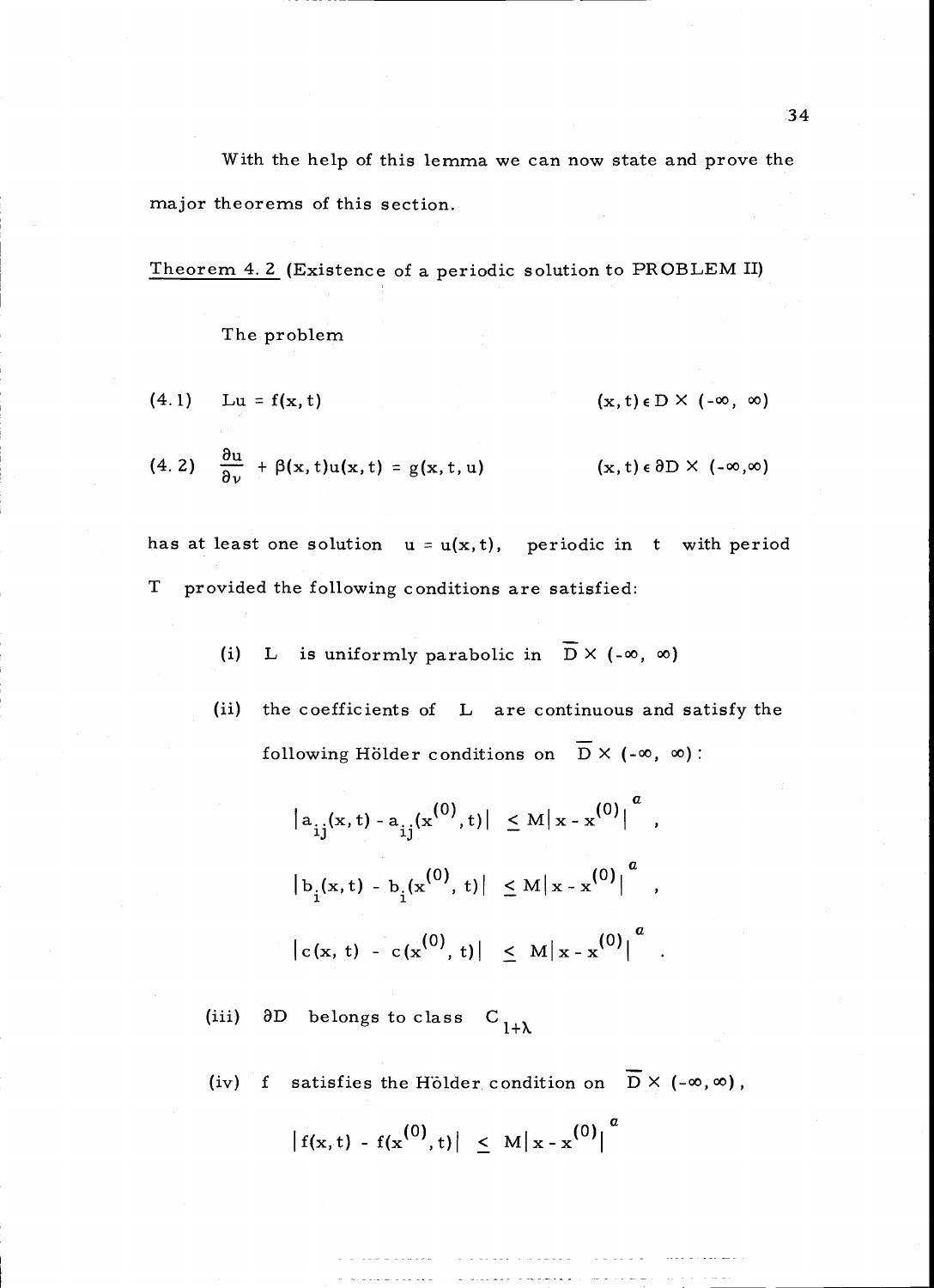With the help of this lemma we can now state and prove the major theorems of this section.

<u>Theorem 4. 2</u> (Existence of a periodic solution to PROBLEM II)

The problem

(4.1) $\quad Lu = f(x,t) \qquad\qquad (x,t) \in D \times (-\infty, \infty)$

(4.2) $\quad \dfrac{\partial u}{\partial \nu} + \beta(x,t)u(x,t) = g(x,t,u) \qquad\qquad (x,t) \in \partial D \times (-\infty,\infty)$

has at least one solution $u = u(x,t)$, periodic in $t$ with period $T$ provided the following conditions are satisfied:

(i) $L$ is uniformly parabolic in $\overline{D} \times (-\infty, \infty)$

(ii) the coefficients of $L$ are continuous and satisfy the following Hölder conditions on $\overline{D} \times (-\infty, \infty)$:

$$|a_{ij}(x,t) - a_{ij}(x^{(0)},t)| \leq M|x - x^{(0)}|^{\alpha} ,$$

$$|b_i(x,t) - b_i(x^{(0)}, t)| \leq M|x - x^{(0)}|^{\alpha} ,$$

$$|c(x, t) - c(x^{(0)}, t)| \leq M|x - x^{(0)}|^{\alpha} .$$

(iii) $\partial D$ belongs to class $C_{1+\lambda}$

(iv) $f$ satisfies the Hölder condition on $\overline{D} \times (-\infty,\infty)$,

$$|f(x,t) - f(x^{(0)},t)| \leq M|x - x^{(0)}|^{\alpha}$$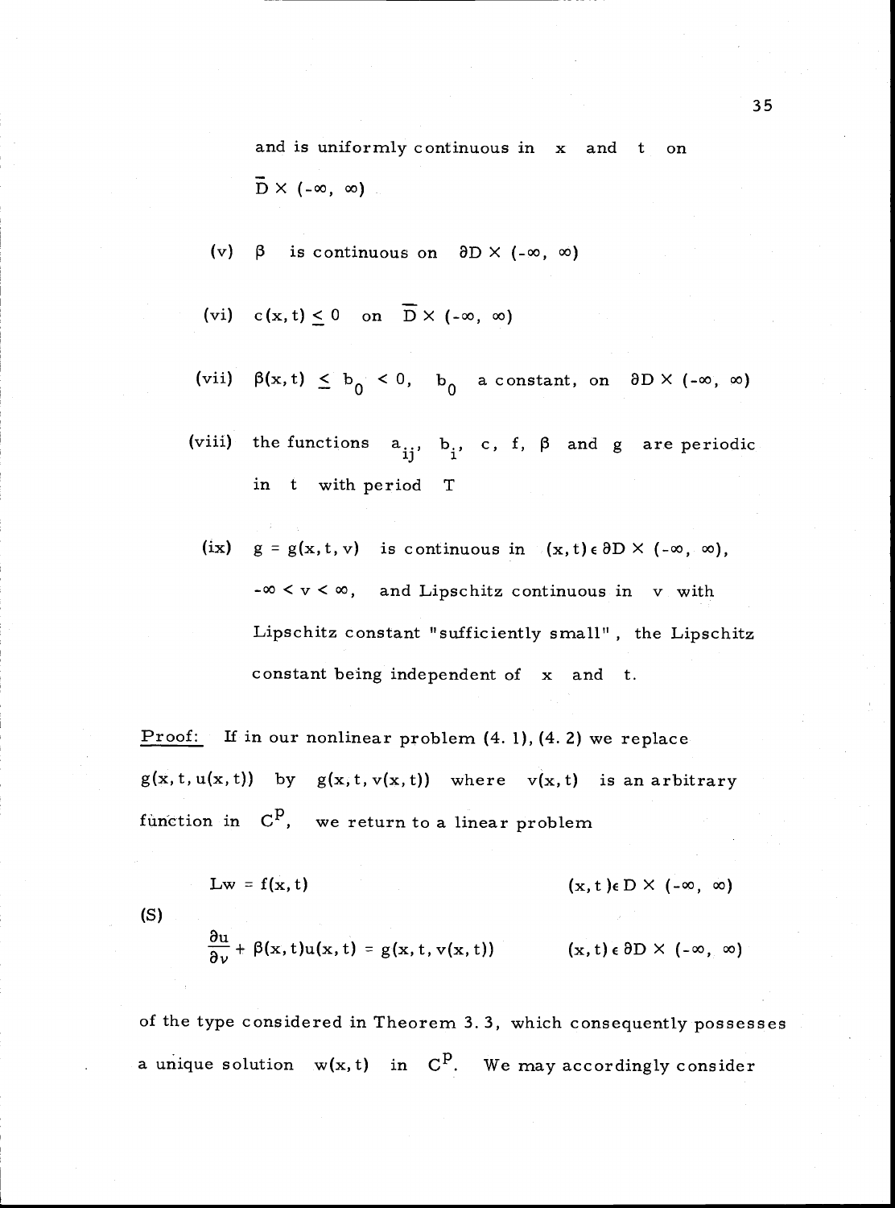and is uniformly continuous in $x$ and $t$ on $\bar{D} \times (-\infty, \infty)$

(v) $\beta$ is continuous on $\partial D \times (-\infty, \infty)$

(vi) $c(x,t) \le 0$ on $\bar{D} \times (-\infty, \infty)$

(vii) $\beta(x,t) \le b_0 < 0$, $b_0$ a constant, on $\partial D \times (-\infty, \infty)$

(viii) the functions $a_{ij}$, $b_i$, $c$, $f$, $\beta$ and $g$ are periodic in $t$ with period $T$

(ix) $g = g(x,t,v)$ is continuous in $(x,t) \in \partial D \times (-\infty, \infty)$, $-\infty < v < \infty$, and Lipschitz continuous in $v$ with Lipschitz constant "sufficiently small", the Lipschitz constant being independent of $x$ and $t$.

Proof: If in our nonlinear problem (4.1), (4.2) we replace $g(x,t,u(x,t))$ by $g(x,t,v(x,t))$ where $v(x,t)$ is an arbitrary function in $C^p$, we return to a linear problem

$$\text{(S)} \qquad \begin{aligned} &Lw = f(x,t) && (x,t) \in D \times (-\infty, \infty) \\ &\frac{\partial u}{\partial \nu} + \beta(x,t)u(x,t) = g(x,t,v(x,t)) && (x,t) \in \partial D \times (-\infty, \infty) \end{aligned}$$

of the type considered in Theorem 3.3, which consequently possesses a unique solution $w(x,t)$ in $C^p$. We may accordingly consider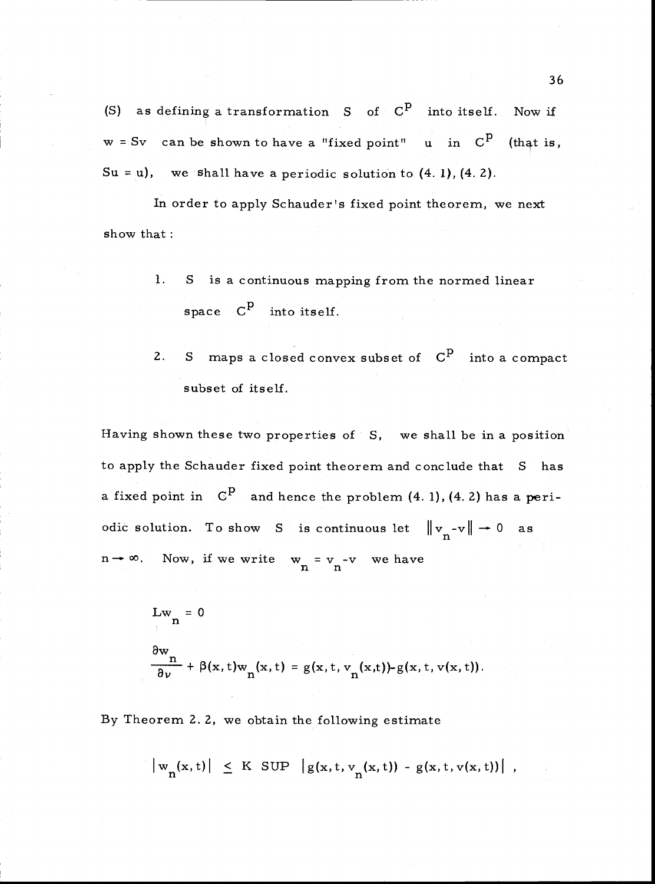(S) as defining a transformation $S$ of $C^p$ into itself. Now if $w = Sv$ can be shown to have a "fixed point" $u$ in $C^p$ (that is, $Su = u$), we shall have a periodic solution to (4.1), (4.2).

In order to apply Schauder's fixed point theorem, we next show that:

1. $S$ is a continuous mapping from the normed linear space $C^p$ into itself.

2. $S$ maps a closed convex subset of $C^p$ into a compact subset of itself.

Having shown these two properties of $S$, we shall be in a position to apply the Schauder fixed point theorem and conclude that $S$ has a fixed point in $C^p$ and hence the problem (4.1), (4.2) has a periodic solution. To show $S$ is continuous let $\|v_n - v\| \to 0$ as $n \to \infty$. Now, if we write $w_n = v_n - v$ we have

$$Lw_n = 0$$

$$\frac{\partial w_n}{\partial \nu} + \beta(x,t) w_n(x,t) = g(x,t,v_n(x,t)) - g(x,t,v(x,t)).$$

By Theorem 2.2, we obtain the following estimate

$$|w_n(x,t)| \leq K \ \mathrm{SUP} \ |g(x,t,v_n(x,t)) - g(x,t,v(x,t))| \ ,$$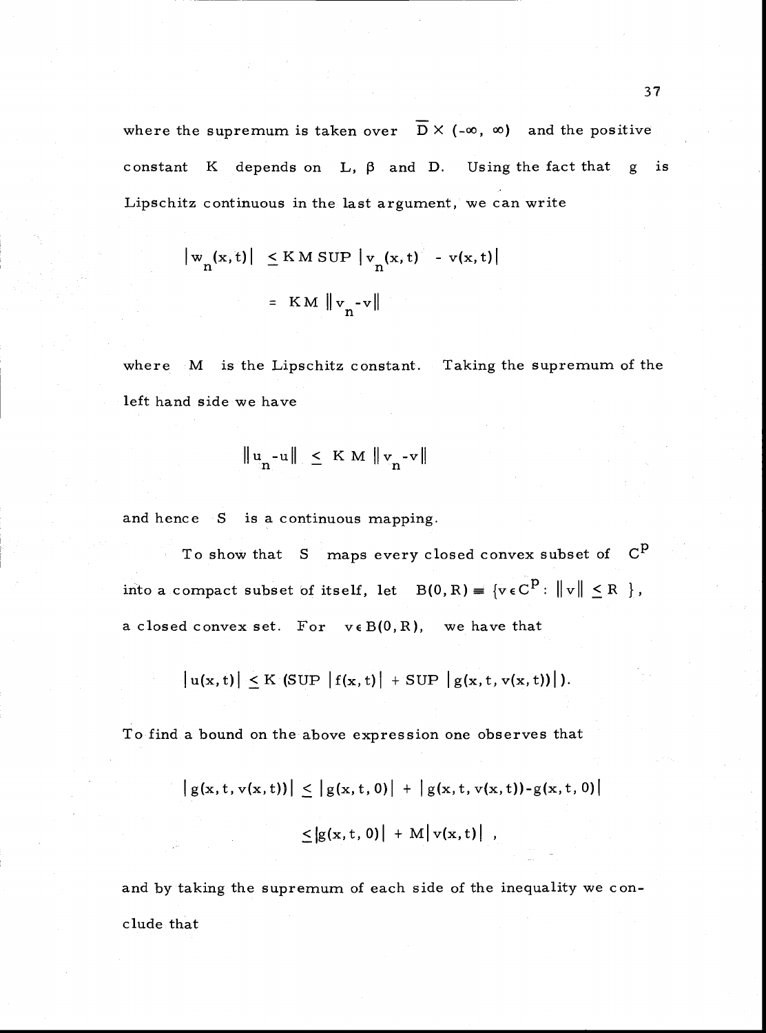where the supremum is taken over $\overline{D} \times (-\infty, \infty)$ and the positive constant $K$ depends on $L$, $\beta$ and $D$. Using the fact that $g$ is Lipschitz continuous in the last argument, we can write

$$|w_n(x,t)| \leq K M \text{ SUP } |v_n(x,t) - v(x,t)|$$

$$= K M \|v_n - v\|$$

where $M$ is the Lipschitz constant. Taking the supremum of the left hand side we have

$$\|u_n - u\| \leq K M \|v_n - v\|$$

and hence $S$ is a continuous mapping.

To show that $S$ maps every closed convex subset of $C^p$ into a compact subset of itself, let $B(0,R) \equiv \{v \in C^p : \|v\| \leq R\}$, a closed convex set. For $v \in B(0,R)$, we have that

$$|u(x,t)| \leq K (\text{SUP } |f(x,t)| + \text{SUP } |g(x,t,v(x,t))|).$$

To find a bound on the above expression one observes that

$$|g(x,t,v(x,t))| \leq |g(x,t,0)| + |g(x,t,v(x,t)) - g(x,t,0)|$$

$$\leq |g(x,t,0)| + M|v(x,t)| \ ,$$

and by taking the supremum of each side of the inequality we conclude that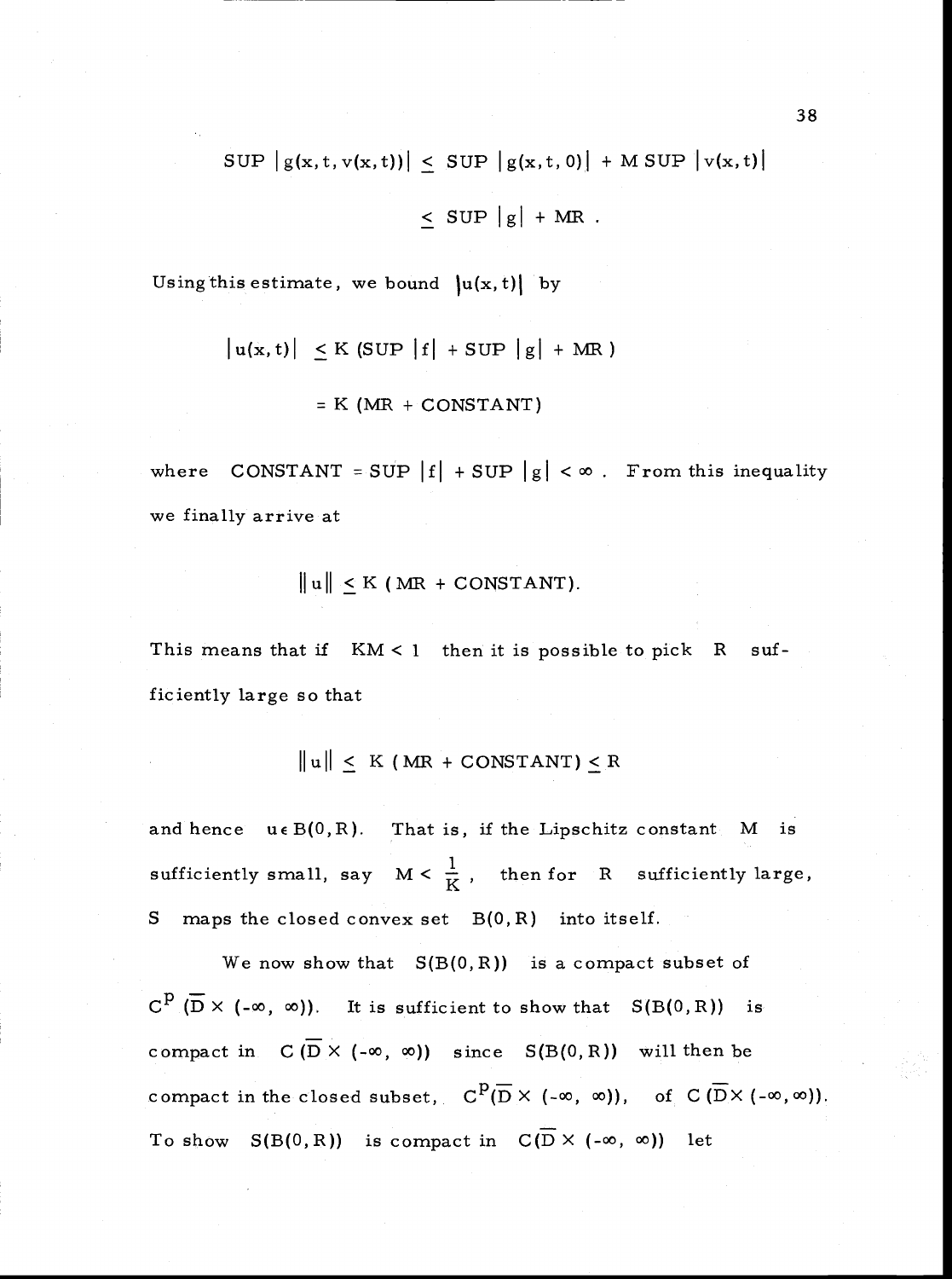$$\text{SUP } |g(x,t,v(x,t))| \leq \text{ SUP } |g(x,t,0)| + M \text{ SUP } |v(x,t)|$$

$$\leq \text{ SUP } |g| + MR .$$

Using this estimate, we bound $|u(x,t)|$ by

$$|u(x,t)| \leq K (\text{SUP } |f| + \text{SUP } |g| + MR)$$

$$= K (MR + \text{CONSTANT})$$

where $\text{CONSTANT} = \text{SUP } |f| + \text{SUP } |g| < \infty$. From this inequality we finally arrive at

$$\|u\| \leq K (MR + \text{CONSTANT}).$$

This means that if $KM < 1$ then it is possible to pick $R$ sufficiently large so that

$$\|u\| \leq K (MR + \text{CONSTANT}) \leq R$$

and hence $u \in B(0,R)$. That is, if the Lipschitz constant $M$ is sufficiently small, say $M < \frac{1}{K}$, then for $R$ sufficiently large, $S$ maps the closed convex set $B(0,R)$ into itself.

We now show that $S(B(0,R))$ is a compact subset of $C^p(\overline{D} \times (-\infty, \infty))$. It is sufficient to show that $S(B(0,R))$ is compact in $C(\overline{D} \times (-\infty, \infty))$ since $S(B(0,R))$ will then be compact in the closed subset, $C^p(\overline{D} \times (-\infty, \infty))$, of $C(\overline{D} \times (-\infty, \infty))$. To show $S(B(0,R))$ is compact in $C(\overline{D} \times (-\infty, \infty))$ let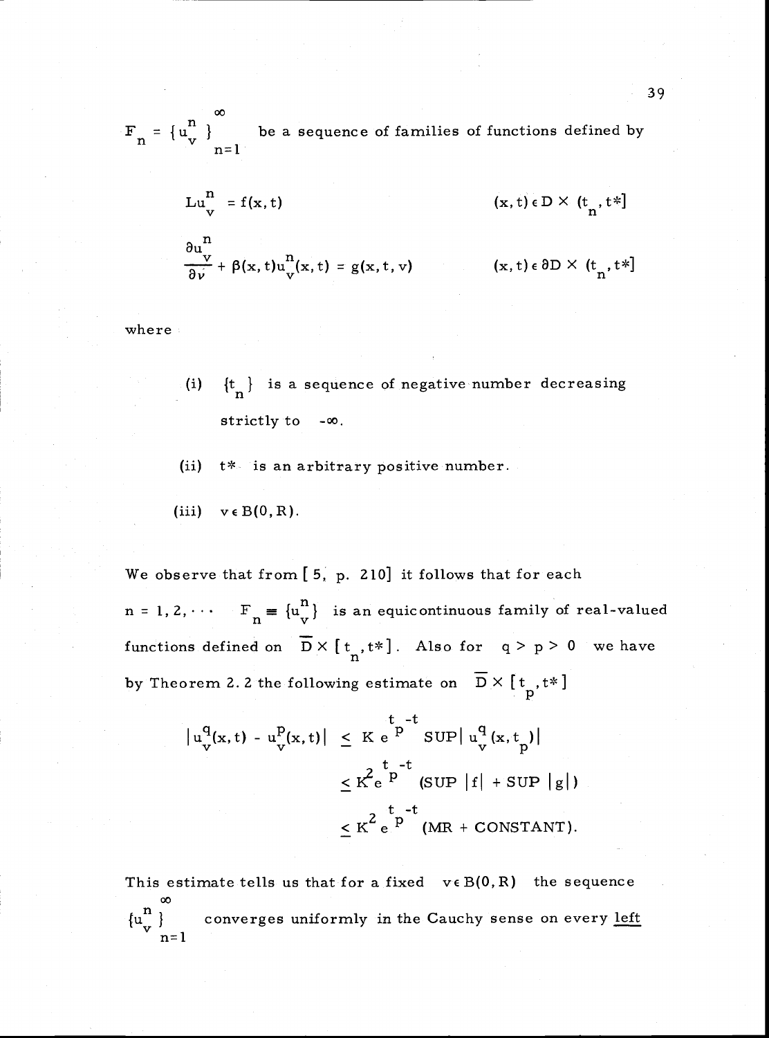$F_n = \{u_v^n\}_{n=1}^{\infty}$ be a sequence of families of functions defined by

$$Lu_v^n = f(x,t) \qquad (x,t) \in D \times (t_n, t^*]$$

$$\frac{\partial u_v^n}{\partial \nu} + \beta(x,t) u_v^n(x,t) = g(x,t,v) \qquad (x,t) \in \partial D \times (t_n, t^*]$$

where

(i) $\{t_n\}$ is a sequence of negative number decreasing strictly to $-\infty$.

(ii) $t^*$ is an arbitrary positive number.

(iii) $v \in B(0,R)$.

We observe that from [5, p. 210] it follows that for each $n = 1, 2, \cdots$ $F_n \equiv \{u_v^n\}$ is an equicontinuous family of real-valued functions defined on $\overline{D} \times [t_n, t^*]$. Also for $q > p > 0$ we have by Theorem 2.2 the following estimate on $\overline{D} \times [t_p, t^*]$

$$\begin{aligned} |u_v^q(x,t) - u_v^p(x,t)| &\leq K e^{t_p - t} \, \mathrm{SUP} |u_v^q(x, t_p)| \\ &\leq K^2 e^{t_p - t} (\mathrm{SUP}\, |f| + \mathrm{SUP}\, |g|) \\ &\leq K^2 e^{t_p - t} (MR + \mathrm{CONSTANT}). \end{aligned}$$

This estimate tells us that for a fixed $v \in B(0,R)$ the sequence $\{u_v^n\}_{n=1}^{\infty}$ converges uniformly in the Cauchy sense on every <u>left</u>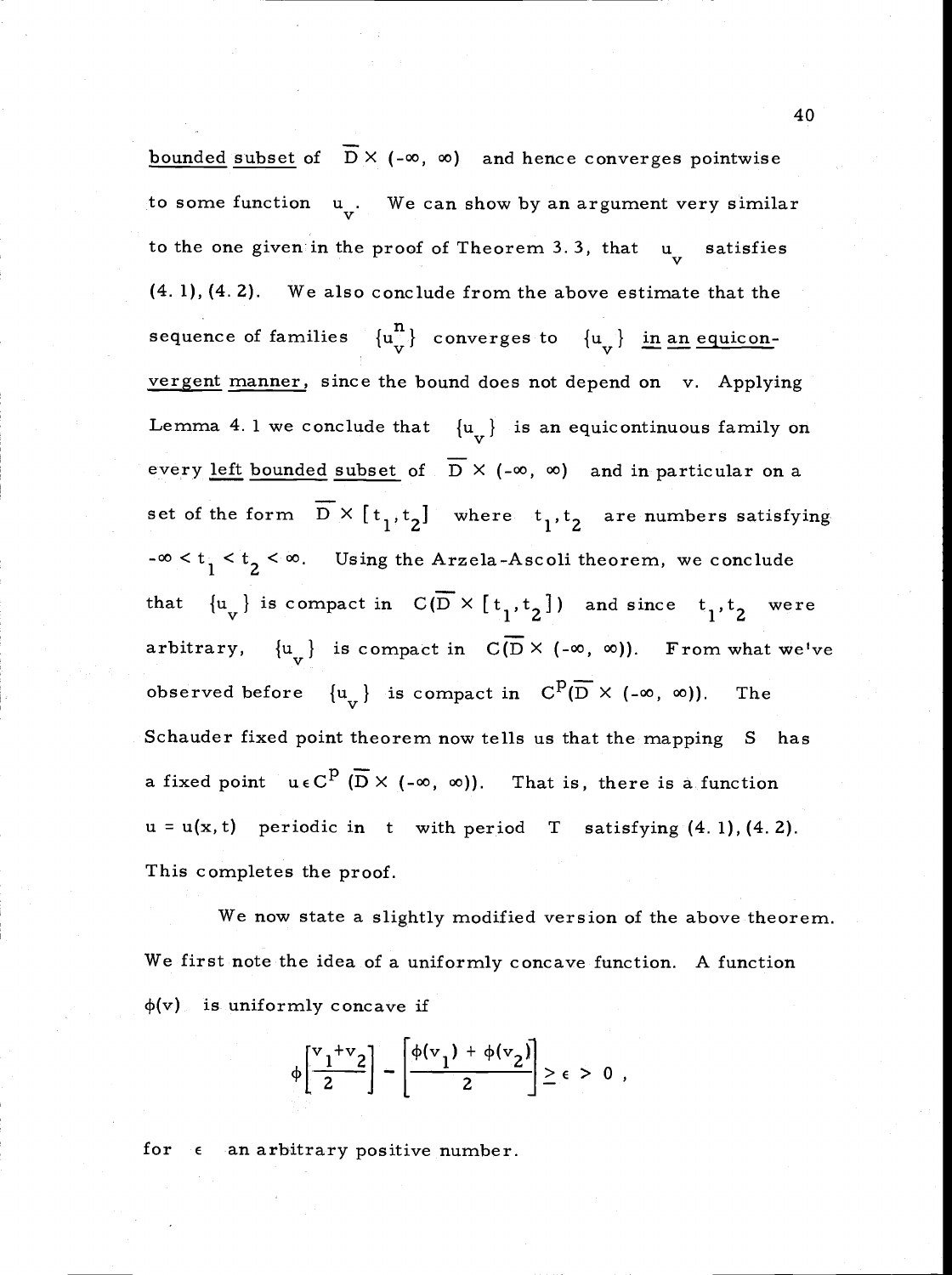<u>bounded</u> <u>subset</u> of $\overline{D} \times (-\infty, \infty)$ and hence converges pointwise to some function $u_v$. We can show by an argument very similar to the one given in the proof of Theorem 3.3, that $u_v$ satisfies (4.1), (4.2). We also conclude from the above estimate that the sequence of families $\{u_v^n\}$ converges to $\{u_v\}$ <u>in an equiconvergent manner</u>, since the bound does not depend on v. Applying Lemma 4.1 we conclude that $\{u_v\}$ is an equicontinuous family on every <u>left bounded subset</u> of $\overline{D} \times (-\infty, \infty)$ and in particular on a set of the form $\overline{D} \times [t_1, t_2]$ where $t_1, t_2$ are numbers satisfying $-\infty < t_1 < t_2 < \infty$. Using the Arzela-Ascoli theorem, we conclude that $\{u_v\}$ is compact in $C(\overline{D} \times [t_1, t_2])$ and since $t_1, t_2$ were arbitrary, $\{u_v\}$ is compact in $C(\overline{D} \times (-\infty, \infty))$. From what we've observed before $\{u_v\}$ is compact in $C^p(\overline{D} \times (-\infty, \infty))$. The Schauder fixed point theorem now tells us that the mapping S has a fixed point $u \in C^p(\overline{D} \times (-\infty, \infty))$. That is, there is a function $u = u(x,t)$ periodic in t with period T satisfying (4.1), (4.2). This completes the proof.

We now state a slightly modified version of the above theorem. We first note the idea of a uniformly concave function. A function $\phi(v)$ is uniformly concave if

$$\phi\left[\frac{v_1+v_2}{2}\right] - \left[\frac{\phi(v_1) + \phi(v_2)}{2}\right] \geq \epsilon > 0 ,$$

for $\epsilon$ an arbitrary positive number.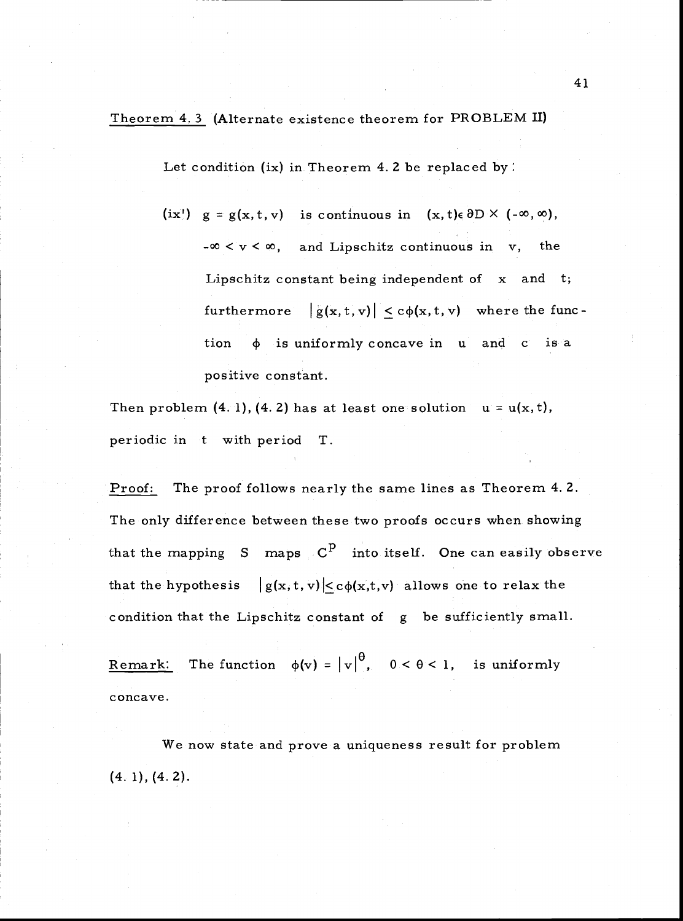Theorem 4.3 (Alternate existence theorem for PROBLEM II)

Let condition (ix) in Theorem 4.2 be replaced by:

(ix') $g = g(x, t, v)$ is continuous in $(x, t) \in \partial D \times (-\infty, \infty)$, $-\infty < v < \infty$, and Lipschitz continuous in $v$, the Lipschitz constant being independent of $x$ and $t$; furthermore $|g(x, t, v)| \leq c\phi(x, t, v)$ where the function $\phi$ is uniformly concave in $u$ and $c$ is a positive constant.

Then problem (4.1), (4.2) has at least one solution $u = u(x, t)$, periodic in $t$ with period $T$.

Proof: The proof follows nearly the same lines as Theorem 4.2. The only difference between these two proofs occurs when showing that the mapping $S$ maps $C^p$ into itself. One can easily observe that the hypothesis $|g(x, t, v)| \leq c\phi(x,t,v)$ allows one to relax the condition that the Lipschitz constant of $g$ be sufficiently small.

Remark: The function $\phi(v) = |v|^\theta$, $0 < \theta < 1$, is uniformly concave.

We now state and prove a uniqueness result for problem (4.1), (4.2).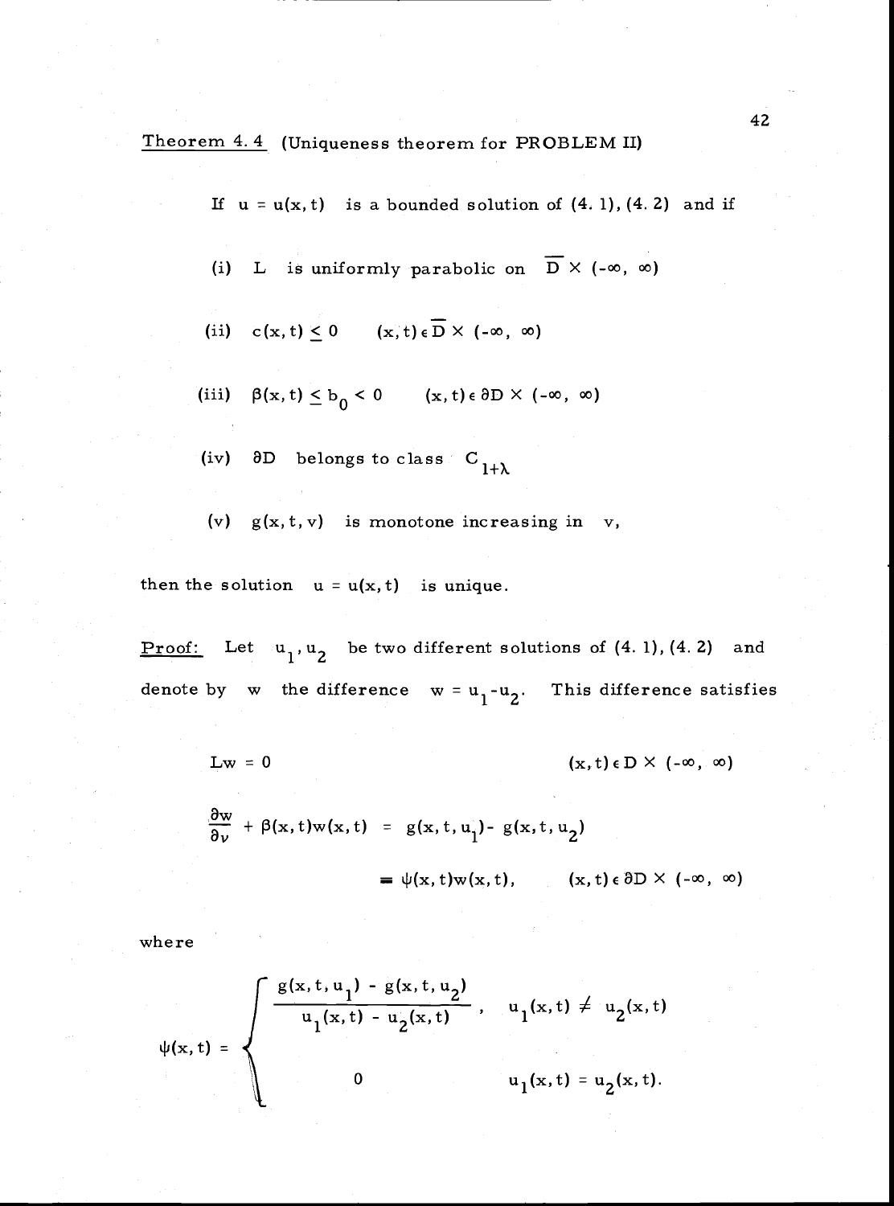Theorem 4.4 (Uniqueness theorem for PROBLEM II)

If $u = u(x,t)$ is a bounded solution of (4.1), (4.2) and if

(i) $L$ is uniformly parabolic on $\overline{D} \times (-\infty, \infty)$

(ii) $c(x,t) \leq 0 \qquad (x,t) \in \overline{D} \times (-\infty, \infty)$

(iii) $\beta(x,t) \leq b_0 < 0 \qquad (x,t) \in \partial D \times (-\infty, \infty)$

(iv) $\partial D$ belongs to class $C_{1+\lambda}$

(v) $g(x,t,v)$ is monotone increasing in $v$,

then the solution $u = u(x,t)$ is unique.

Proof: Let $u_1, u_2$ be two different solutions of (4.1), (4.2) and denote by $w$ the difference $w = u_1 - u_2$. This difference satisfies

$$Lw = 0 \qquad\qquad (x,t) \in D \times (-\infty, \infty)$$

$$\frac{\partial w}{\partial \nu} + \beta(x,t)w(x,t) = g(x,t,u_1) - g(x,t,u_2)$$

$$= \psi(x,t)w(x,t), \qquad (x,t) \in \partial D \times (-\infty, \infty)$$

where

$$\psi(x,t) = \begin{cases} \dfrac{g(x,t,u_1) - g(x,t,u_2)}{u_1(x,t) - u_2(x,t)}, & u_1(x,t) \neq u_2(x,t) \\[2ex] 0 & u_1(x,t) = u_2(x,t). \end{cases}$$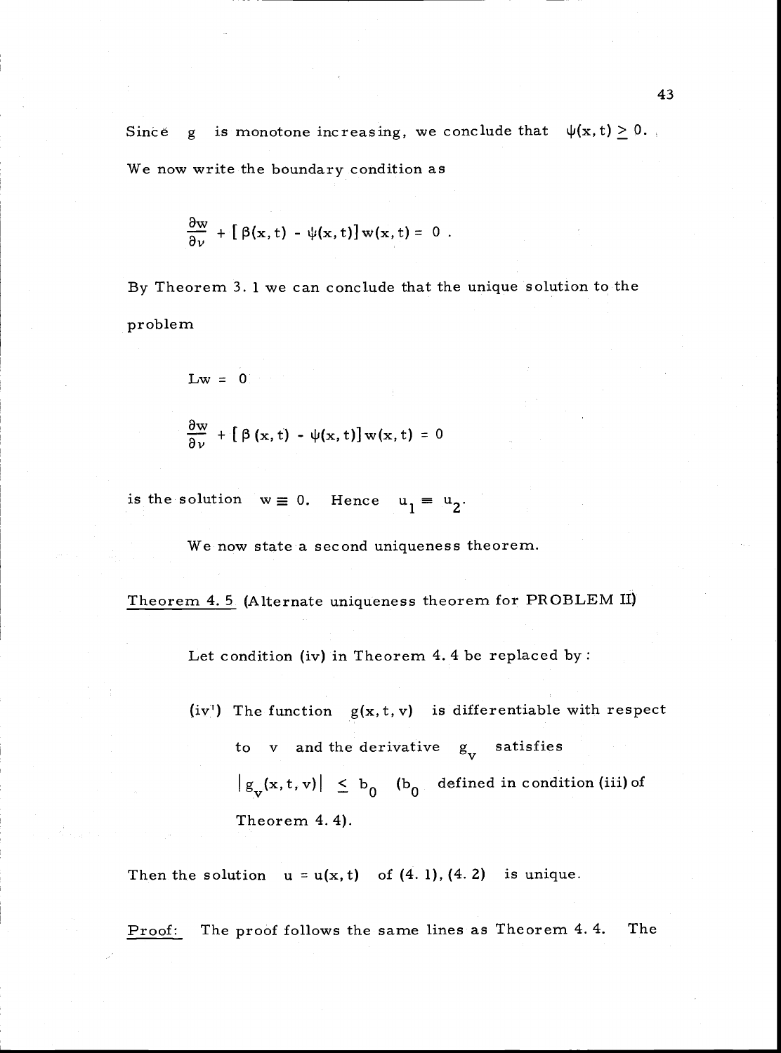Since $g$ is monotone increasing, we conclude that $\psi(x,t) \geq 0$.

We now write the boundary condition as

$$\frac{\partial w}{\partial \nu} + [\beta(x,t) - \psi(x,t)]\, w(x,t) = 0 \; .$$

By Theorem 3.1 we can conclude that the unique solution to the problem

$$Lw = 0$$

$$\frac{\partial w}{\partial \nu} + [\beta(x,t) - \psi(x,t)]\, w(x,t) = 0$$

is the solution $w \equiv 0$. Hence $u_1 \equiv u_2$.

We now state a second uniqueness theorem.

Theorem 4.5 (Alternate uniqueness theorem for PROBLEM II)

Let condition (iv) in Theorem 4.4 be replaced by:

(iv') The function $g(x,t,v)$ is differentiable with respect to $v$ and the derivative $g_v$ satisfies $|g_v(x,t,v)| \leq b_0$ ($b_0$ defined in condition (iii) of Theorem 4.4).

Then the solution $u = u(x,t)$ of (4.1), (4.2) is unique.

Proof: The proof follows the same lines as Theorem 4.4. The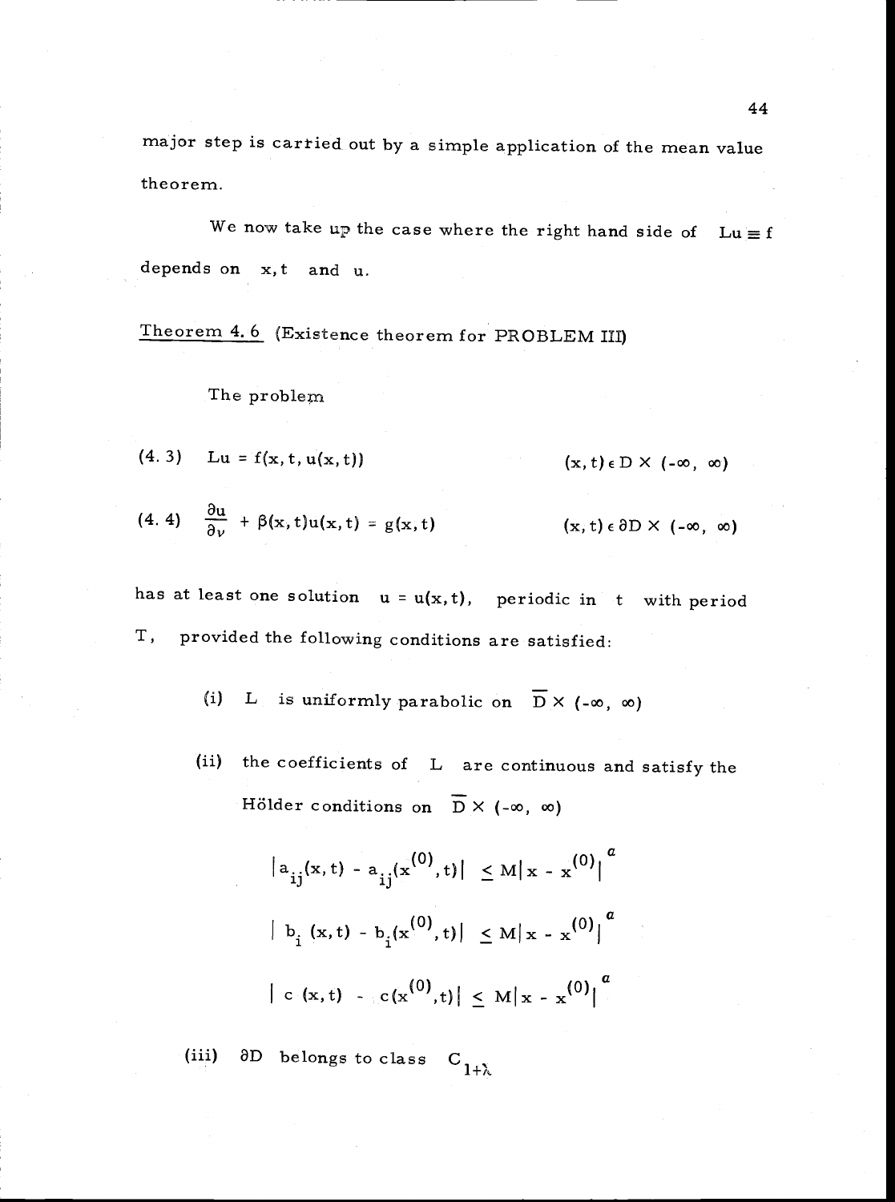major step is carried out by a simple application of the mean value theorem.

We now take up the case where the right hand side of $Lu \equiv f$ depends on $x, t$ and $u$.

<u>Theorem 4.6</u> (Existence theorem for PROBLEM III)

The problem

$$(4.3) \quad Lu = f(x,t,u(x,t)) \qquad (x,t) \in D \times (-\infty, \infty)$$

$$(4.4) \quad \frac{\partial u}{\partial \nu} + \beta(x,t)u(x,t) = g(x,t) \qquad (x,t) \in \partial D \times (-\infty, \infty)$$

has at least one solution $u = u(x,t)$, periodic in $t$ with period $T$, provided the following conditions are satisfied:

(i) $L$ is uniformly parabolic on $\overline{D} \times (-\infty, \infty)$

(ii) the coefficients of $L$ are continuous and satisfy the Hölder conditions on $\overline{D} \times (-\infty, \infty)$

$$|a_{ij}(x,t) - a_{ij}(x^{(0)},t)| \le M|x - x^{(0)}|^{a}$$

$$|b_i(x,t) - b_i(x^{(0)},t)| \le M|x - x^{(0)}|^{a}$$

$$|c(x,t) - c(x^{(0)},t)| \le M|x - x^{(0)}|^{a}$$

(iii) $\partial D$ belongs to class $C_{1+\lambda}$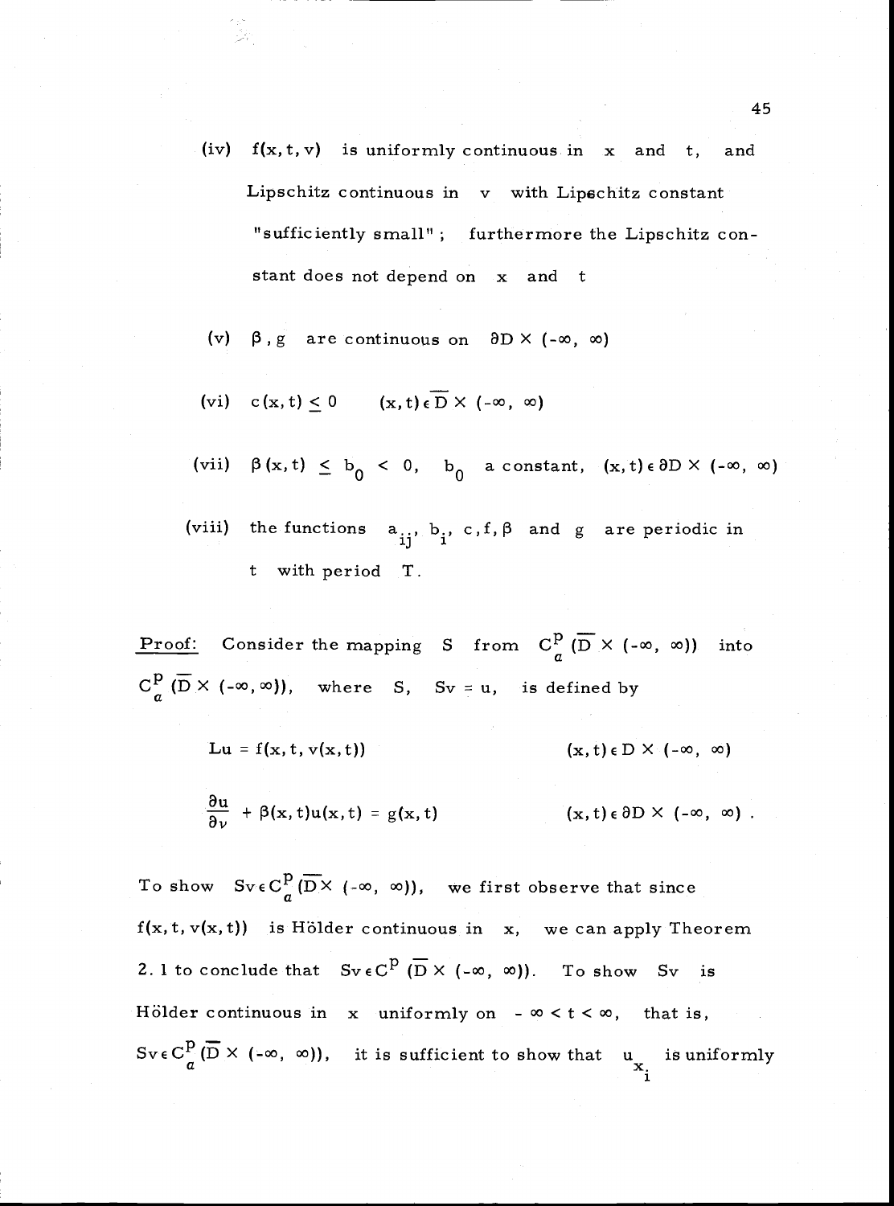(iv) $f(x, t, v)$ is uniformly continuous in $x$ and $t$, and Lipschitz continuous in $v$ with Lipschitz constant "sufficiently small"; furthermore the Lipschitz constant does not depend on $x$ and $t$

(v) $\beta, g$ are continuous on $\partial D \times (-\infty, \infty)$

(vi) $c(x,t) \leq 0 \qquad (x,t) \in \overline{D} \times (-\infty, \infty)$

(vii) $\beta(x,t) \leq b_0 < 0$, $b_0$ a constant, $(x,t) \in \partial D \times (-\infty, \infty)$

(viii) the functions $a_{ij}$, $b_i$, $c, f, \beta$ and $g$ are periodic in $t$ with period $T$.

Proof: Consider the mapping $S$ from $C^p_\alpha(\overline{D} \times (-\infty, \infty))$ into $C^p_\alpha(\overline{D} \times (-\infty, \infty))$, where $S$, $Sv = u$, is defined by

$$Lu = f(x, t, v(x,t)) \qquad (x,t) \in D \times (-\infty, \infty)$$

$$\frac{\partial u}{\partial \nu} + \beta(x,t)u(x,t) = g(x,t) \qquad (x,t) \in \partial D \times (-\infty, \infty) .$$

To show $Sv \in C^p_\alpha(\overline{D} \times (-\infty, \infty))$, we first observe that since $f(x, t, v(x,t))$ is Hölder continuous in $x$, we can apply Theorem 2.1 to conclude that $Sv \in C^p(\overline{D} \times (-\infty, \infty))$. To show $Sv$ is Hölder continuous in $x$ uniformly on $-\infty < t < \infty$, that is, $Sv \in C^p_\alpha(\overline{D} \times (-\infty, \infty))$, it is sufficient to show that $u_{x_i}$ is uniformly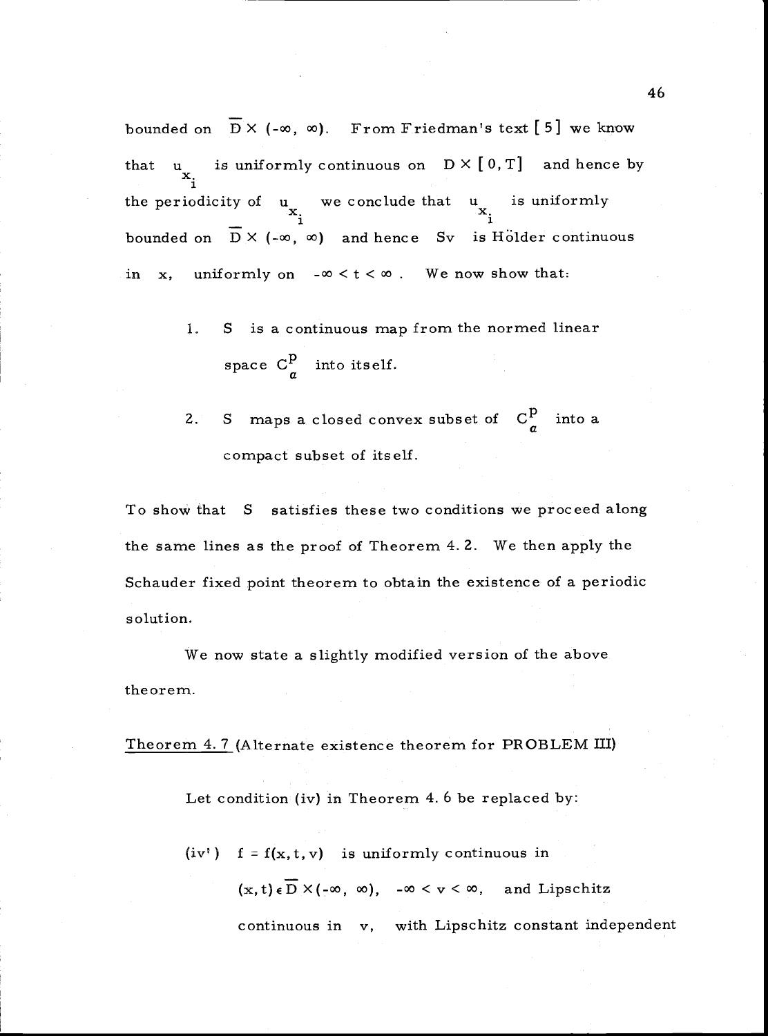bounded on $\overline{D} \times (-\infty, \infty)$. From Friedman's text [5] we know that $u_{x_i}$ is uniformly continuous on $D \times [0, T]$ and hence by the periodicity of $u_{x_i}$ we conclude that $u_{x_i}$ is uniformly bounded on $\overline{D} \times (-\infty, \infty)$ and hence $Sv$ is Hölder continuous in $x$, uniformly on $-\infty < t < \infty$. We now show that:

1. $S$ is a continuous map from the normed linear space $C^p_\alpha$ into itself.

2. $S$ maps a closed convex subset of $C^p_\alpha$ into a compact subset of itself.

To show that $S$ satisfies these two conditions we proceed along the same lines as the proof of Theorem 4.2. We then apply the Schauder fixed point theorem to obtain the existence of a periodic solution.

We now state a slightly modified version of the above theorem.

Theorem 4.7 (Alternate existence theorem for PROBLEM III)

Let condition (iv) in Theorem 4.6 be replaced by:

(iv') $f = f(x, t, v)$ is uniformly continuous in $(x, t) \in \overline{D} \times (-\infty, \infty)$, $-\infty < v < \infty$, and Lipschitz continuous in $v$, with Lipschitz constant independent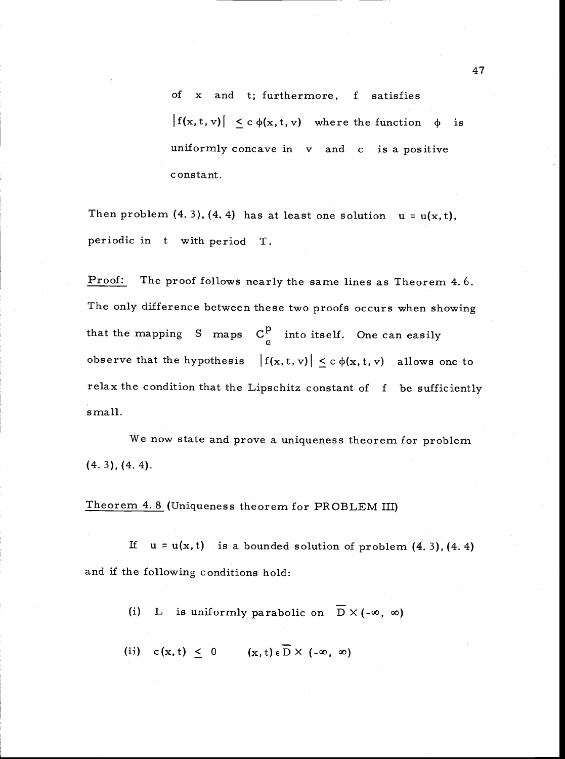of $x$ and $t$; furthermore, $f$ satisfies $|f(x,t,v)| \leq c\,\phi(x,t,v)$ where the function $\phi$ is uniformly concave in $v$ and $c$ is a positive constant.

Then problem (4.3), (4.4) has at least one solution $u = u(x,t)$, periodic in $t$ with period $T$.

Proof: The proof follows nearly the same lines as Theorem 4.6. The only difference between these two proofs occurs when showing that the mapping $S$ maps $C^p_\alpha$ into itself. One can easily observe that the hypothesis $|f(x,t,v)| \leq c\,\phi(x,t,v)$ allows one to relax the condition that the Lipschitz constant of $f$ be sufficiently small.

We now state and prove a uniqueness theorem for problem (4.3), (4.4).

Theorem 4.8 (Uniqueness theorem for PROBLEM III)

If $u = u(x,t)$ is a bounded solution of problem (4.3), (4.4) and if the following conditions hold:

(i) $L$ is uniformly parabolic on $\overline{D} \times (-\infty, \infty)$

(ii) $c(x,t) \leq 0 \qquad (x,t) \in \overline{D} \times (-\infty, \infty)$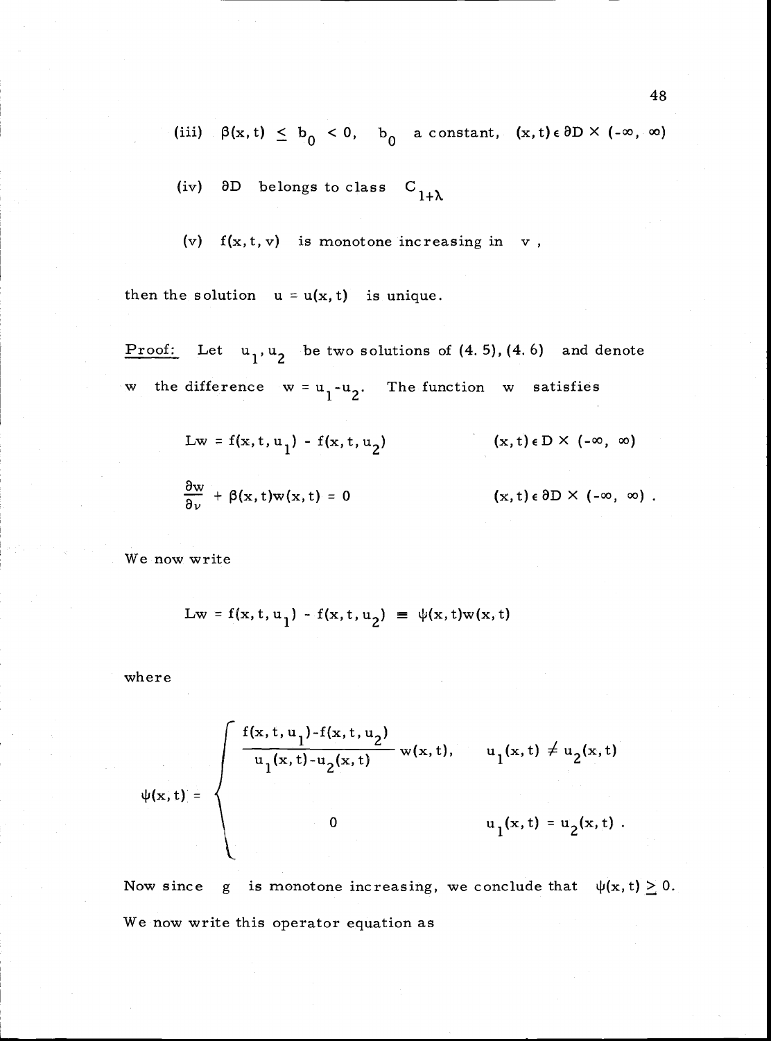(iii) $\beta(x,t) \leq b_0 < 0$, $b_0$ a constant, $(x,t) \in \partial D \times (-\infty, \infty)$

(iv) $\partial D$ belongs to class $C_{1+\lambda}$

(v) $f(x,t,v)$ is monotone increasing in $v$,

then the solution $u = u(x,t)$ is unique.

<u>Proof:</u> Let $u_1, u_2$ be two solutions of (4.5), (4.6) and denote $w$ the difference $w = u_1 - u_2$. The function $w$ satisfies

$$Lw = f(x,t,u_1) - f(x,t,u_2) \qquad (x,t) \in D \times (-\infty, \infty)$$

$$\frac{\partial w}{\partial \nu} + \beta(x,t)w(x,t) = 0 \qquad (x,t) \in \partial D \times (-\infty, \infty) .$$

We now write

$$Lw = f(x,t,u_1) - f(x,t,u_2) \equiv \psi(x,t)w(x,t)$$

where

$$\psi(x,t) = \begin{cases} \dfrac{f(x,t,u_1) - f(x,t,u_2)}{u_1(x,t) - u_2(x,t)} w(x,t), & u_1(x,t) \neq u_2(x,t) \\ \\ 0 & u_1(x,t) = u_2(x,t) . \end{cases}$$

Now since $g$ is monotone increasing, we conclude that $\psi(x,t) \geq 0$. We now write this operator equation as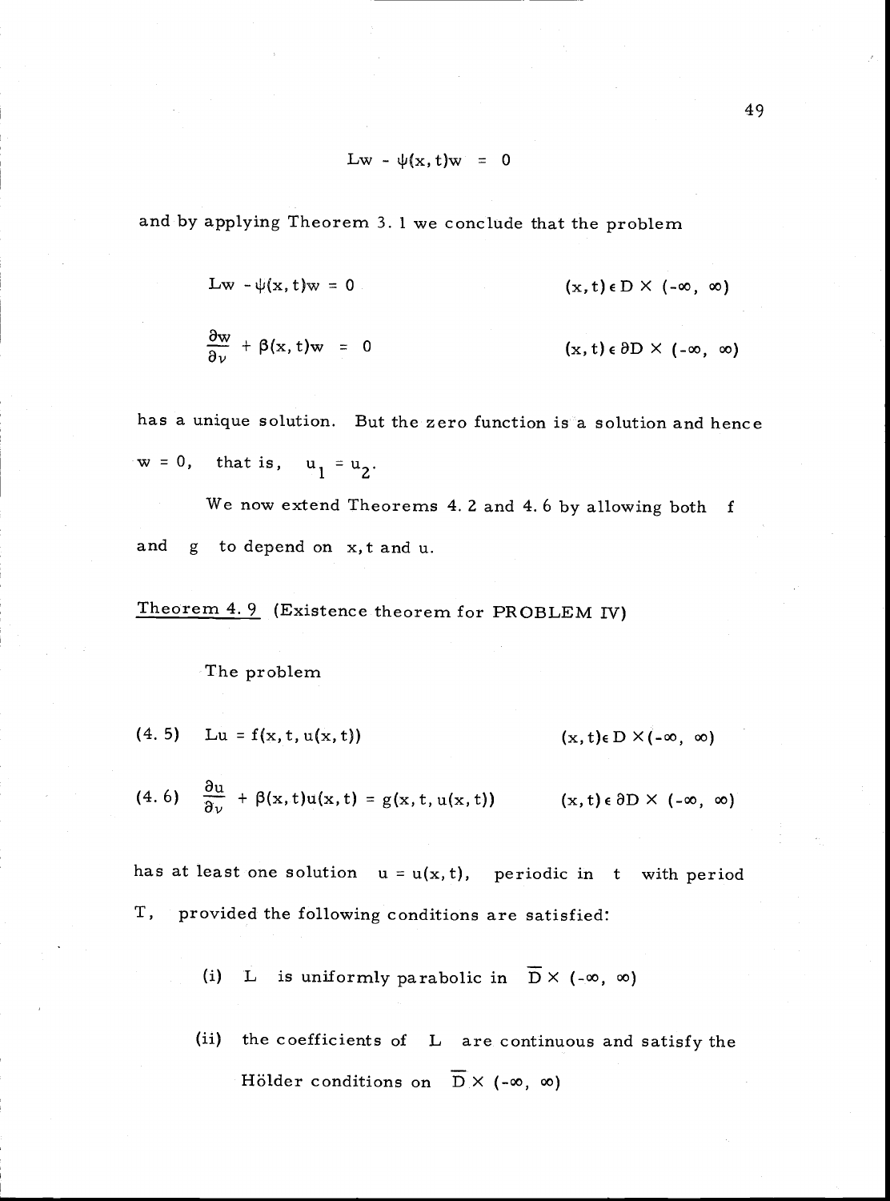$$Lw - \psi(x,t)w = 0$$

and by applying Theorem 3. 1 we conclude that the problem

$$Lw - \psi(x,t)w = 0 \qquad (x,t) \in D \times (-\infty, \infty)$$

$$\frac{\partial w}{\partial \nu} + \beta(x,t)w = 0 \qquad (x,t) \in \partial D \times (-\infty, \infty)$$

has a unique solution. But the zero function is a solution and hence $w = 0$, that is, $u_1 = u_2$.

We now extend Theorems 4. 2 and 4. 6 by allowing both $f$ and $g$ to depend on $x, t$ and $u$.

Theorem 4. 9 (Existence theorem for PROBLEM IV)

The problem

$$(4.5) \quad Lu = f(x,t,u(x,t)) \qquad (x,t) \in D \times (-\infty, \infty)$$

$$(4.6) \quad \frac{\partial u}{\partial \nu} + \beta(x,t)u(x,t) = g(x,t,u(x,t)) \qquad (x,t) \in \partial D \times (-\infty, \infty)$$

has at least one solution $u = u(x,t)$, periodic in $t$ with period $T$, provided the following conditions are satisfied:

(i) $L$ is uniformly parabolic in $\overline{D} \times (-\infty, \infty)$

(ii) the coefficients of $L$ are continuous and satisfy the Hölder conditions on $\overline{D} \times (-\infty, \infty)$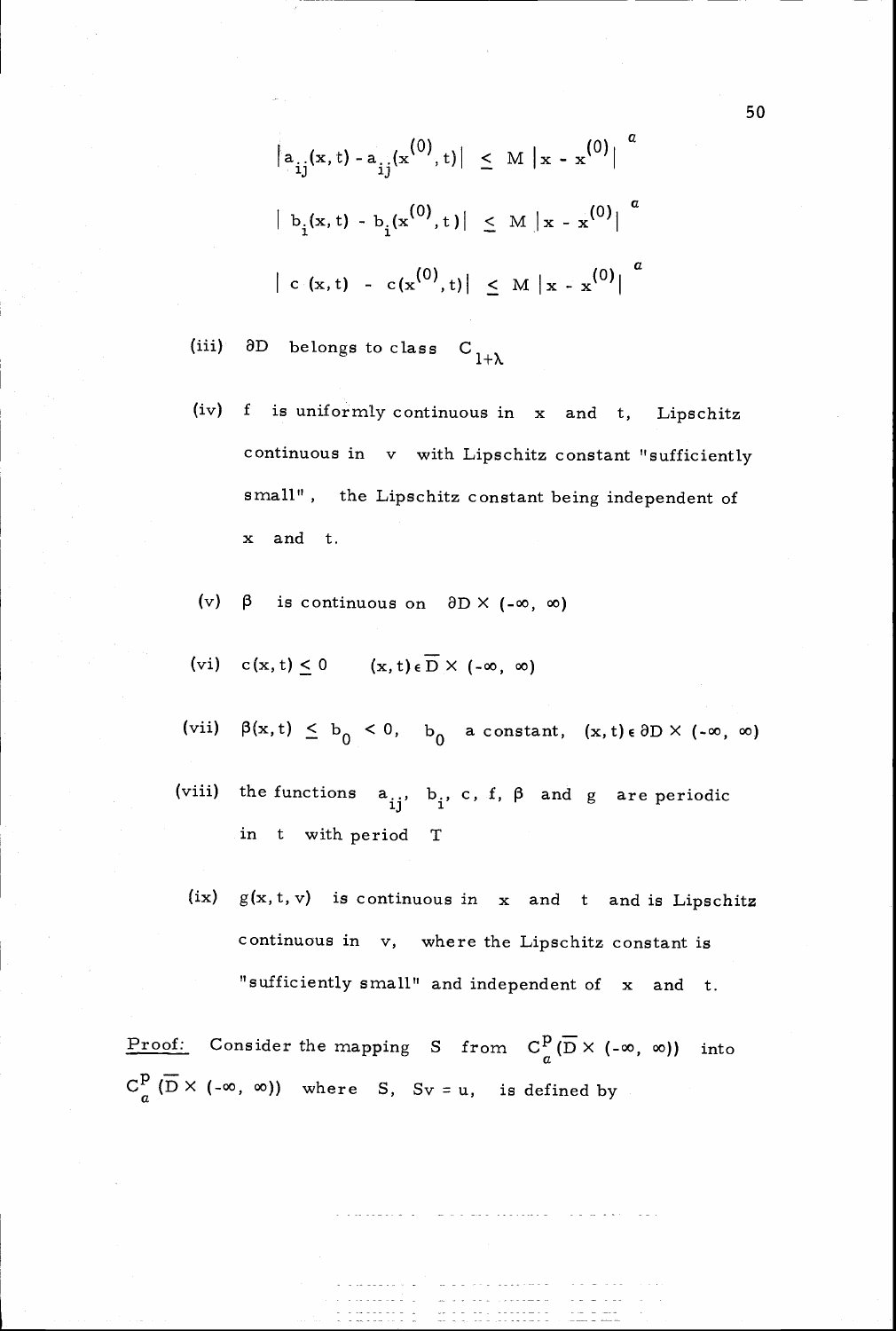$$|a_{ij}(x,t) - a_{ij}(x^{(0)},t)| \leq M\,|x - x^{(0)}|^{a}$$

$$|b_i(x,t) - b_i(x^{(0)},t)| \leq M\,|x - x^{(0)}|^{a}$$

$$|c(x,t) - c(x^{(0)},t)| \leq M\,|x - x^{(0)}|^{a}$$

(iii) $\partial D$ belongs to class $C_{1+\lambda}$

(iv) $f$ is uniformly continuous in $x$ and $t$, Lipschitz continuous in $v$ with Lipschitz constant "sufficiently small", the Lipschitz constant being independent of $x$ and $t$.

(v) $\beta$ is continuous on $\partial D \times (-\infty, \infty)$

(vi) $c(x,t) \leq 0 \qquad (x,t) \in \overline{D} \times (-\infty, \infty)$

(vii) $\beta(x,t) \leq b_0 < 0$, $b_0$ a constant, $(x,t) \in \partial D \times (-\infty, \infty)$

(viii) the functions $a_{ij}$, $b_i$, $c$, $f$, $\beta$ and $g$ are periodic in $t$ with period $T$

(ix) $g(x,t,v)$ is continuous in $x$ and $t$ and is Lipschitz continuous in $v$, where the Lipschitz constant is "sufficiently small" and independent of $x$ and $t$.

Proof: Consider the mapping $S$ from $C_a^p(\overline{D} \times (-\infty, \infty))$ into $C_a^p(\overline{D} \times (-\infty, \infty))$ where $S$, $Sv = u$, is defined by